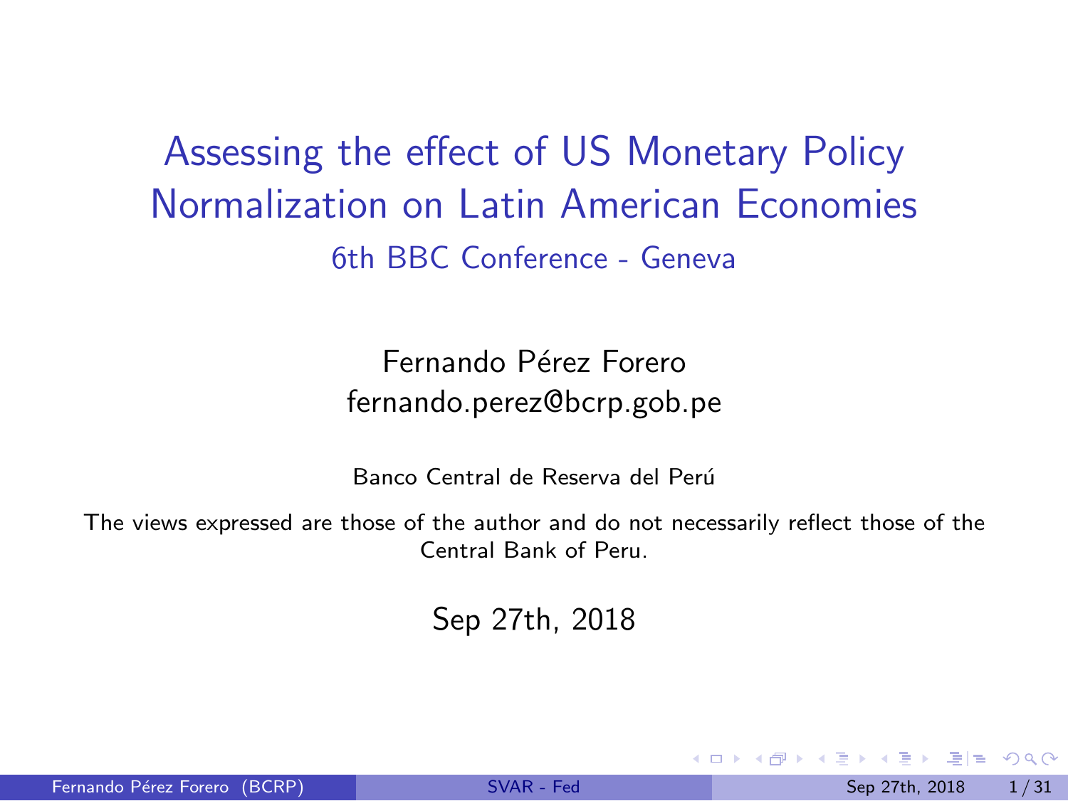# Assessing the effect of US Monetary Policy Normalization on Latin American Economies

## 6th BBC Conference - Geneva

Fernando Pérez Forero
fernando.perez@bcrp.gob.pe

Banco Central de Reserva del Perú

The views expressed are those of the author and do not necessarily reflect those of the Central Bank of Peru.

Sep 27th, 2018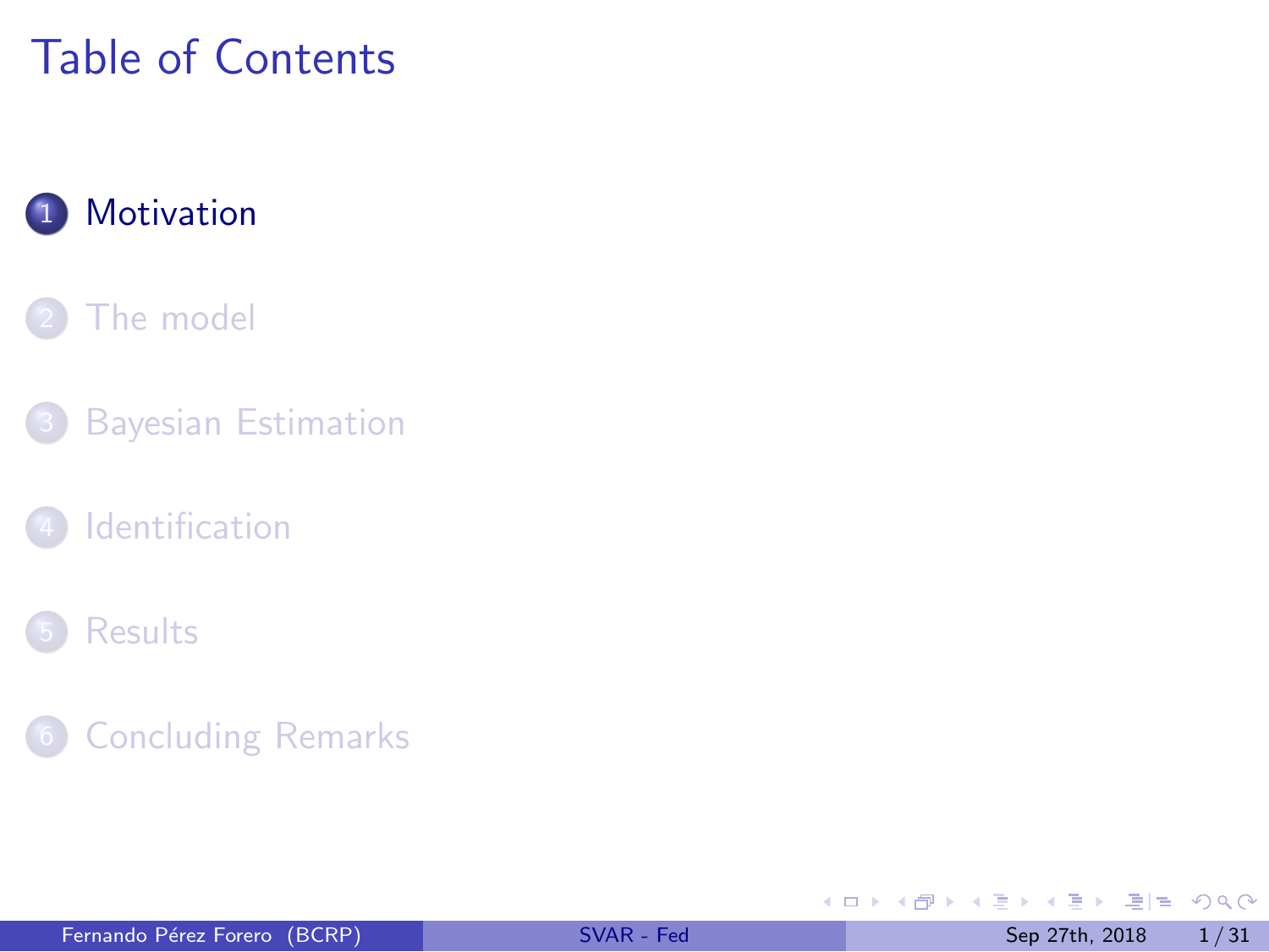# Table of Contents

1. Motivation
2. The model
3. Bayesian Estimation
4. Identification
5. Results
6. Concluding Remarks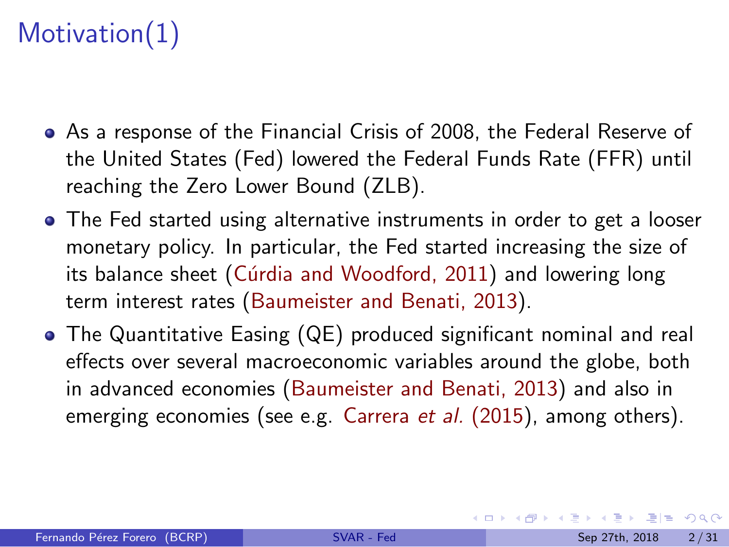# Motivation(1)

- As a response of the Financial Crisis of 2008, the Federal Reserve of the United States (Fed) lowered the Federal Funds Rate (FFR) until reaching the Zero Lower Bound (ZLB).
- The Fed started using alternative instruments in order to get a looser monetary policy. In particular, the Fed started increasing the size of its balance sheet (Cúrdia and Woodford, 2011) and lowering long term interest rates (Baumeister and Benati, 2013).
- The Quantitative Easing (QE) produced significant nominal and real effects over several macroeconomic variables around the globe, both in advanced economies (Baumeister and Benati, 2013) and also in emerging economies (see e.g. Carrera *et al.* (2015), among others).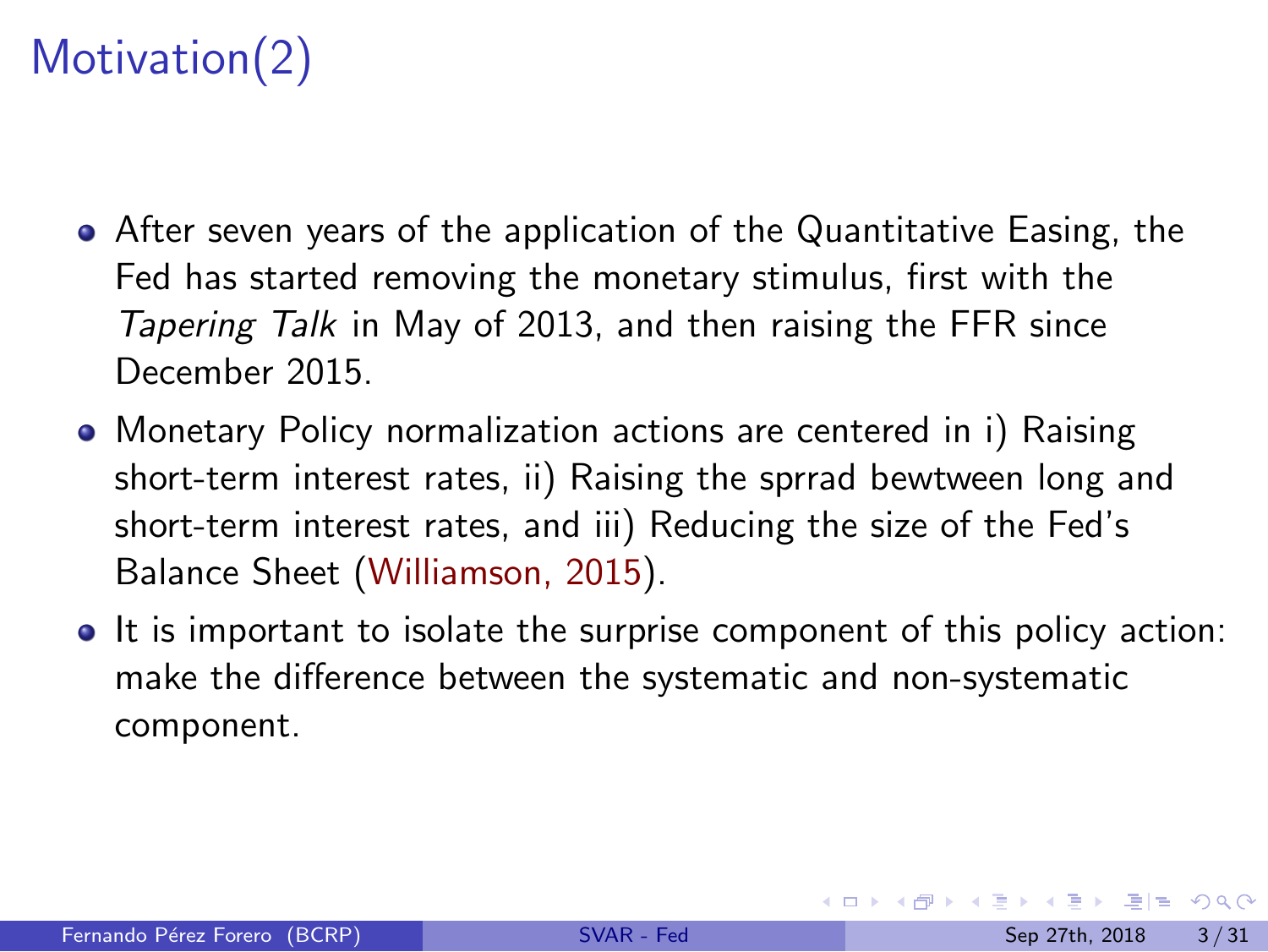# Motivation(2)

- After seven years of the application of the Quantitative Easing, the Fed has started removing the monetary stimulus, first with the *Tapering Talk* in May of 2013, and then raising the FFR since December 2015.
- Monetary Policy normalization actions are centered in i) Raising short-term interest rates, ii) Raising the sprrad bewtween long and short-term interest rates, and iii) Reducing the size of the Fed's Balance Sheet (Williamson, 2015).
- It is important to isolate the surprise component of this policy action: make the difference between the systematic and non-systematic component.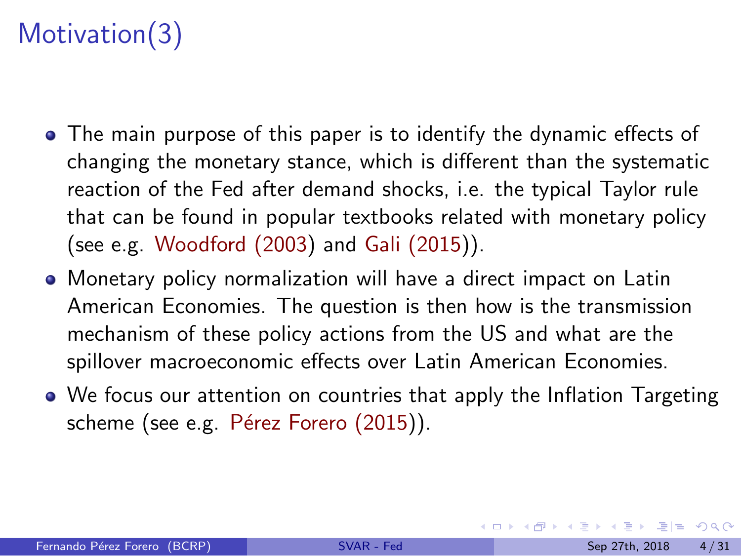# Motivation(3)

- The main purpose of this paper is to identify the dynamic effects of changing the monetary stance, which is different than the systematic reaction of the Fed after demand shocks, i.e. the typical Taylor rule that can be found in popular textbooks related with monetary policy (see e.g. Woodford (2003) and Gali (2015)).
- Monetary policy normalization will have a direct impact on Latin American Economies. The question is then how is the transmission mechanism of these policy actions from the US and what are the spillover macroeconomic effects over Latin American Economies.
- We focus our attention on countries that apply the Inflation Targeting scheme (see e.g. Pérez Forero (2015)).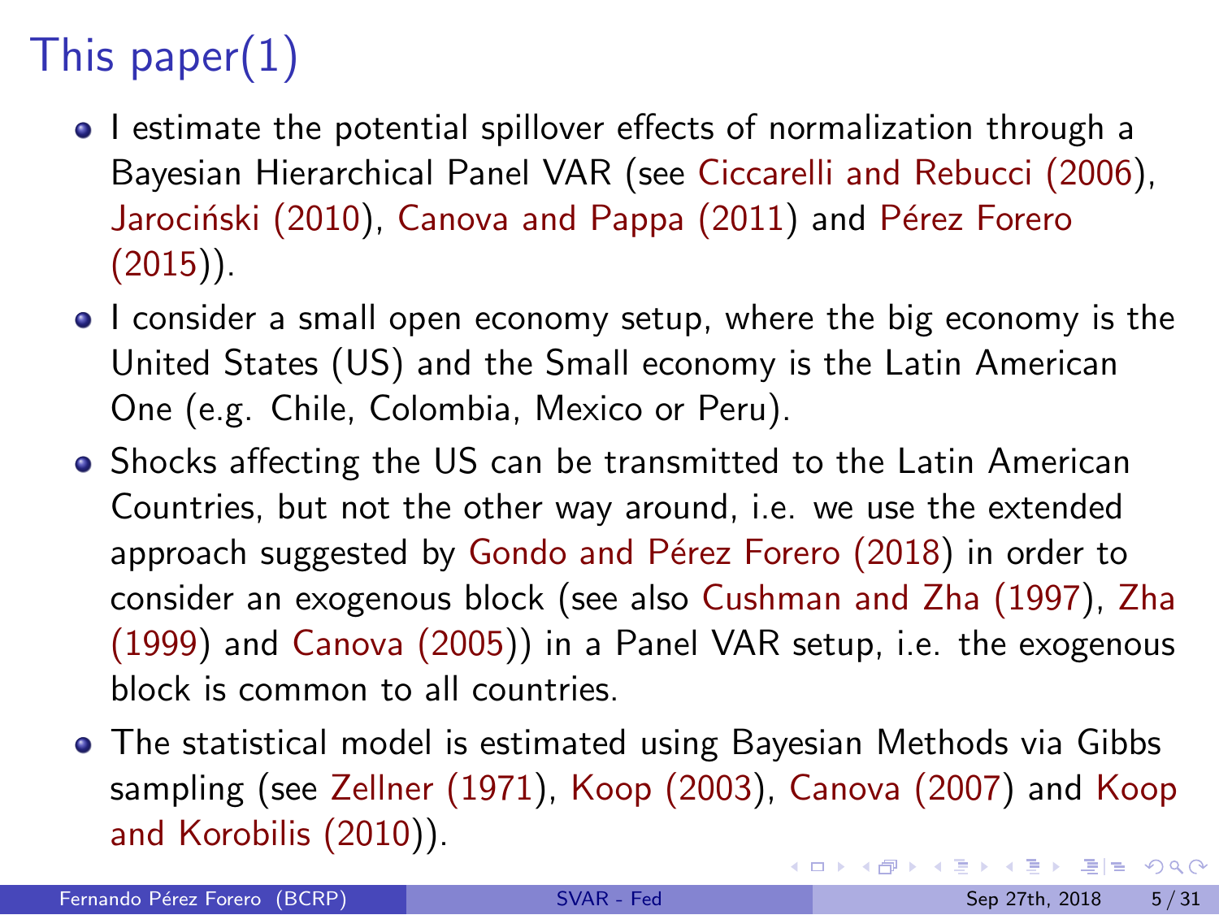# This paper(1)

- I estimate the potential spillover effects of normalization through a Bayesian Hierarchical Panel VAR (see Ciccarelli and Rebucci (2006), Jarociński (2010), Canova and Pappa (2011) and Pérez Forero (2015)).
- I consider a small open economy setup, where the big economy is the United States (US) and the Small economy is the Latin American One (e.g. Chile, Colombia, Mexico or Peru).
- Shocks affecting the US can be transmitted to the Latin American Countries, but not the other way around, i.e. we use the extended approach suggested by Gondo and Pérez Forero (2018) in order to consider an exogenous block (see also Cushman and Zha (1997), Zha (1999) and Canova (2005)) in a Panel VAR setup, i.e. the exogenous block is common to all countries.
- The statistical model is estimated using Bayesian Methods via Gibbs sampling (see Zellner (1971), Koop (2003), Canova (2007) and Koop and Korobilis (2010)).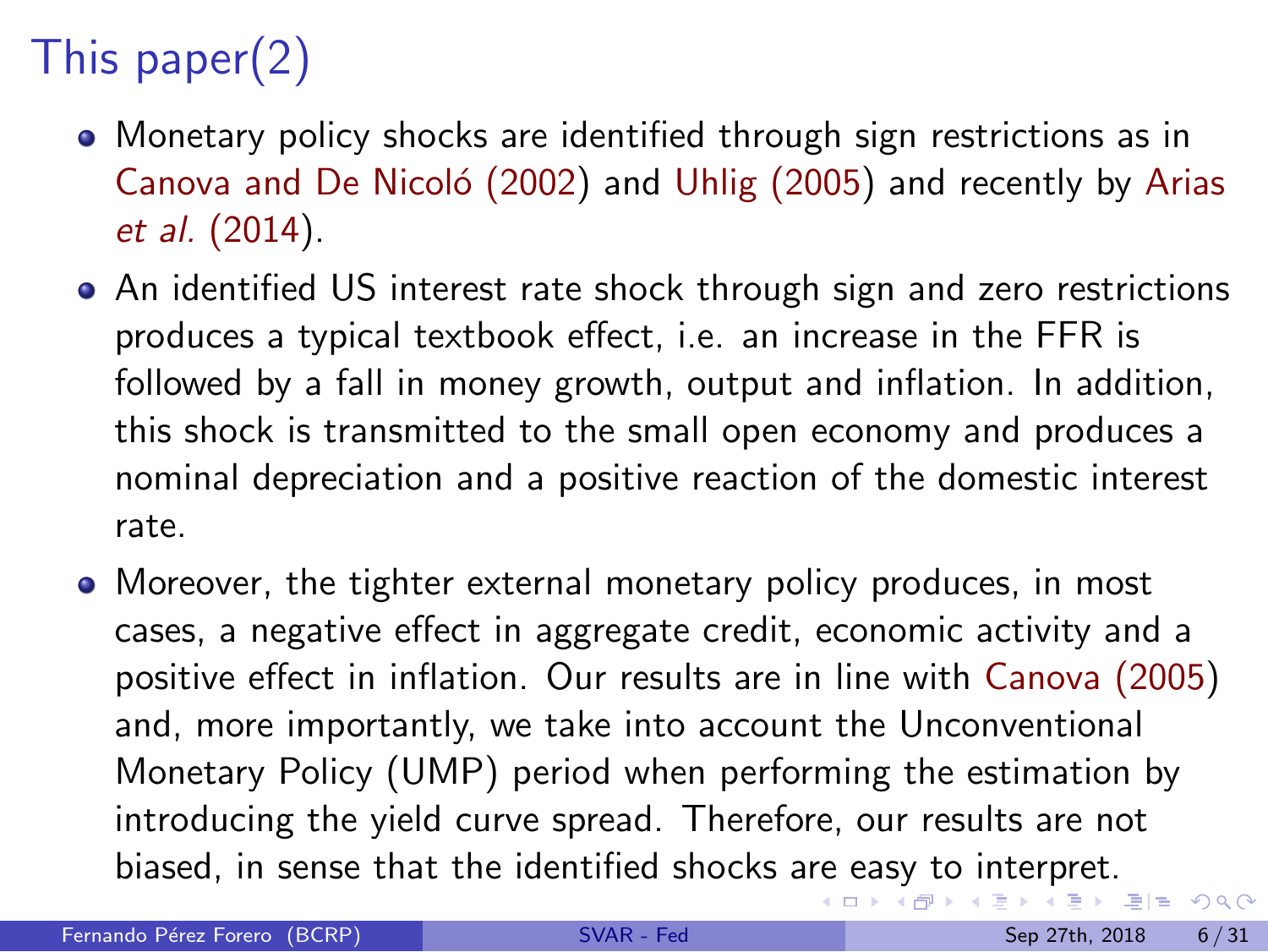# This paper(2)

- Monetary policy shocks are identified through sign restrictions as in Canova and De Nicoló (2002) and Uhlig (2005) and recently by Arias *et al.* (2014).
- An identified US interest rate shock through sign and zero restrictions produces a typical textbook effect, i.e. an increase in the FFR is followed by a fall in money growth, output and inflation. In addition, this shock is transmitted to the small open economy and produces a nominal depreciation and a positive reaction of the domestic interest rate.
- Moreover, the tighter external monetary policy produces, in most cases, a negative effect in aggregate credit, economic activity and a positive effect in inflation. Our results are in line with Canova (2005) and, more importantly, we take into account the Unconventional Monetary Policy (UMP) period when performing the estimation by introducing the yield curve spread. Therefore, our results are not biased, in sense that the identified shocks are easy to interpret.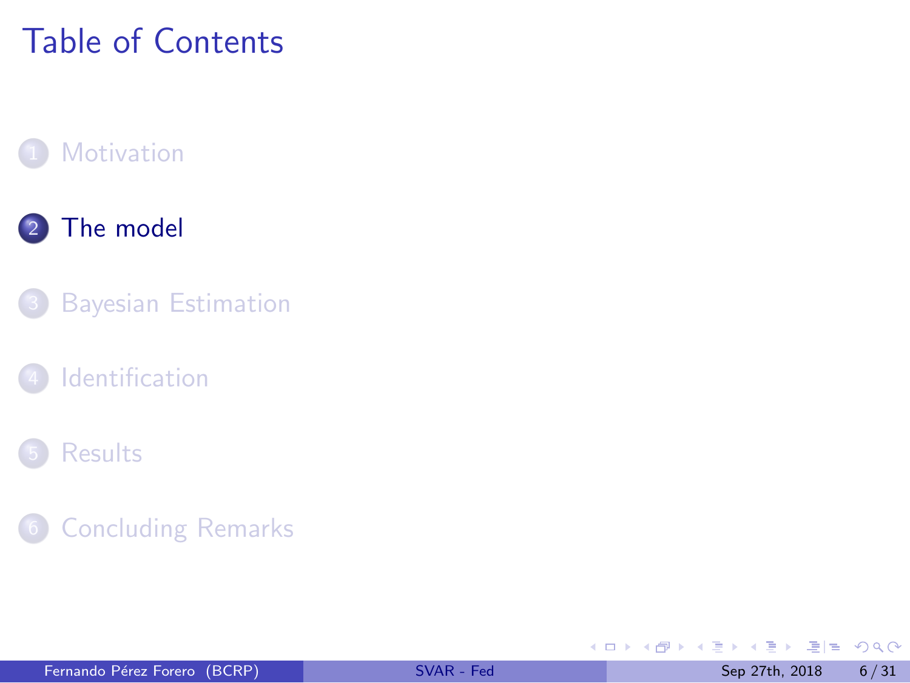# Table of Contents

1. Motivation
2. The model
3. Bayesian Estimation
4. Identification
5. Results
6. Concluding Remarks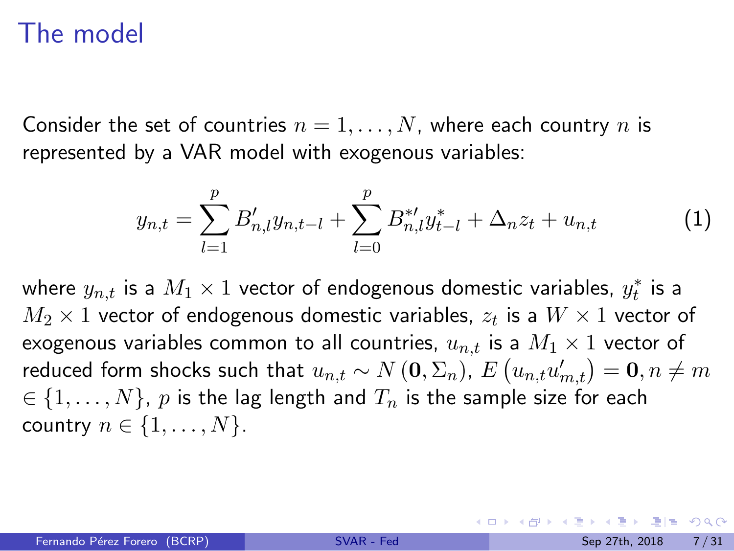# The model

Consider the set of countries $n = 1, \ldots, N$, where each country $n$ is represented by a VAR model with exogenous variables:

$$y_{n,t} = \sum_{l=1}^{p} B'_{n,l} y_{n,t-l} + \sum_{l=0}^{p} B^{*\prime}_{n,l} y^{*}_{t-l} + \Delta_n z_t + u_{n,t} \tag{1}$$

where $y_{n,t}$ is a $M_1 \times 1$ vector of endogenous domestic variables, $y^{*}_{t}$ is a $M_2 \times 1$ vector of endogenous domestic variables, $z_t$ is a $W \times 1$ vector of exogenous variables common to all countries, $u_{n,t}$ is a $M_1 \times 1$ vector of reduced form shocks such that $u_{n,t} \sim N\left(\mathbf{0}, \Sigma_n\right)$, $E\left(u_{n,t} u'_{m,t}\right) = \mathbf{0}, n \neq m$ $\in \{1, \ldots, N\}$, $p$ is the lag length and $T_n$ is the sample size for each country $n \in \{1, \ldots, N\}$.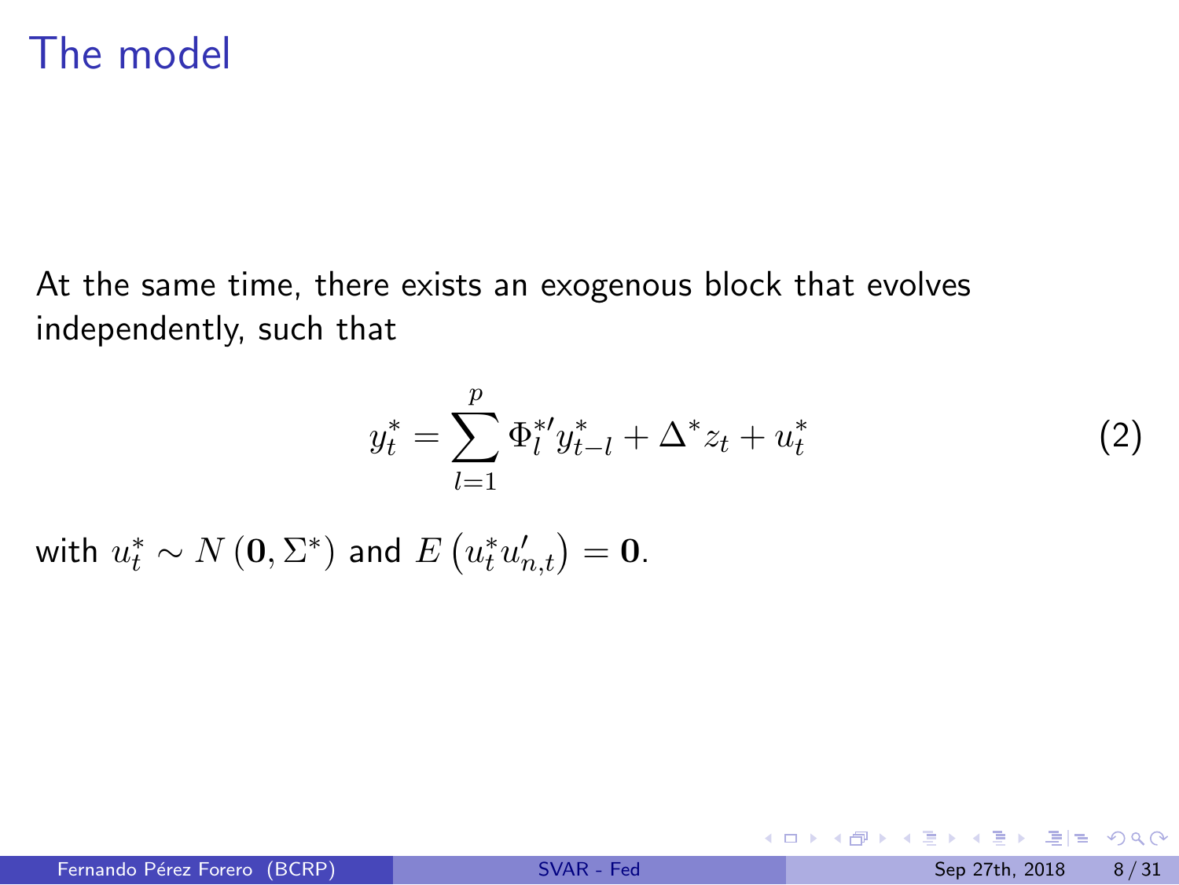# The model

At the same time, there exists an exogenous block that evolves independently, such that

$$y_t^* = \sum_{l=1}^{p} \Phi_l^{*\prime} y_{t-l}^* + \Delta^* z_t + u_t^* \tag{2}$$

with $u_t^* \sim N(\mathbf{0}, \Sigma^*)$ and $E\left(u_t^* u_{n,t}'\right) = \mathbf{0}$.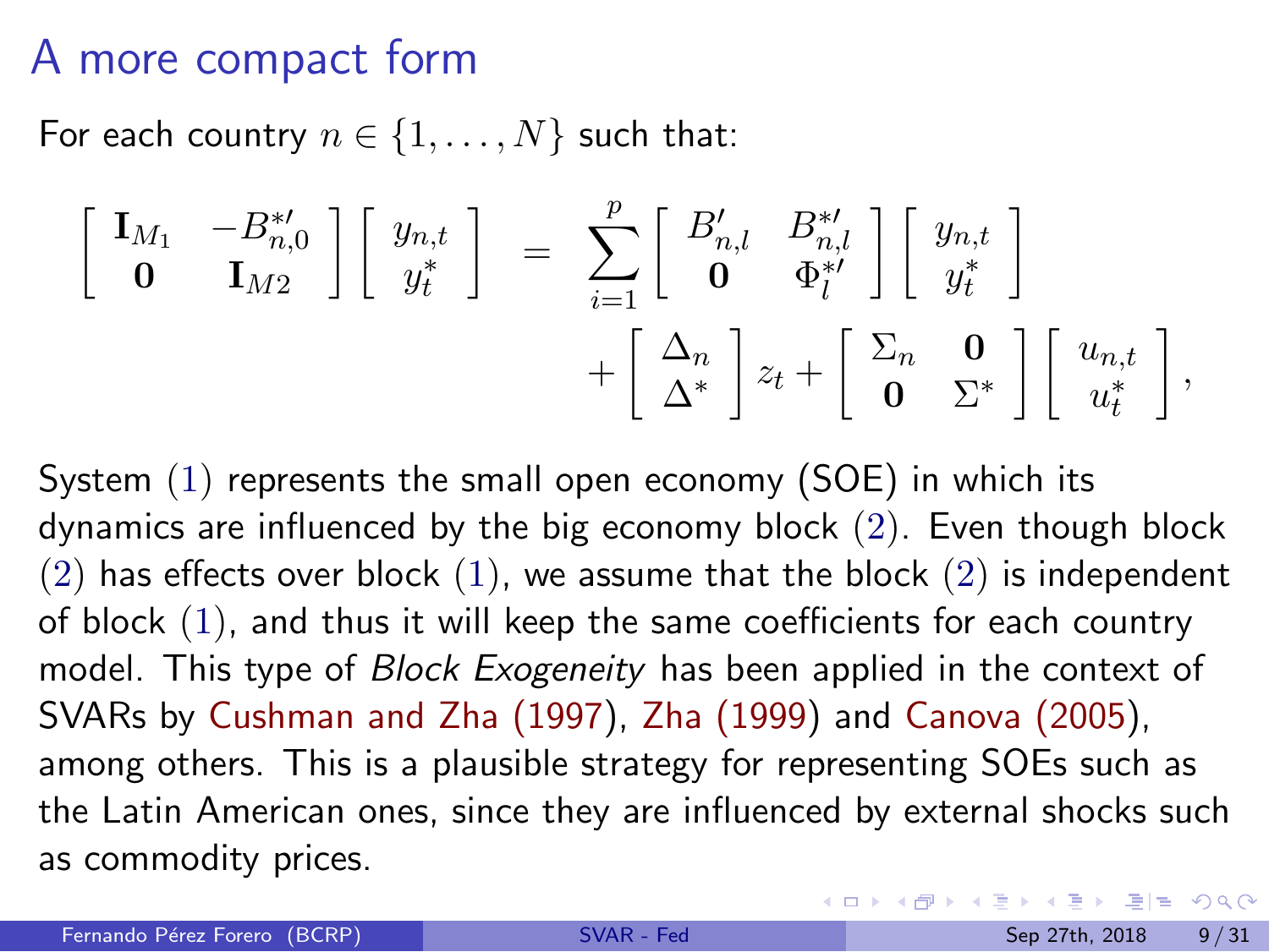# A more compact form

For each country $n \in \{1, \ldots, N\}$ such that:

$$
\begin{bmatrix} \mathbf{I}_{M_1} & -B_{n,0}^{*\prime} \\ \mathbf{0} & \mathbf{I}_{M2} \end{bmatrix} \begin{bmatrix} y_{n,t} \\ y_t^* \end{bmatrix} = \sum_{i=1}^{p} \begin{bmatrix} B_{n,l}^{\prime} & B_{n,l}^{*\prime} \\ \mathbf{0} & \Phi_l^{*\prime} \end{bmatrix} \begin{bmatrix} y_{n,t} \\ y_t^* \end{bmatrix} + \begin{bmatrix} \Delta_n \\ \Delta^* \end{bmatrix} z_t + \begin{bmatrix} \Sigma_n & \mathbf{0} \\ \mathbf{0} & \Sigma^* \end{bmatrix} \begin{bmatrix} u_{n,t} \\ u_t^* \end{bmatrix},
$$

System (1) represents the small open economy (SOE) in which its dynamics are influenced by the big economy block (2). Even though block (2) has effects over block (1), we assume that the block (2) is independent of block (1), and thus it will keep the same coefficients for each country model. This type of *Block Exogeneity* has been applied in the context of SVARs by Cushman and Zha (1997), Zha (1999) and Canova (2005), among others. This is a plausible strategy for representing SOEs such as the Latin American ones, since they are influenced by external shocks such as commodity prices.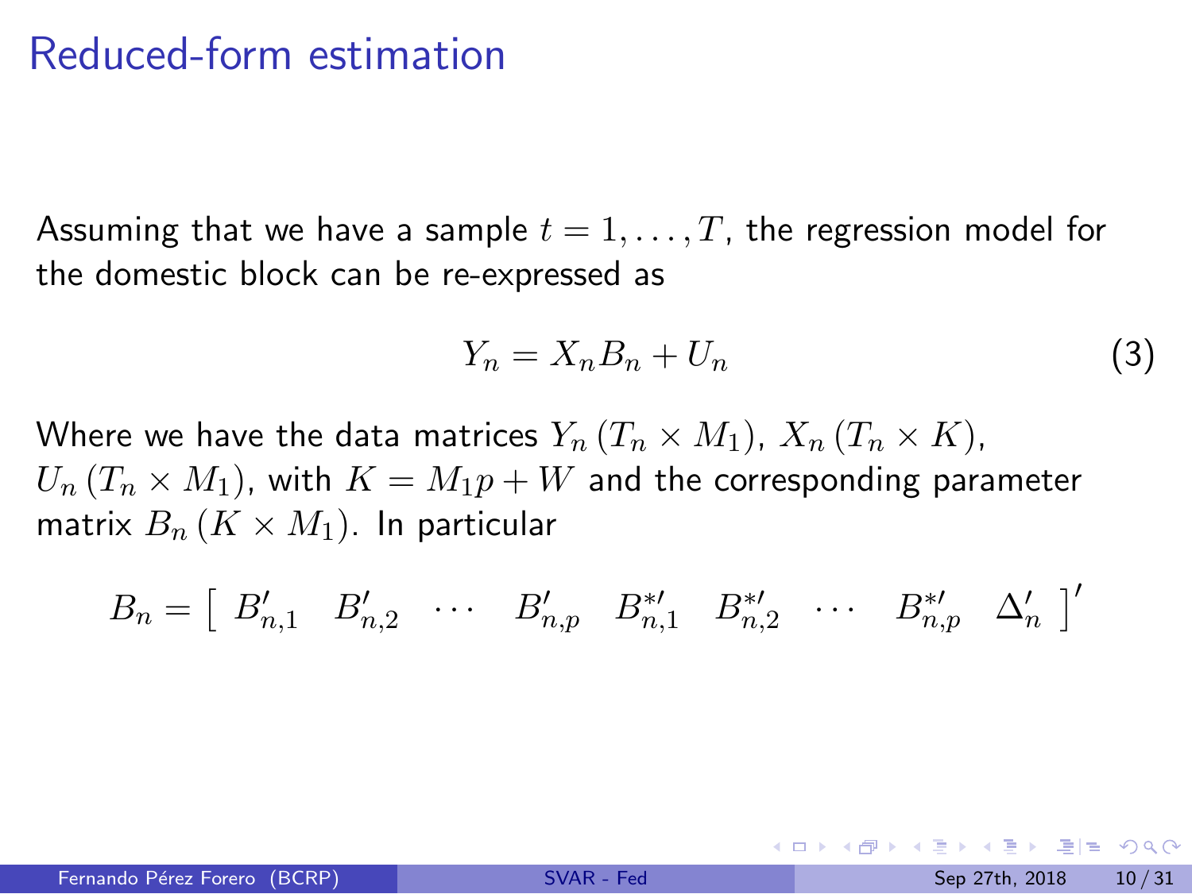# Reduced-form estimation

Assuming that we have a sample $t = 1, \ldots, T$, the regression model for the domestic block can be re-expressed as

$$Y_n = X_n B_n + U_n \tag{3}$$

Where we have the data matrices $Y_n \, (T_n \times M_1)$, $X_n \, (T_n \times K)$, $U_n \, (T_n \times M_1)$, with $K = M_1 p + W$ and the corresponding parameter matrix $B_n \, (K \times M_1)$. In particular

$$B_n = \left[ \begin{array}{cccccccccc} B'_{n,1} & B'_{n,2} & \cdots & B'_{n,p} & B^{*\prime}_{n,1} & B^{*\prime}_{n,2} & \cdots & B^{*\prime}_{n,p} & \Delta'_n \end{array} \right]'$$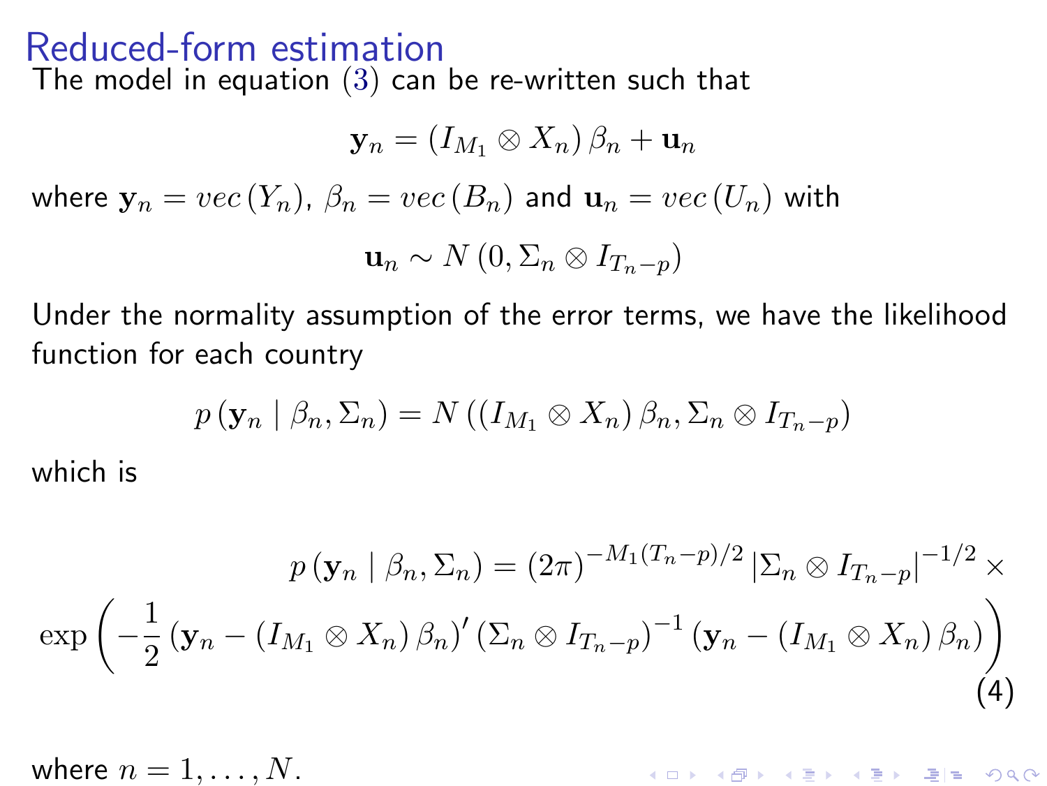## Reduced-form estimation

The model in equation (3) can be re-written such that

$$\mathbf{y}_n = \left(I_{M_1} \otimes X_n\right)\beta_n + \mathbf{u}_n$$

where $\mathbf{y}_n = vec\left(Y_n\right)$, $\beta_n = vec\left(B_n\right)$ and $\mathbf{u}_n = vec\left(U_n\right)$ with

$$\mathbf{u}_n \sim N\left(0, \Sigma_n \otimes I_{T_n - p}\right)$$

Under the normality assumption of the error terms, we have the likelihood function for each country

$$p\left(\mathbf{y}_n \mid \beta_n, \Sigma_n\right) = N\left(\left(I_{M_1} \otimes X_n\right)\beta_n, \Sigma_n \otimes I_{T_n - p}\right)$$

which is

$$p\left(\mathbf{y}_n \mid \beta_n, \Sigma_n\right) = \left(2\pi\right)^{-M_1\left(T_n - p\right)/2}\left|\Sigma_n \otimes I_{T_n - p}\right|^{-1/2} \times \exp\left(-\frac{1}{2}\left(\mathbf{y}_n - \left(I_{M_1} \otimes X_n\right)\beta_n\right)'\left(\Sigma_n \otimes I_{T_n - p}\right)^{-1}\left(\mathbf{y}_n - \left(I_{M_1} \otimes X_n\right)\beta_n\right)\right) \tag{4}$$

where $n = 1, \ldots, N$.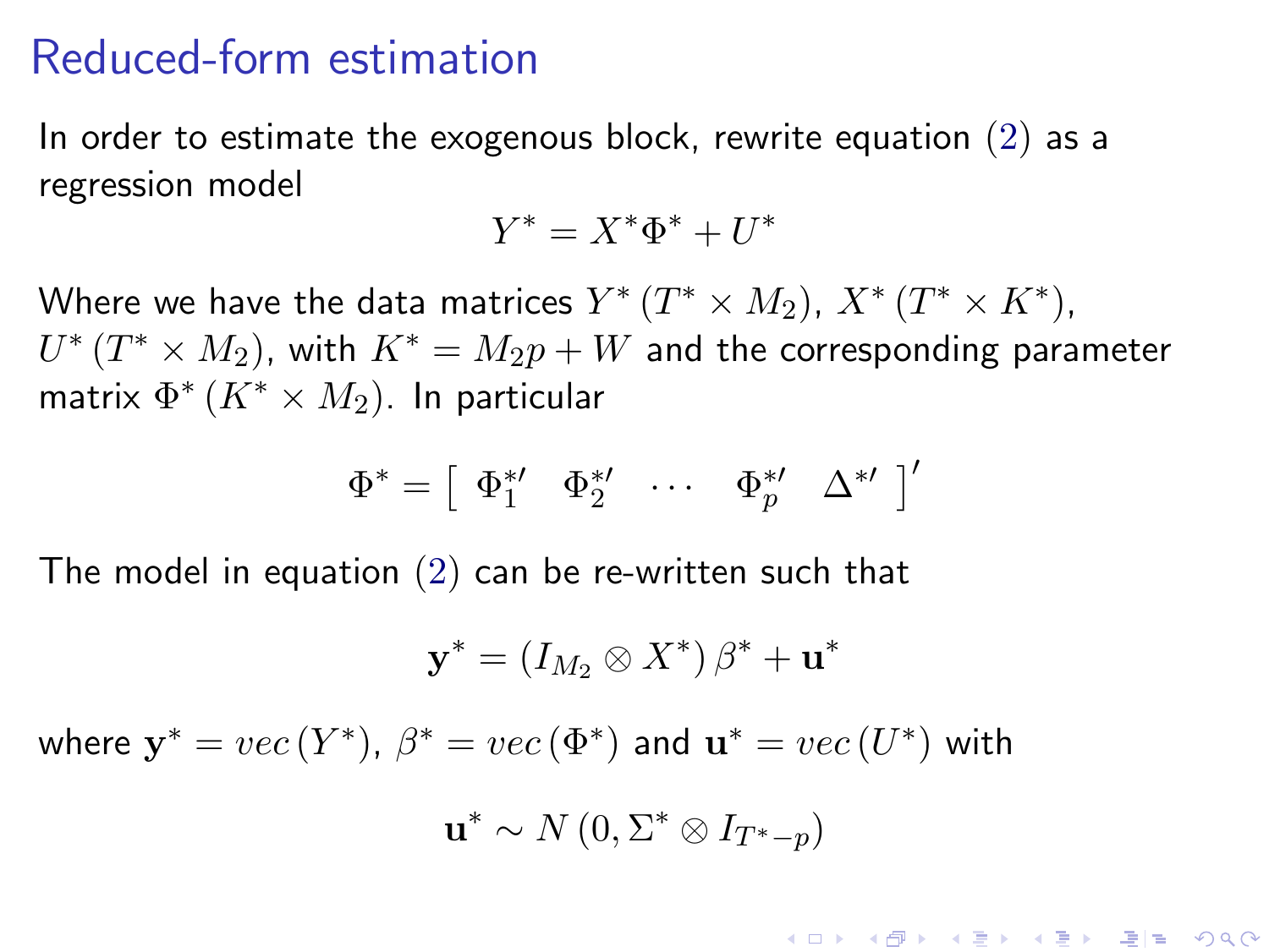# Reduced-form estimation

In order to estimate the exogenous block, rewrite equation (2) as a regression model

$$Y^* = X^* \Phi^* + U^*$$

Where we have the data matrices $Y^* \, (T^* \times M_2)$, $X^* \, (T^* \times K^*)$, $U^* \, (T^* \times M_2)$, with $K^* = M_2 p + W$ and the corresponding parameter matrix $\Phi^* \, (K^* \times M_2)$. In particular

$$\Phi^* = \left[ \begin{array}{ccccc} \Phi_1^{*\prime} & \Phi_2^{*\prime} & \cdots & \Phi_p^{*\prime} & \Delta^{*\prime} \end{array} \right]'$$

The model in equation (2) can be re-written such that

$$\mathbf{y}^* = \left( I_{M_2} \otimes X^* \right) \beta^* + \mathbf{u}^*$$

where $\mathbf{y}^* = vec\left(Y^*\right)$, $\beta^* = vec\left(\Phi^*\right)$ and $\mathbf{u}^* = vec\left(U^*\right)$ with

$$\mathbf{u}^* \sim N\left(0, \Sigma^* \otimes I_{T^*-p}\right)$$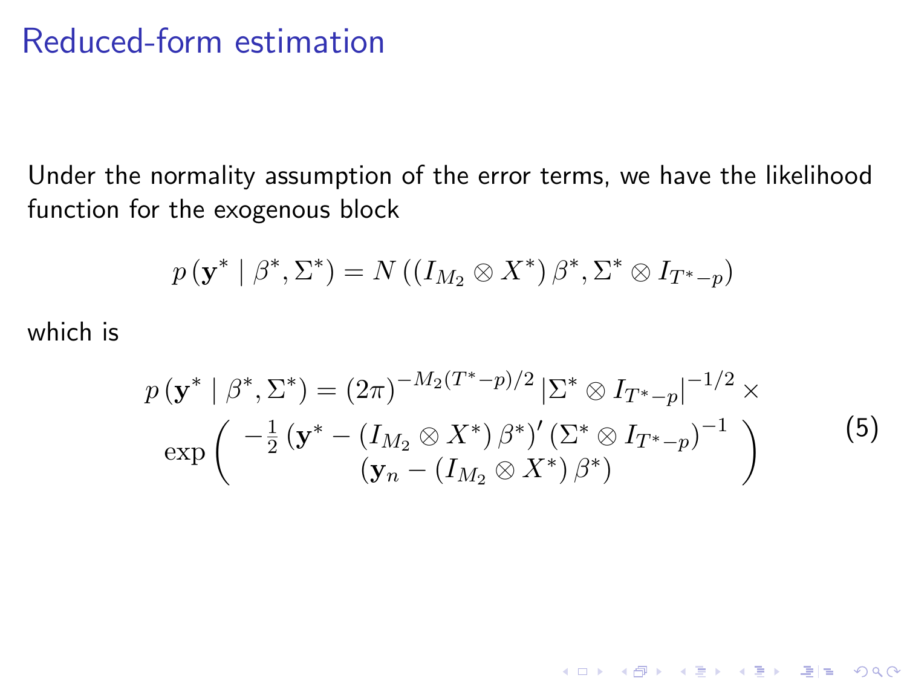# Reduced-form estimation

Under the normality assumption of the error terms, we have the likelihood function for the exogenous block

$$p\left(\mathbf{y}^* \mid \beta^*, \Sigma^*\right) = N\left(\left(I_{M_2} \otimes X^*\right)\beta^*, \Sigma^* \otimes I_{T^*-p}\right)$$

which is

$$p\left(\mathbf{y}^* \mid \beta^*, \Sigma^*\right) = (2\pi)^{-M_2(T^*-p)/2}\left|\Sigma^* \otimes I_{T^*-p}\right|^{-1/2} \times \exp\left(\begin{array}{c} -\frac{1}{2}\left(\mathbf{y}^* - \left(I_{M_2} \otimes X^*\right)\beta^*\right)'\left(\Sigma^* \otimes I_{T^*-p}\right)^{-1} \\ \left(\mathbf{y}_n - \left(I_{M_2} \otimes X^*\right)\beta^*\right) \end{array}\right) \tag{5}$$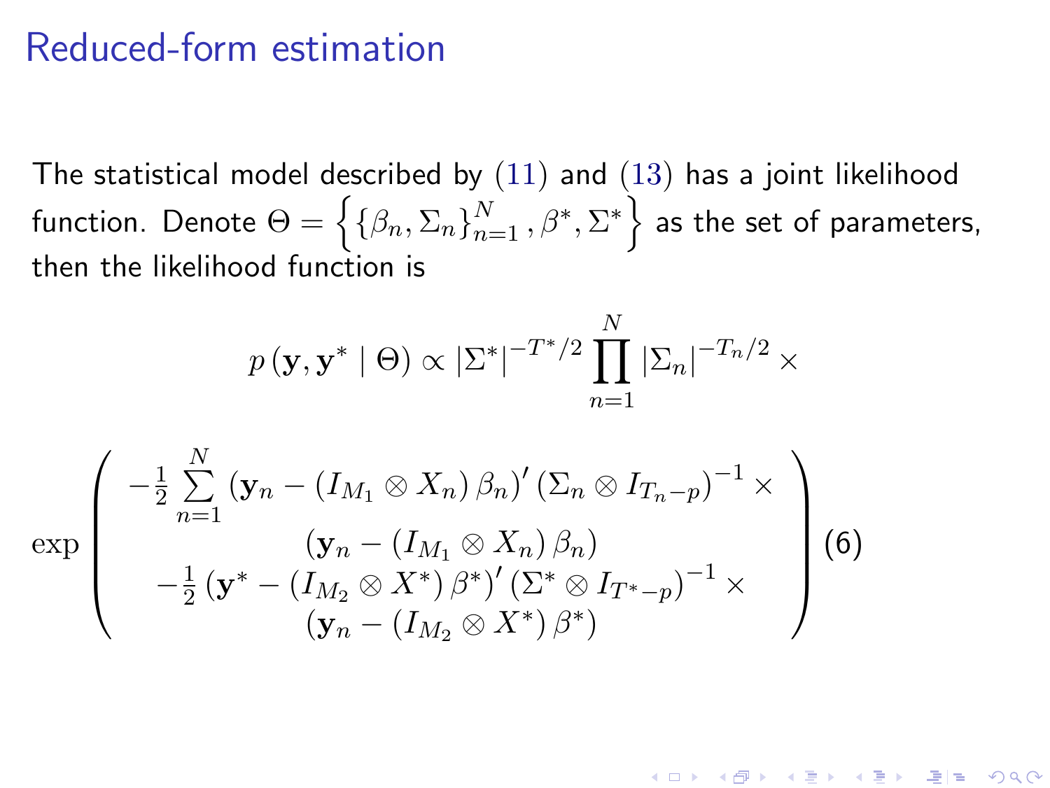# Reduced-form estimation

The statistical model described by (11) and (13) has a joint likelihood function. Denote $\Theta = \left\{ \left\{ \beta_n, \Sigma_n \right\}_{n=1}^{N}, \beta^*, \Sigma^* \right\}$ as the set of parameters, then the likelihood function is

$$
p\left(\mathbf{y}, \mathbf{y}^* \mid \Theta\right) \propto \left|\Sigma^*\right|^{-T^*/2} \prod_{n=1}^{N} \left|\Sigma_n\right|^{-T_n/2} \times
$$

$$
\exp\left( \begin{array}{c} -\frac{1}{2} \sum_{n=1}^{N} \left(\mathbf{y}_n - \left(I_{M_1} \otimes X_n\right) \beta_n\right)' \left(\Sigma_n \otimes I_{T_n - p}\right)^{-1} \times \\ \left(\mathbf{y}_n - \left(I_{M_1} \otimes X_n\right) \beta_n\right) \\ -\frac{1}{2} \left(\mathbf{y}^* - \left(I_{M_2} \otimes X^*\right) \beta^*\right)' \left(\Sigma^* \otimes I_{T^* - p}\right)^{-1} \times \\ \left(\mathbf{y}_n - \left(I_{M_2} \otimes X^*\right) \beta^*\right) \end{array} \right) \quad (6)
$$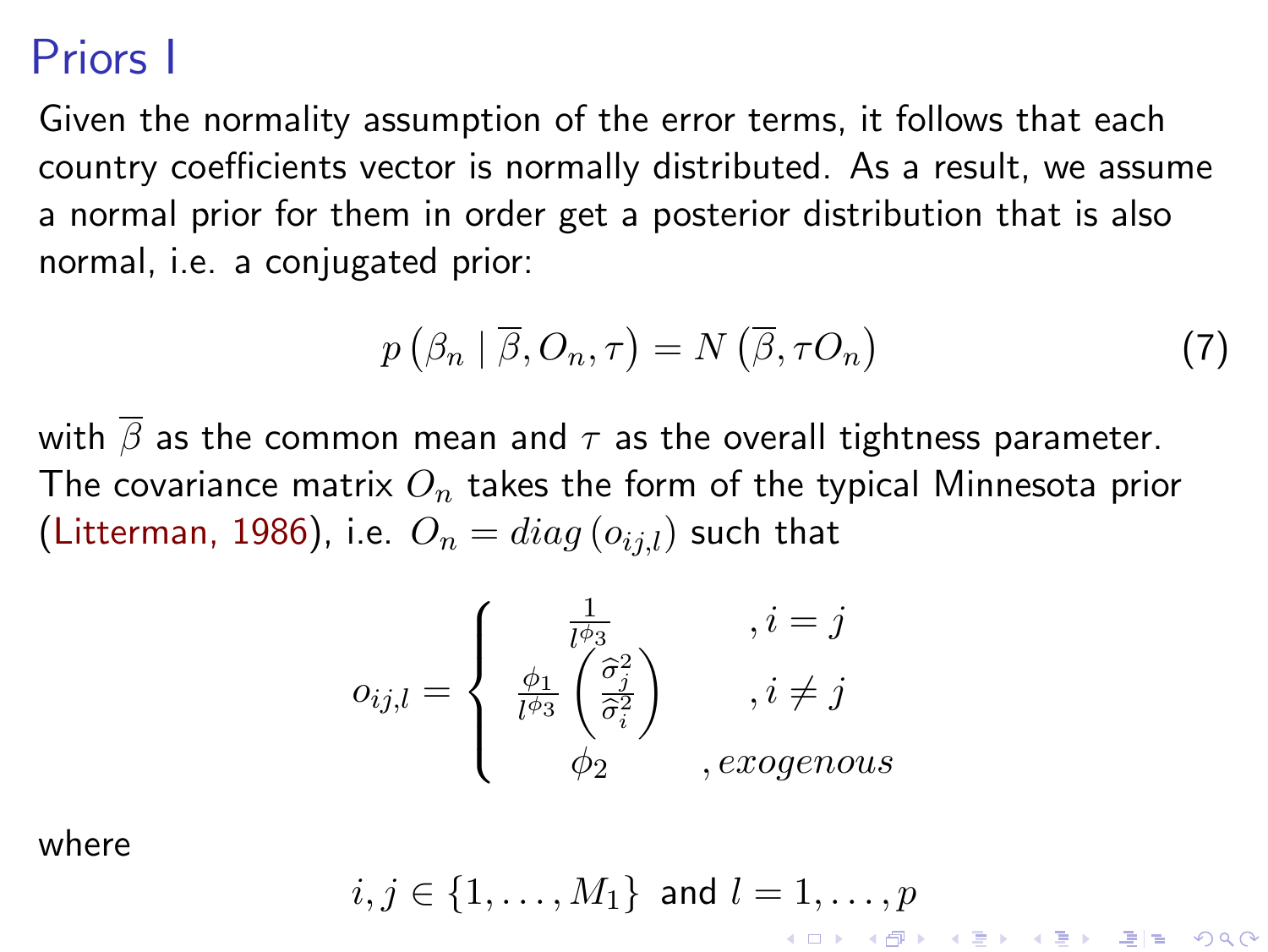# Priors I

Given the normality assumption of the error terms, it follows that each country coefficients vector is normally distributed. As a result, we assume a normal prior for them in order get a posterior distribution that is also normal, i.e. a conjugated prior:

$$p\left(\beta_n \mid \overline{\beta}, O_n, \tau\right) = N\left(\overline{\beta}, \tau O_n\right) \tag{7}$$

with $\overline{\beta}$ as the common mean and $\tau$ as the overall tightness parameter. The covariance matrix $O_n$ takes the form of the typical Minnesota prior (Litterman, 1986), i.e. $O_n = diag\left(o_{ij,l}\right)$ such that

$$o_{ij,l} = \begin{cases} \frac{1}{l^{\phi_3}} & , i = j \\ \frac{\phi_1}{l^{\phi_3}} \left(\frac{\widehat{\sigma}_j^2}{\widehat{\sigma}_i^2}\right) & , i \neq j \\ \phi_2 & , exogenous \end{cases}$$

where

$$i, j \in \{1, \ldots, M_1\} \text{ and } l = 1, \ldots, p$$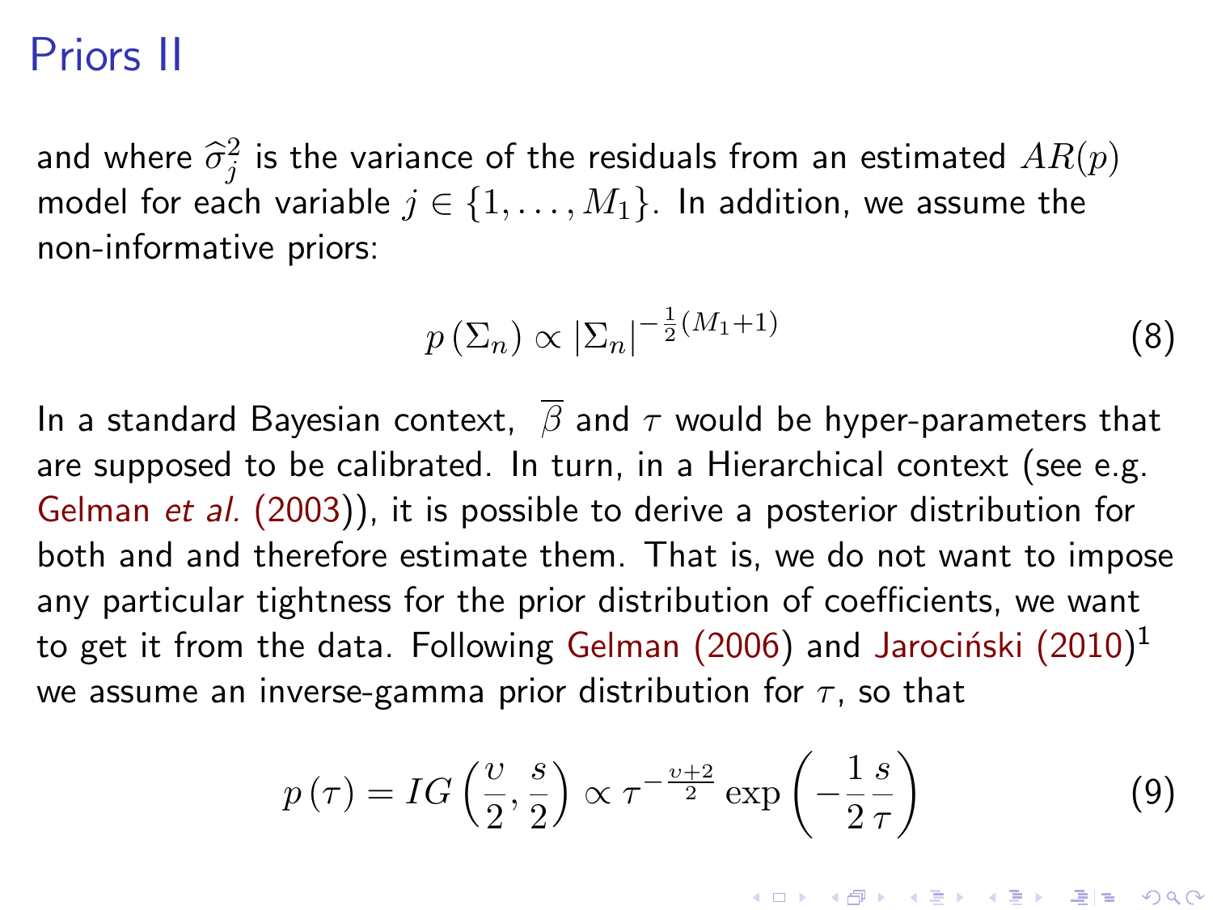# Priors II

and where $\widehat{\sigma}_j^2$ is the variance of the residuals from an estimated $AR(p)$ model for each variable $j \in \{1, \ldots, M_1\}$. In addition, we assume the non-informative priors:

$$p\left(\Sigma_n\right) \propto \left|\Sigma_n\right|^{-\frac{1}{2}(M_1+1)} \tag{8}$$

In a standard Bayesian context, $\overline{\beta}$ and $\tau$ would be hyper-parameters that are supposed to be calibrated. In turn, in a Hierarchical context (see e.g. Gelman *et al.* (2003)), it is possible to derive a posterior distribution for both and and therefore estimate them. That is, we do not want to impose any particular tightness for the prior distribution of coefficients, we want to get it from the data. Following Gelman (2006) and Jarociński (2010)[1] we assume an inverse-gamma prior distribution for $\tau$, so that

$$p\left(\tau\right) = IG\left(\frac{\upsilon}{2}, \frac{s}{2}\right) \propto \tau^{-\frac{\upsilon+2}{2}} \exp\left(-\frac{1}{2}\frac{s}{\tau}\right) \tag{9}$$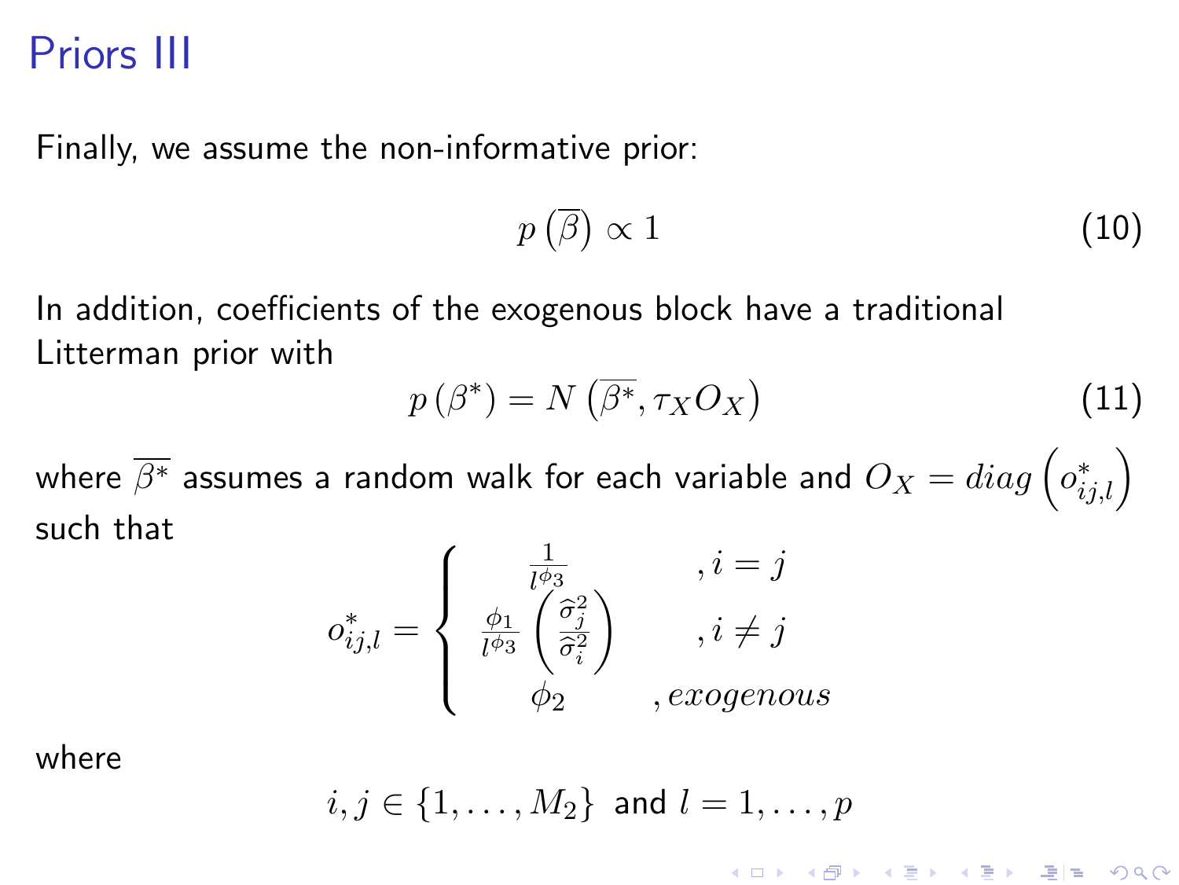# Priors III

Finally, we assume the non-informative prior:

$$p\left(\overline{\beta}\right) \propto 1 \tag{10}$$

In addition, coefficients of the exogenous block have a traditional Litterman prior with

$$p\left(\beta^*\right) = N\left(\overline{\beta^*}, \tau_X O_X\right) \tag{11}$$

where $\overline{\beta^*}$ assumes a random walk for each variable and $O_X = diag\left(o^*_{ij,l}\right)$ such that

$$o^*_{ij,l} = \begin{cases} \frac{1}{l^{\phi_3}} & , i = j \\ \frac{\phi_1}{l^{\phi_3}}\left(\frac{\widehat{\sigma}_j^2}{\widehat{\sigma}_i^2}\right) & , i \neq j \\ \phi_2 & , exogenous \end{cases}$$

where

$$i, j \in \{1, \ldots, M_2\} \text{ and } l = 1, \ldots, p$$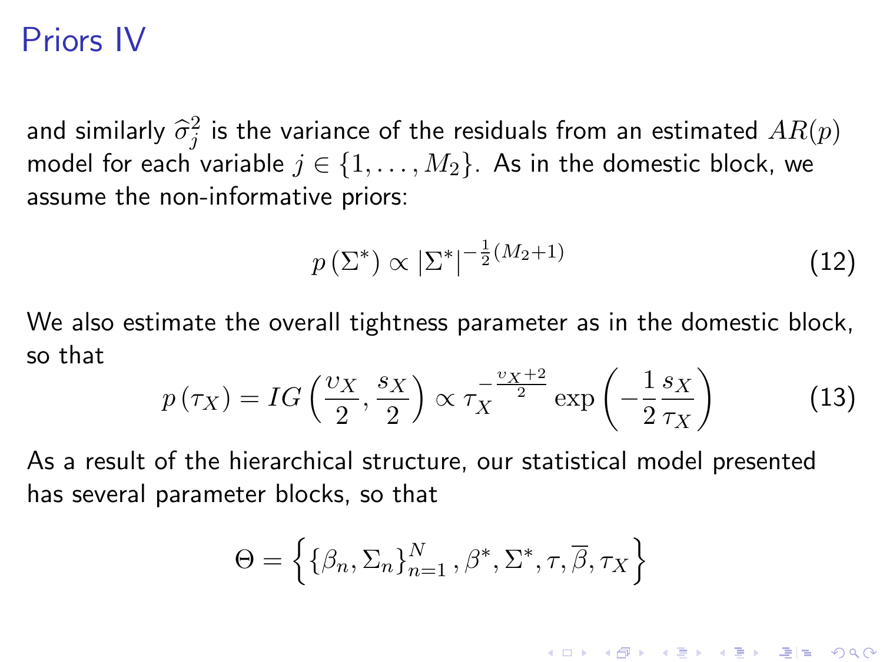# Priors IV

and similarly $\widehat{\sigma}_j^2$ is the variance of the residuals from an estimated $AR(p)$ model for each variable $j \in \{1, \ldots, M_2\}$. As in the domestic block, we assume the non-informative priors:

$$p\left(\Sigma^*\right) \propto \left|\Sigma^*\right|^{-\frac{1}{2}(M_2+1)} \tag{12}$$

We also estimate the overall tightness parameter as in the domestic block, so that

$$p\left(\tau_X\right) = IG\left(\frac{\upsilon_X}{2}, \frac{s_X}{2}\right) \propto \tau_X^{-\frac{\upsilon_X+2}{2}} \exp\left(-\frac{1}{2}\frac{s_X}{\tau_X}\right) \tag{13}$$

As a result of the hierarchical structure, our statistical model presented has several parameter blocks, so that

$$\Theta = \left\{\left\{\beta_n, \Sigma_n\right\}_{n=1}^{N}, \beta^*, \Sigma^*, \tau, \overline{\beta}, \tau_X\right\}$$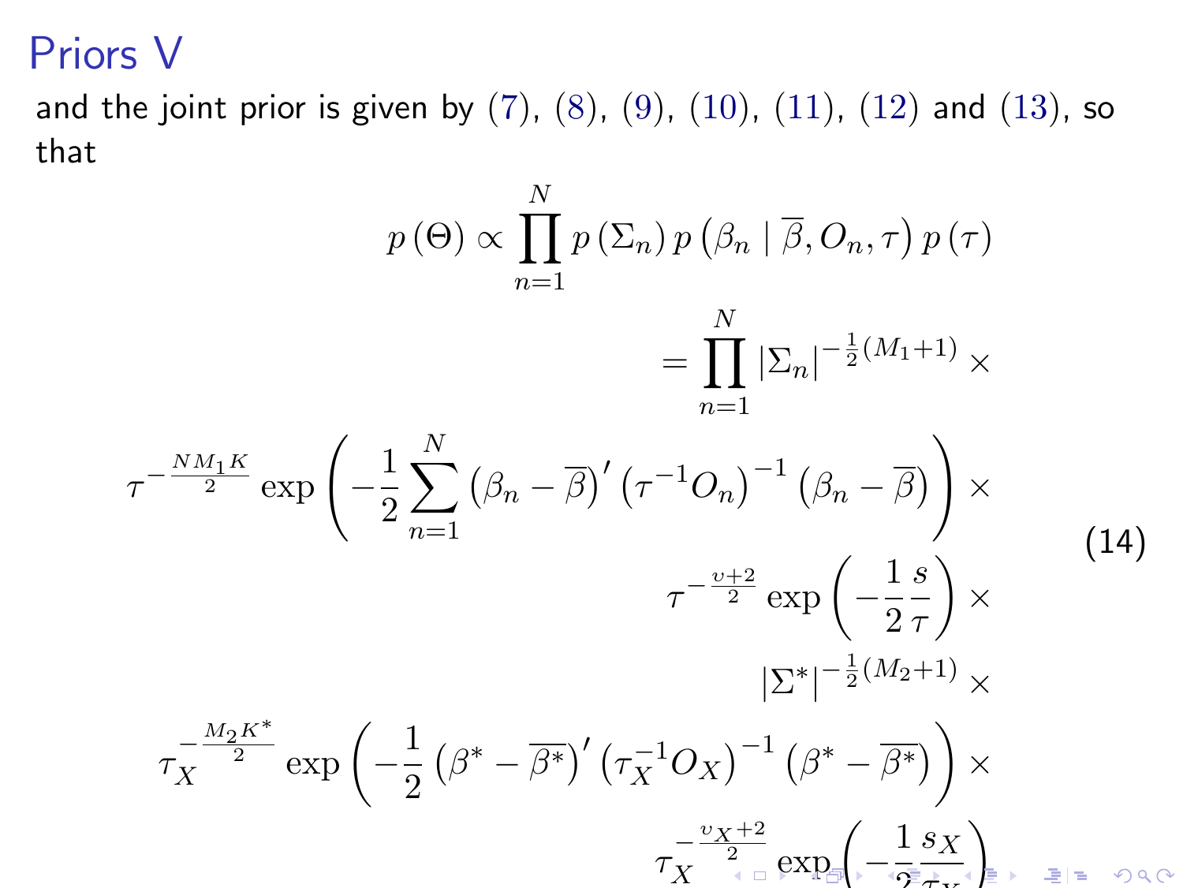# Priors V

and the joint prior is given by (7), (8), (9), (10), (11), (12) and (13), so that

$$
\begin{aligned}
p(\Theta) \propto & \prod_{n=1}^{N} p(\Sigma_n)\, p\left(\beta_n \mid \overline{\beta}, O_n, \tau\right) p(\tau) \\
= & \prod_{n=1}^{N} |\Sigma_n|^{-\frac{1}{2}(M_1+1)} \times \\
& \tau^{-\frac{N M_1 K}{2}} \exp\left(-\frac{1}{2}\sum_{n=1}^{N}\left(\beta_n - \overline{\beta}\right)'\left(\tau^{-1} O_n\right)^{-1}\left(\beta_n - \overline{\beta}\right)\right) \times \\
& \tau^{-\frac{\upsilon+2}{2}} \exp\left(-\frac{1}{2}\frac{s}{\tau}\right) \times \\
& |\Sigma^*|^{-\frac{1}{2}(M_2+1)} \times \\
& \tau_X^{-\frac{M_2 K^*}{2}} \exp\left(-\frac{1}{2}\left(\beta^* - \overline{\beta^*}\right)'\left(\tau_X^{-1} O_X\right)^{-1}\left(\beta^* - \overline{\beta^*}\right)\right) \times \\
& \tau_X^{-\frac{\upsilon_X+2}{2}} \exp\left(-\frac{1}{2}\frac{s_X}{\tau_X}\right)
\end{aligned}
\tag{14}
$$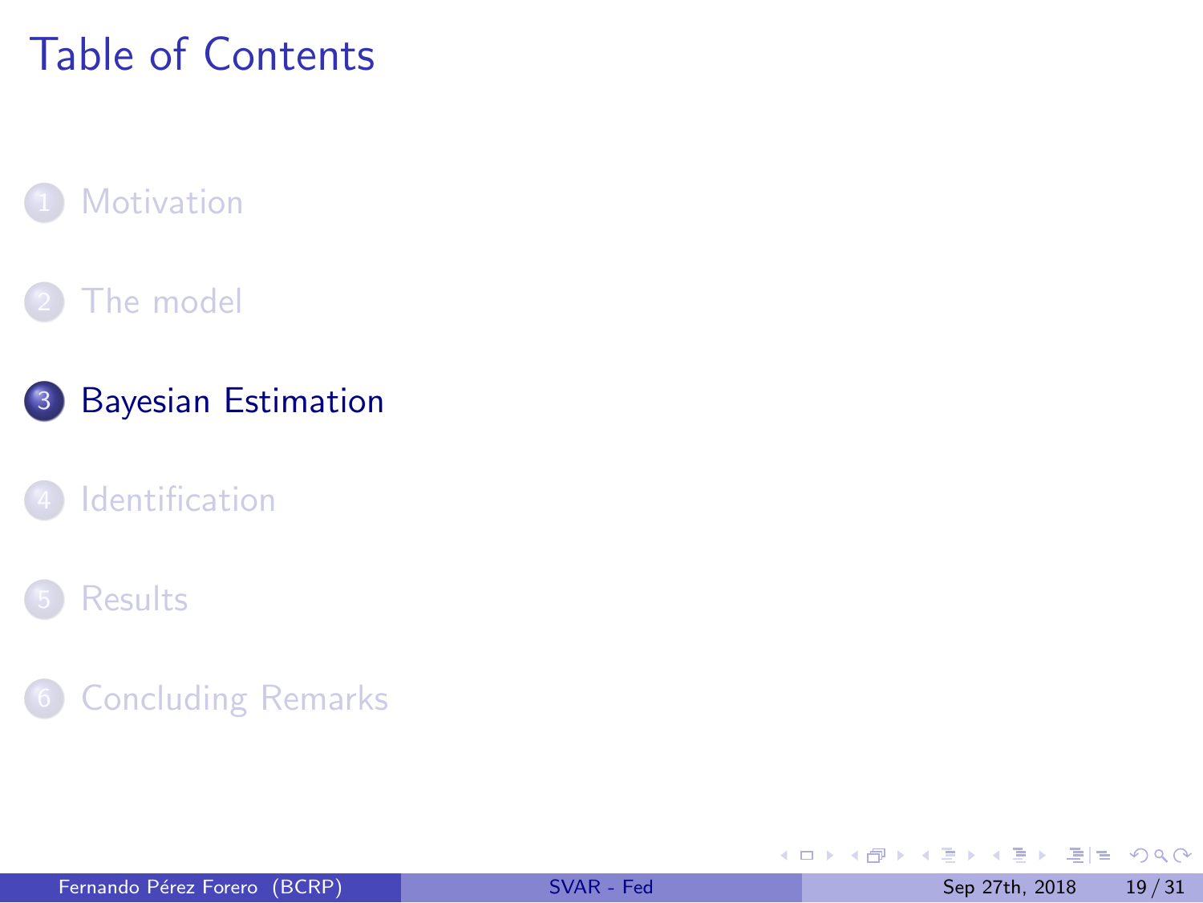# Table of Contents

1. Motivation
2. The model
3. **Bayesian Estimation**
4. Identification
5. Results
6. Concluding Remarks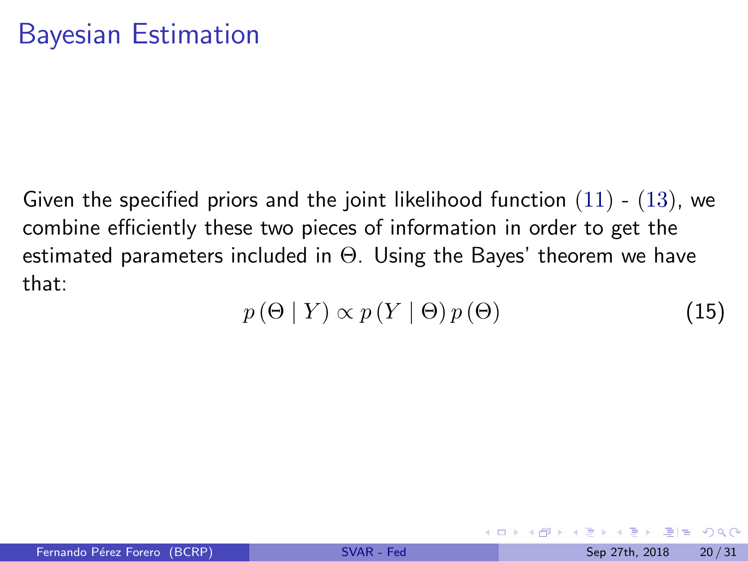# Bayesian Estimation

Given the specified priors and the joint likelihood function (11) - (13), we combine efficiently these two pieces of information in order to get the estimated parameters included in $\Theta$. Using the Bayes' theorem we have that:

$$p\left(\Theta \mid Y\right) \propto p\left(Y \mid \Theta\right) p\left(\Theta\right) \tag{15}$$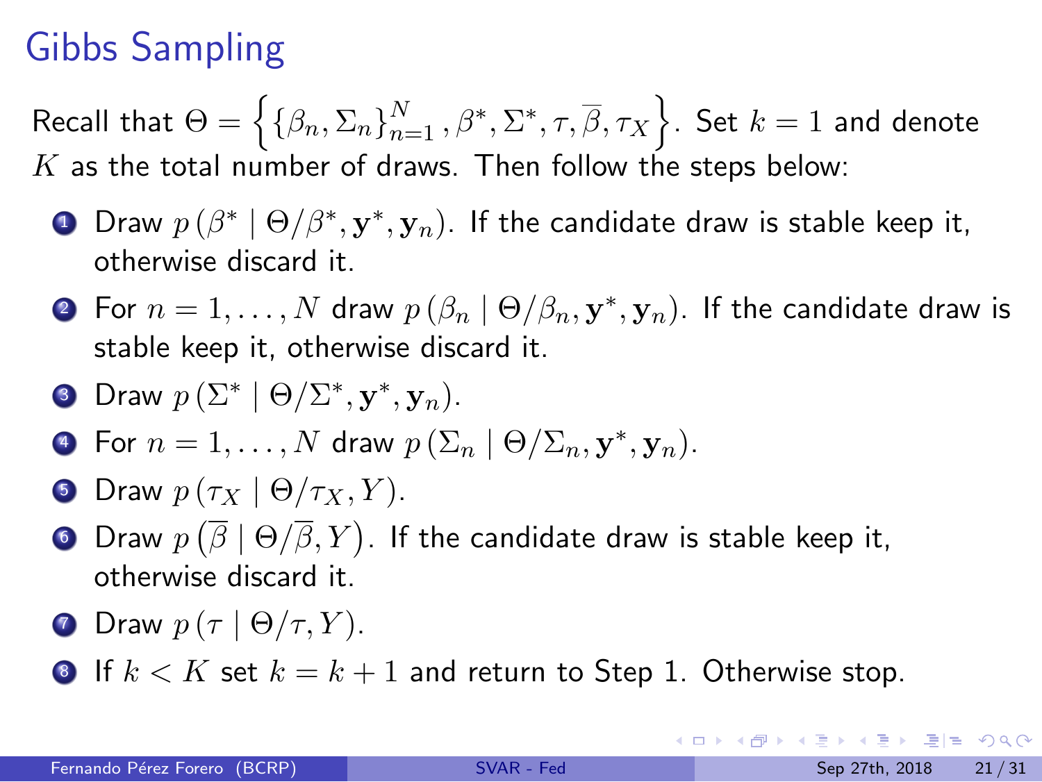# Gibbs Sampling

Recall that $\Theta = \left\{ \{\beta_n, \Sigma_n\}_{n=1}^{N}, \beta^*, \Sigma^*, \tau, \overline{\beta}, \tau_X \right\}$. Set $k = 1$ and denote $K$ as the total number of draws. Then follow the steps below:

1. Draw $p\left(\beta^* \mid \Theta/\beta^*, \mathbf{y}^*, \mathbf{y}_n\right)$. If the candidate draw is stable keep it, otherwise discard it.
2. For $n = 1, \ldots, N$ draw $p\left(\beta_n \mid \Theta/\beta_n, \mathbf{y}^*, \mathbf{y}_n\right)$. If the candidate draw is stable keep it, otherwise discard it.
3. Draw $p\left(\Sigma^* \mid \Theta/\Sigma^*, \mathbf{y}^*, \mathbf{y}_n\right)$.
4. For $n = 1, \ldots, N$ draw $p\left(\Sigma_n \mid \Theta/\Sigma_n, \mathbf{y}^*, \mathbf{y}_n\right)$.
5. Draw $p\left(\tau_X \mid \Theta/\tau_X, Y\right)$.
6. Draw $p\left(\overline{\beta} \mid \Theta/\overline{\beta}, Y\right)$. If the candidate draw is stable keep it, otherwise discard it.
7. Draw $p\left(\tau \mid \Theta/\tau, Y\right)$.
8. If $k < K$ set $k = k + 1$ and return to Step 1. Otherwise stop.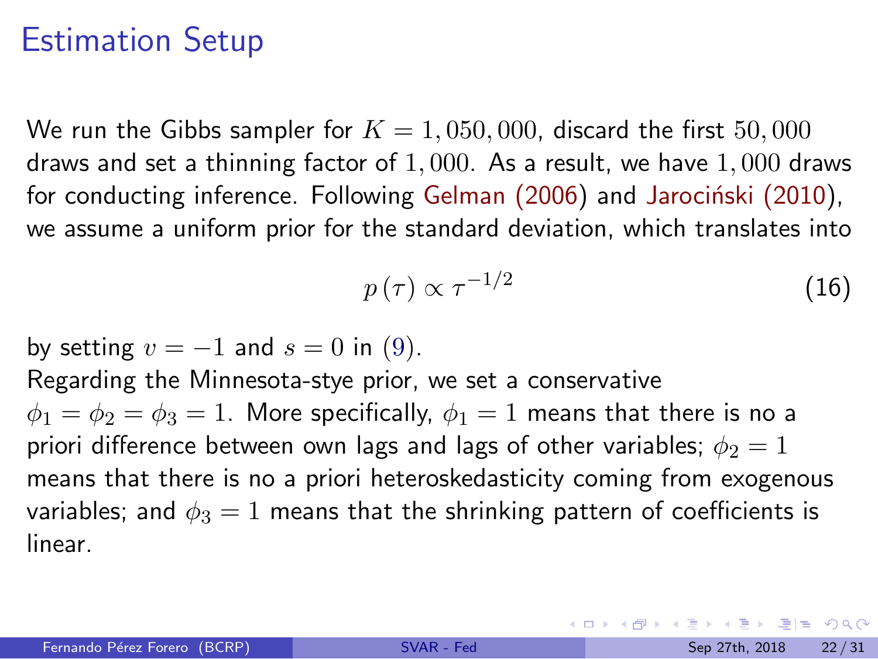# Estimation Setup

We run the Gibbs sampler for $K = 1,050,000$, discard the first $50,000$ draws and set a thinning factor of $1,000$. As a result, we have $1,000$ draws for conducting inference. Following Gelman (2006) and Jarociński (2010), we assume a uniform prior for the standard deviation, which translates into

$$p(\tau) \propto \tau^{-1/2} \tag{16}$$

by setting $v = -1$ and $s = 0$ in (9).

Regarding the Minnesota-stye prior, we set a conservative $\phi_1 = \phi_2 = \phi_3 = 1$. More specifically, $\phi_1 = 1$ means that there is no a priori difference between own lags and lags of other variables; $\phi_2 = 1$ means that there is no a priori heteroskedasticity coming from exogenous variables; and $\phi_3 = 1$ means that the shrinking pattern of coefficients is linear.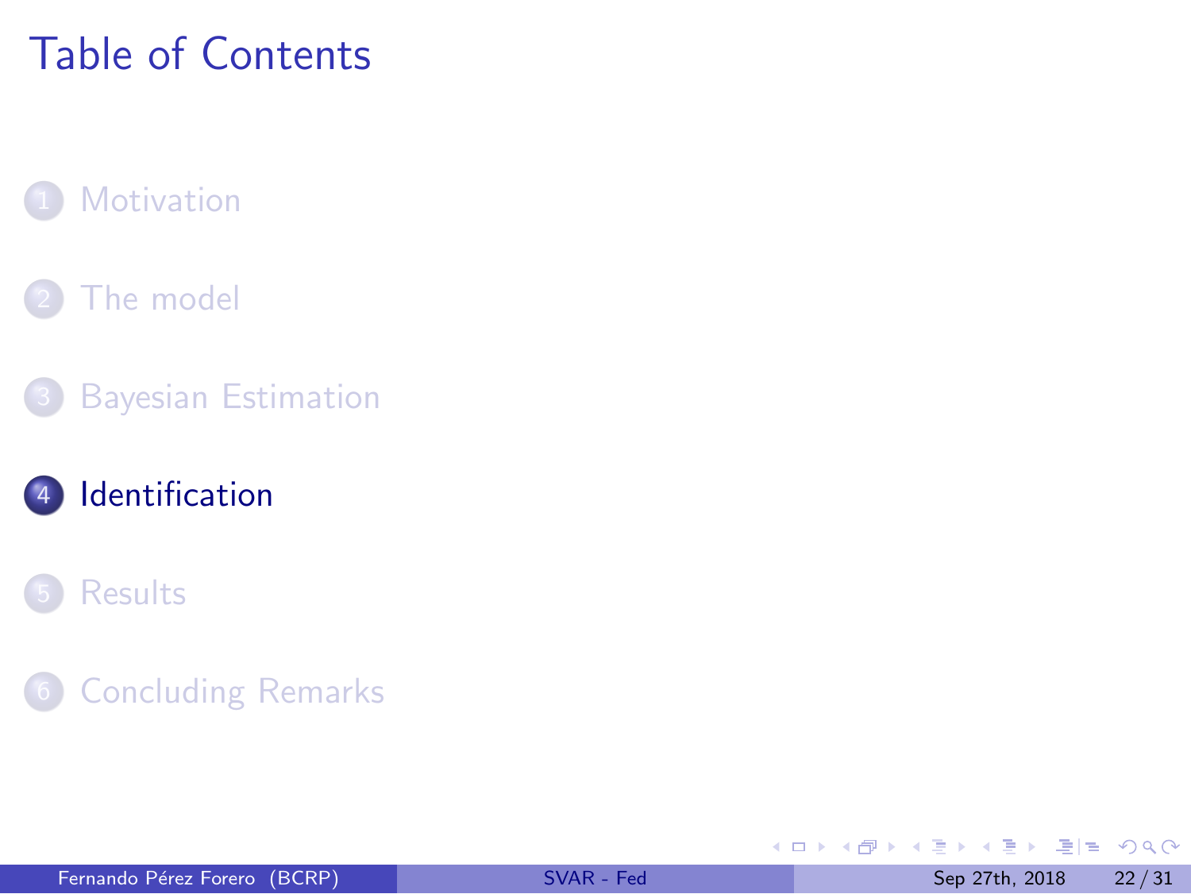# Table of Contents

1. Motivation
2. The model
3. Bayesian Estimation
4. **Identification**
5. Results
6. Concluding Remarks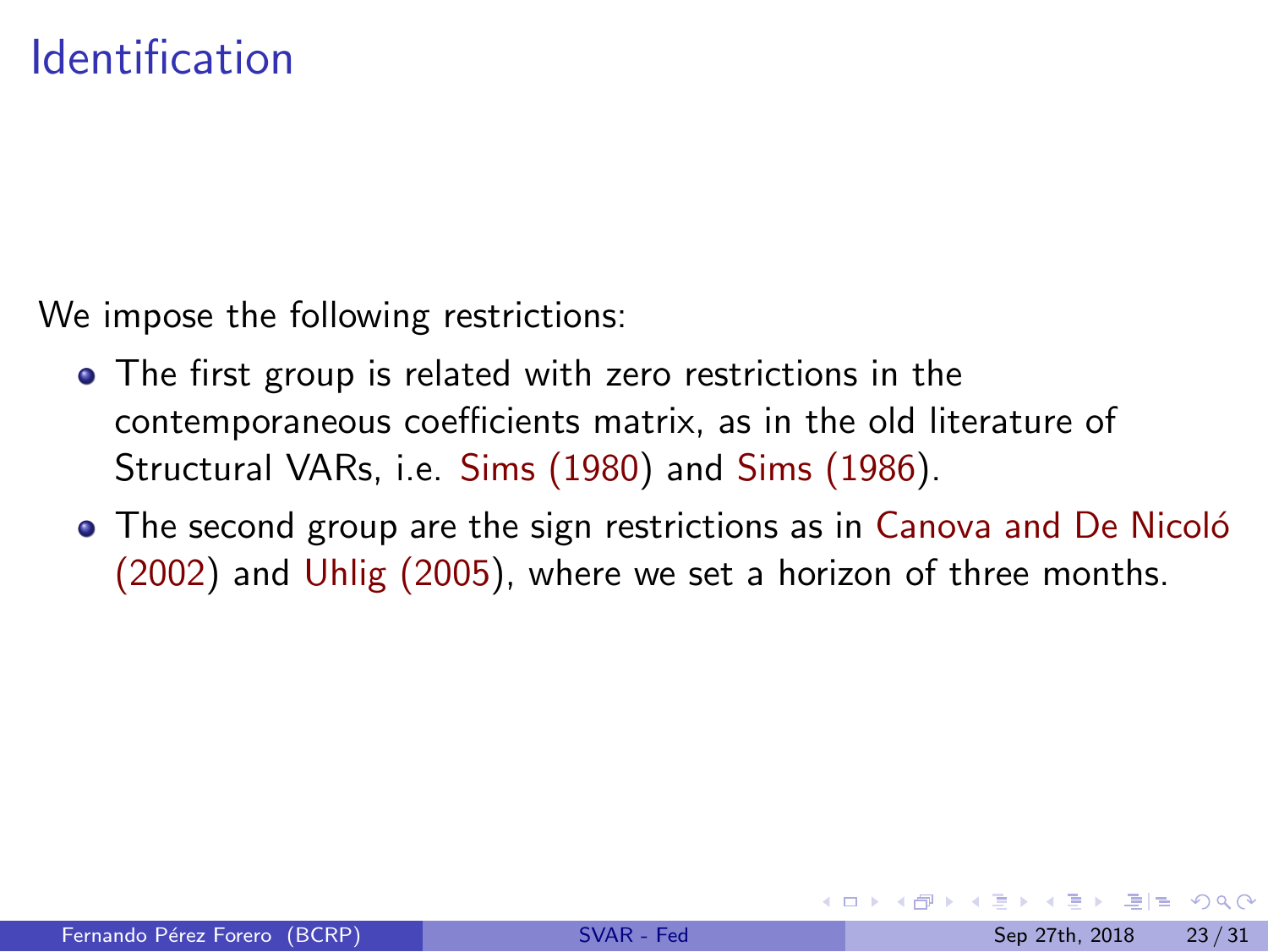# Identification

We impose the following restrictions:

- The first group is related with zero restrictions in the contemporaneous coefficients matrix, as in the old literature of Structural VARs, i.e. Sims (1980) and Sims (1986).
- The second group are the sign restrictions as in Canova and De Nicoló (2002) and Uhlig (2005), where we set a horizon of three months.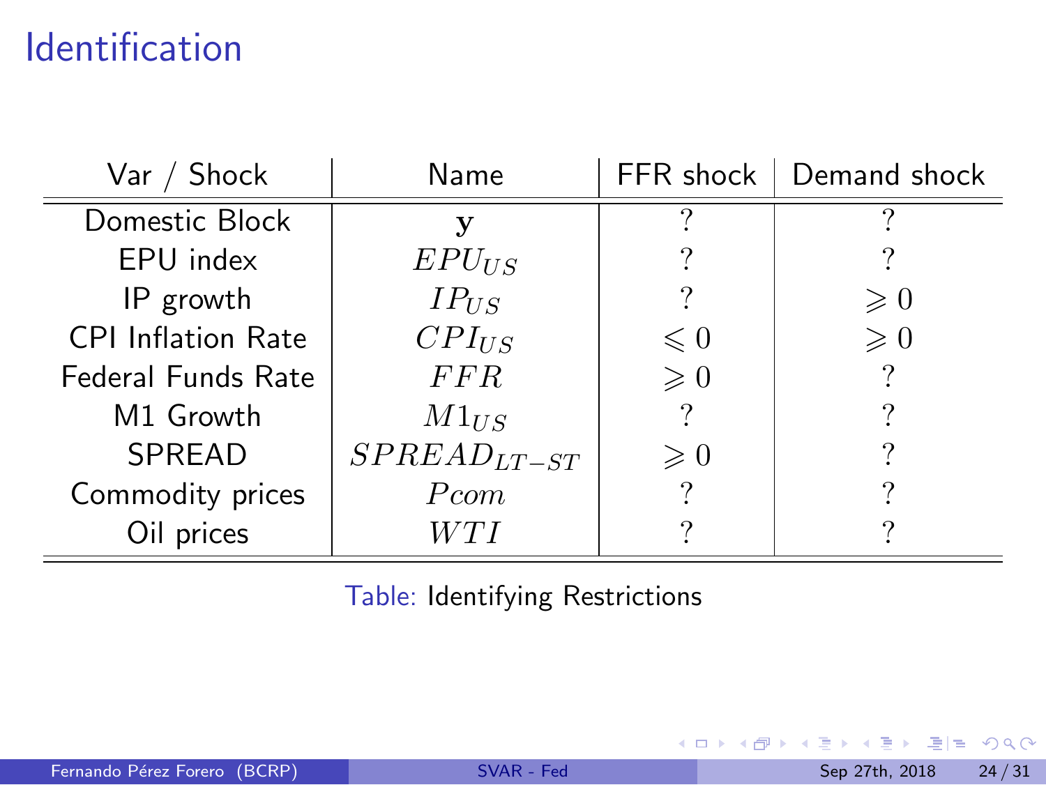# Identification

| Var / Shock | Name | FFR shock | Demand shock |
|---|---|---|---|
| Domestic Block | $\mathbf{y}$ | ? | ? |
| EPU index | $EPU_{US}$ | ? | ? |
| IP growth | $IP_{US}$ | ? | $\geqslant 0$ |
| CPI Inflation Rate | $CPI_{US}$ | $\leqslant 0$ | $\geqslant 0$ |
| Federal Funds Rate | $FFR$ | $\geqslant 0$ | ? |
| M1 Growth | $M1_{US}$ | ? | ? |
| SPREAD | $SPREAD_{LT-ST}$ | $\geqslant 0$ | ? |
| Commodity prices | $Pcom$ | ? | ? |
| Oil prices | $WTI$ | ? | ? |

Table: Identifying Restrictions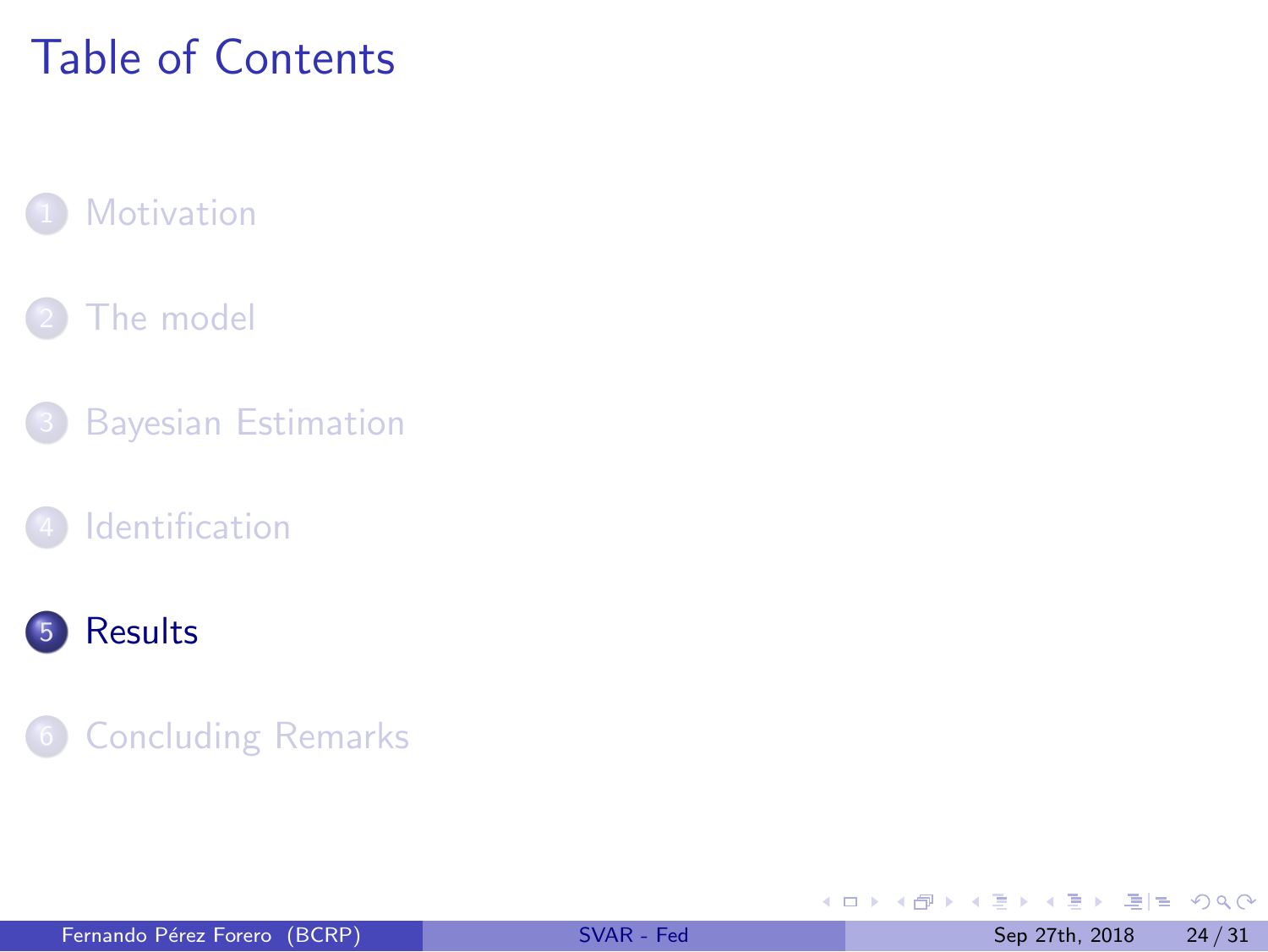# Table of Contents

1. Motivation
2. The model
3. Bayesian Estimation
4. Identification
5. **Results**
6. Concluding Remarks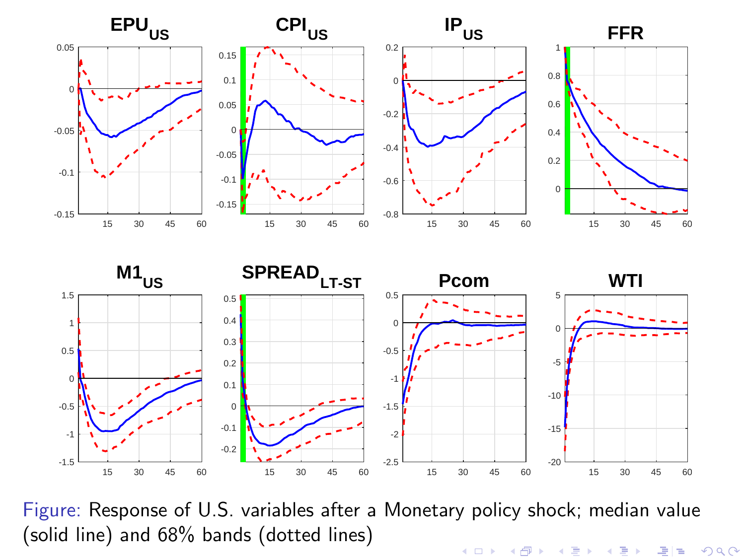Figure: Response of U.S. variables after a Monetary policy shock; median value (solid line) and 68% bands (dotted lines)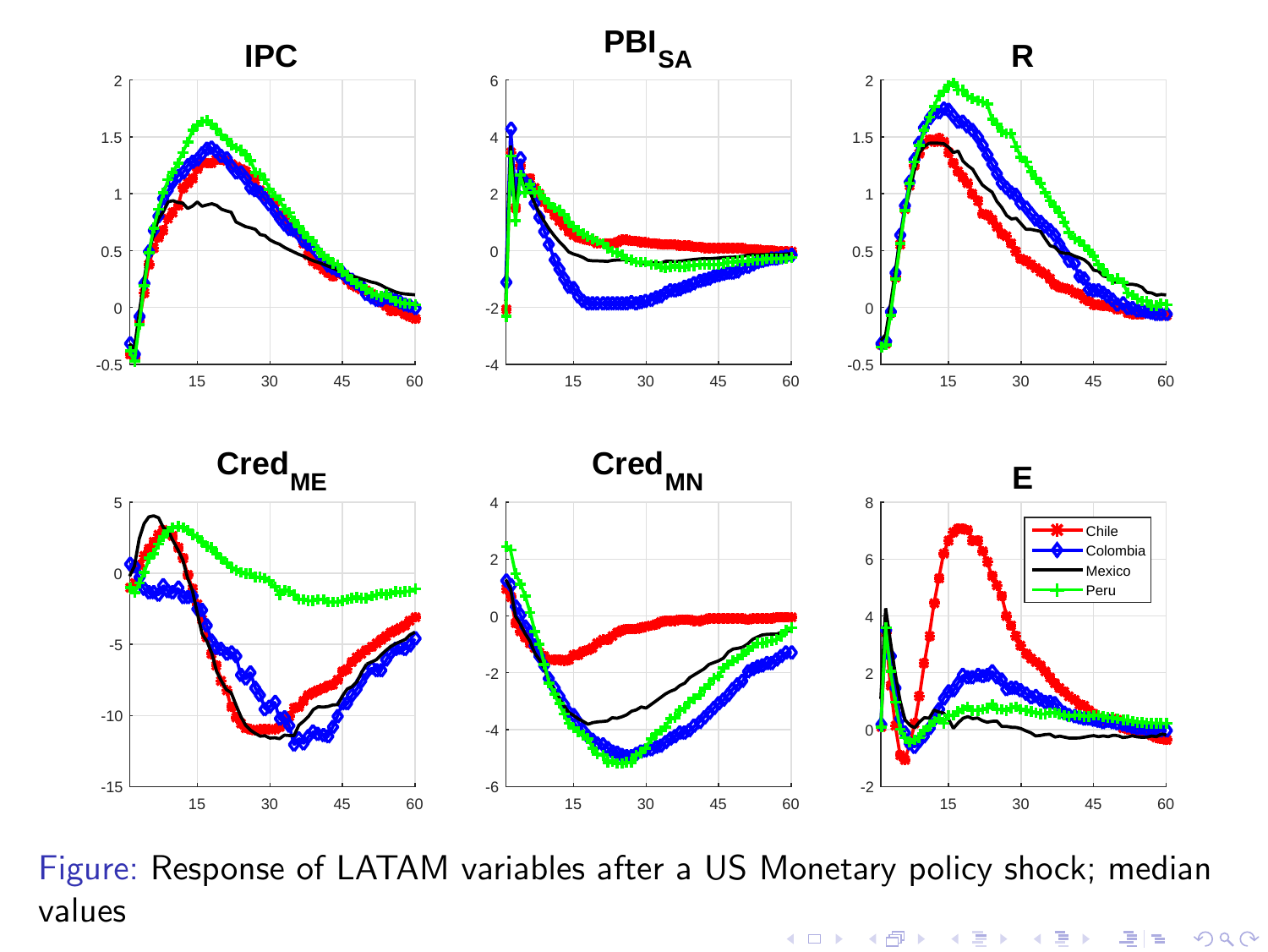Figure: Response of LATAM variables after a US Monetary policy shock; median values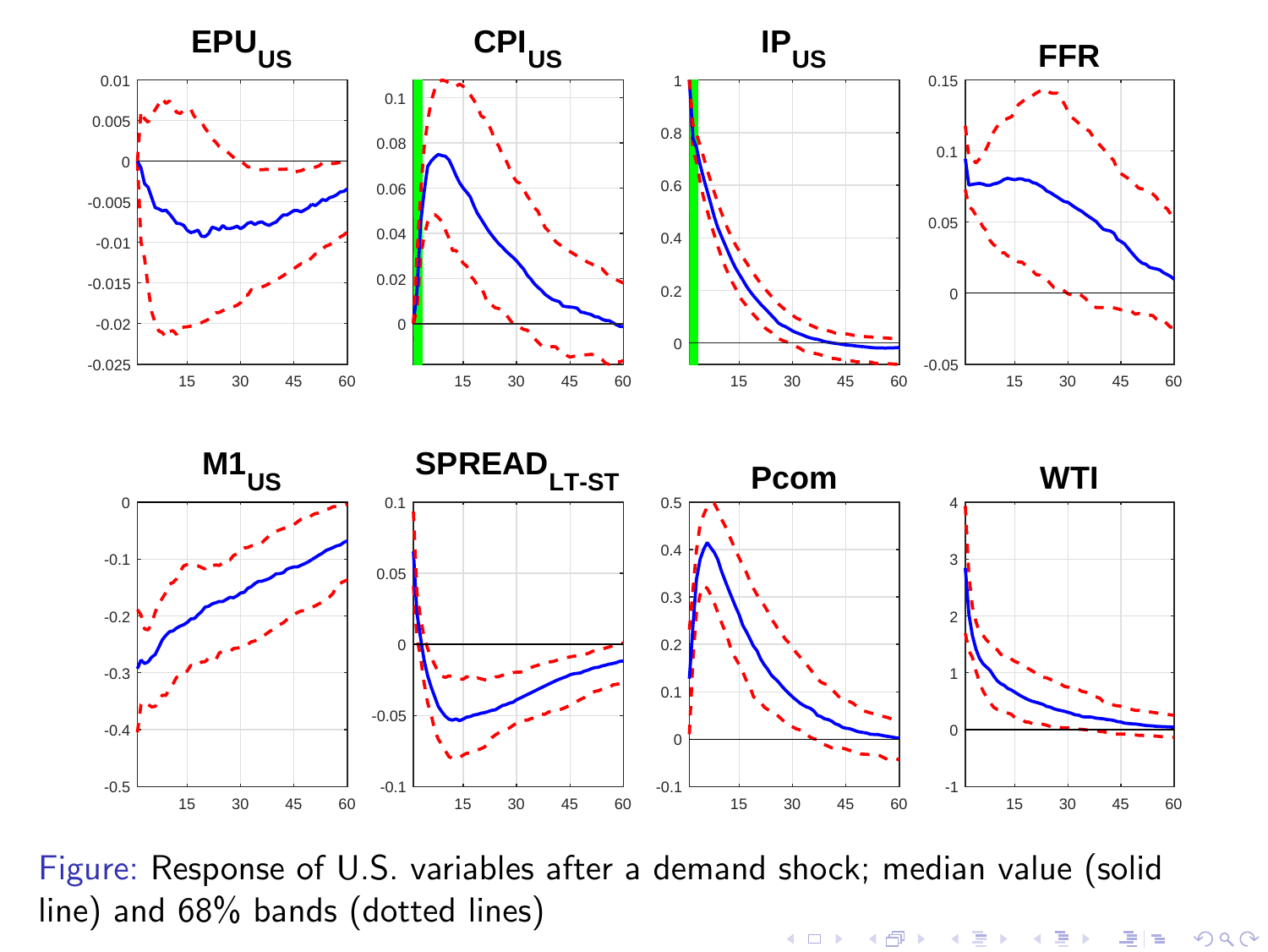Figure: Response of U.S. variables after a demand shock; median value (solid line) and 68% bands (dotted lines)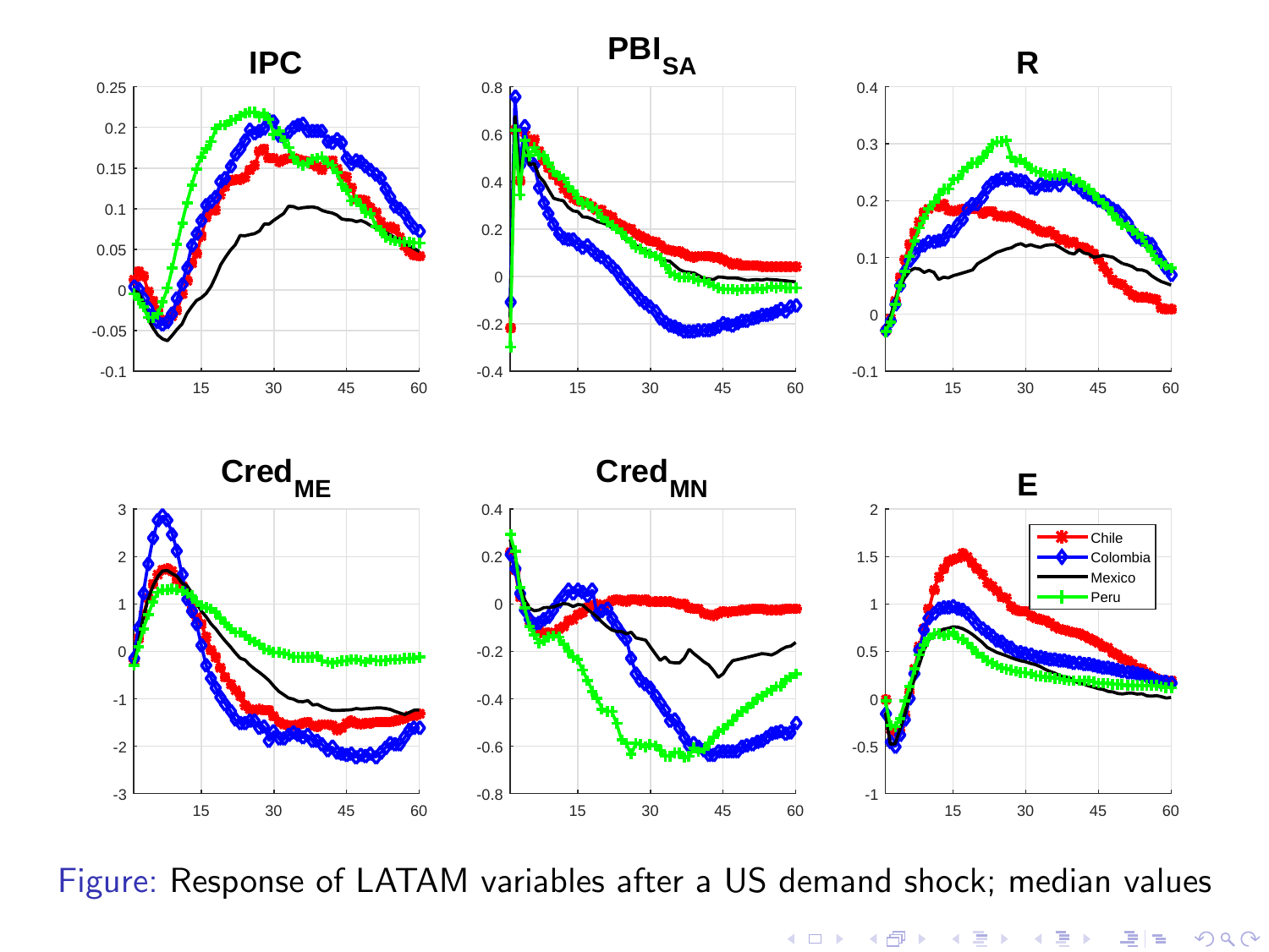Figure: Response of LATAM variables after a US demand shock; median values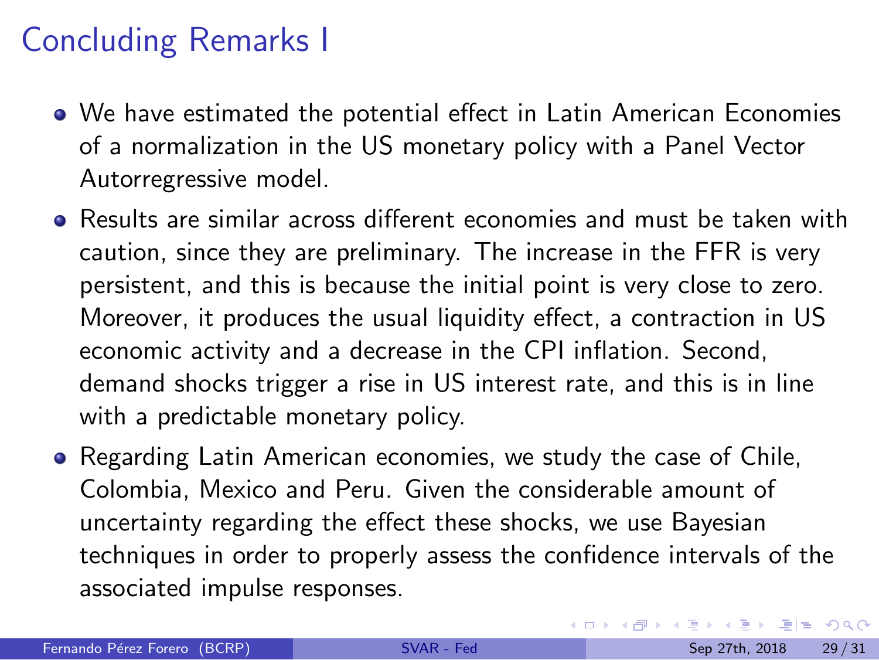# Concluding Remarks I

- We have estimated the potential effect in Latin American Economies of a normalization in the US monetary policy with a Panel Vector Autorregressive model.
- Results are similar across different economies and must be taken with caution, since they are preliminary. The increase in the FFR is very persistent, and this is because the initial point is very close to zero. Moreover, it produces the usual liquidity effect, a contraction in US economic activity and a decrease in the CPI inflation. Second, demand shocks trigger a rise in US interest rate, and this is in line with a predictable monetary policy.
- Regarding Latin American economies, we study the case of Chile, Colombia, Mexico and Peru. Given the considerable amount of uncertainty regarding the effect these shocks, we use Bayesian techniques in order to properly assess the confidence intervals of the associated impulse responses.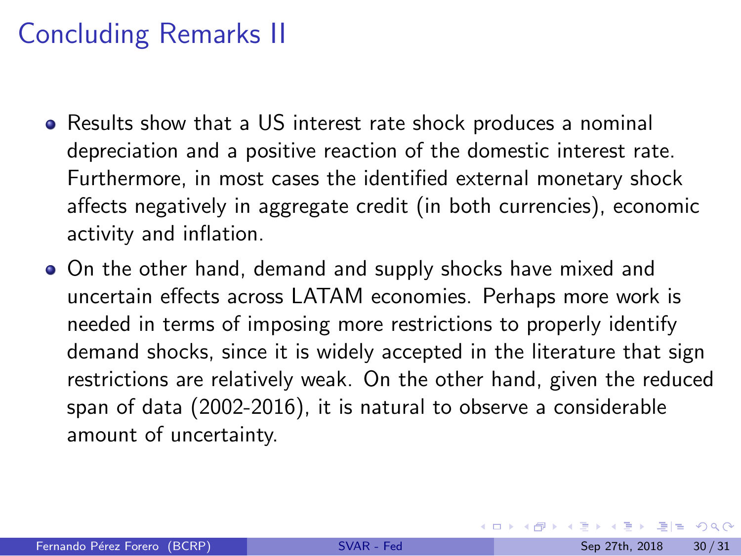# Concluding Remarks II

- Results show that a US interest rate shock produces a nominal depreciation and a positive reaction of the domestic interest rate. Furthermore, in most cases the identified external monetary shock affects negatively in aggregate credit (in both currencies), economic activity and inflation.
- On the other hand, demand and supply shocks have mixed and uncertain effects across LATAM economies. Perhaps more work is needed in terms of imposing more restrictions to properly identify demand shocks, since it is widely accepted in the literature that sign restrictions are relatively weak. On the other hand, given the reduced span of data (2002-2016), it is natural to observe a considerable amount of uncertainty.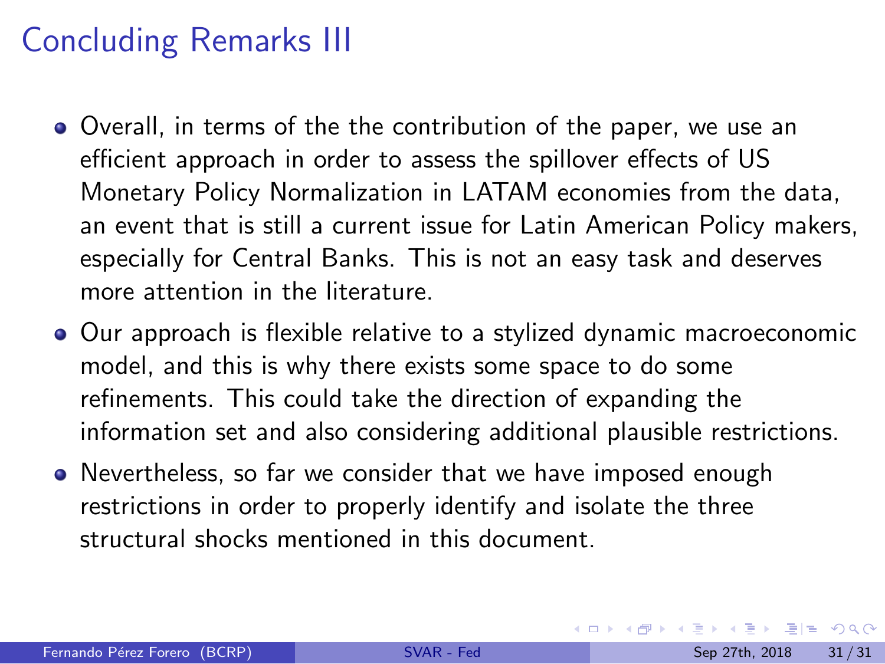# Concluding Remarks III

- Overall, in terms of the the contribution of the paper, we use an efficient approach in order to assess the spillover effects of US Monetary Policy Normalization in LATAM economies from the data, an event that is still a current issue for Latin American Policy makers, especially for Central Banks. This is not an easy task and deserves more attention in the literature.
- Our approach is flexible relative to a stylized dynamic macroeconomic model, and this is why there exists some space to do some refinements. This could take the direction of expanding the information set and also considering additional plausible restrictions.
- Nevertheless, so far we consider that we have imposed enough restrictions in order to properly identify and isolate the three structural shocks mentioned in this document.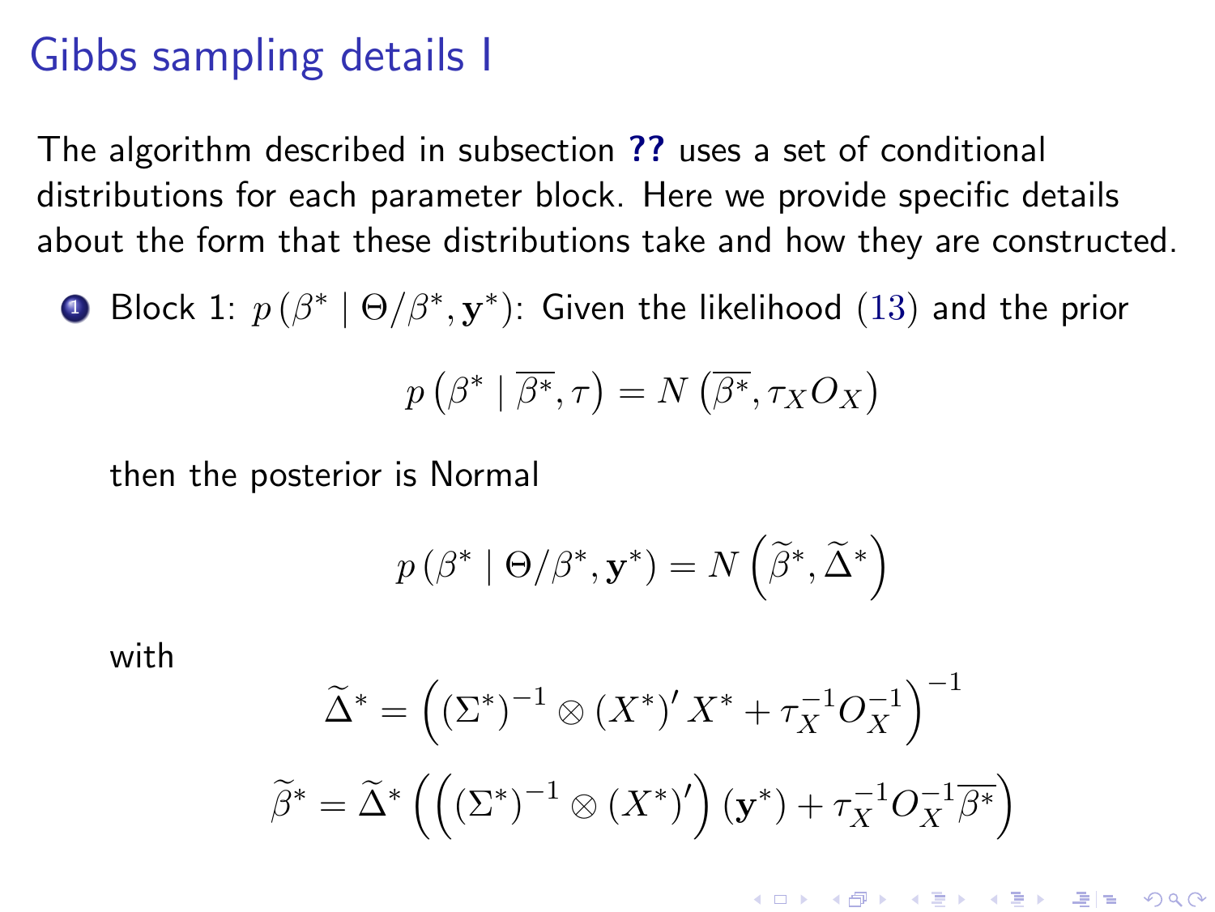# Gibbs sampling details I

The algorithm described in subsection **??** uses a set of conditional distributions for each parameter block. Here we provide specific details about the form that these distributions take and how they are constructed.

1. Block 1: $p\left(\beta^{*} \mid \Theta/\beta^{*}, \mathbf{y}^{*}\right)$: Given the likelihood (13) and the prior

   $$p\left(\beta^{*} \mid \overline{\beta^{*}}, \tau\right) = N\left(\overline{\beta^{*}}, \tau_{X} O_{X}\right)$$

   then the posterior is Normal

   $$p\left(\beta^{*} \mid \Theta/\beta^{*}, \mathbf{y}^{*}\right) = N\left(\widetilde{\beta}^{*}, \widetilde{\Delta}^{*}\right)$$

   with

   $$\widetilde{\Delta}^{*} = \left(\left(\Sigma^{*}\right)^{-1} \otimes \left(X^{*}\right)' X^{*} + \tau_{X}^{-1} O_{X}^{-1}\right)^{-1}$$

   $$\widetilde{\beta}^{*} = \widetilde{\Delta}^{*}\left(\left(\left(\Sigma^{*}\right)^{-1} \otimes \left(X^{*}\right)'\right)\left(\mathbf{y}^{*}\right) + \tau_{X}^{-1} O_{X}^{-1} \overline{\beta^{*}}\right)$$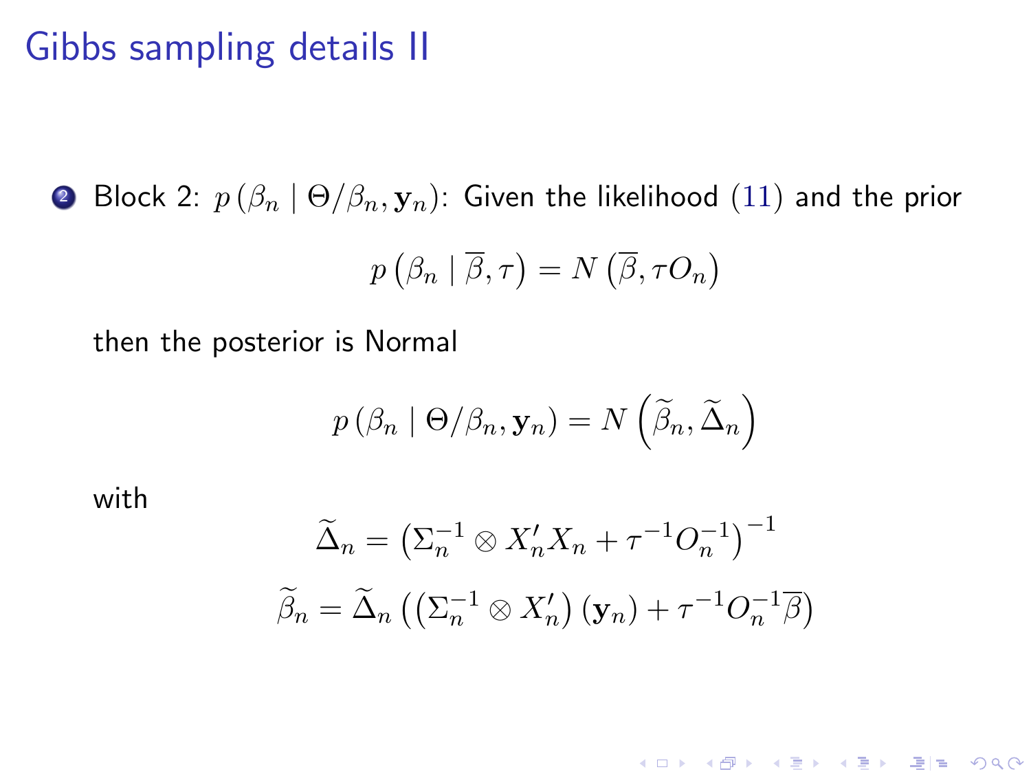# Gibbs sampling details II

2. Block 2: $p(\beta_n \mid \Theta/\beta_n, \mathbf{y}_n)$: Given the likelihood (11) and the prior

$$p\left(\beta_n \mid \overline{\beta}, \tau\right) = N\left(\overline{\beta}, \tau O_n\right)$$

then the posterior is Normal

$$p(\beta_n \mid \Theta/\beta_n, \mathbf{y}_n) = N\left(\widetilde{\beta}_n, \widetilde{\Delta}_n\right)$$

with

$$\widetilde{\Delta}_n = \left(\Sigma_n^{-1} \otimes X_n' X_n + \tau^{-1} O_n^{-1}\right)^{-1}$$

$$\widetilde{\beta}_n = \widetilde{\Delta}_n \left(\left(\Sigma_n^{-1} \otimes X_n'\right)(\mathbf{y}_n) + \tau^{-1} O_n^{-1} \overline{\beta}\right)$$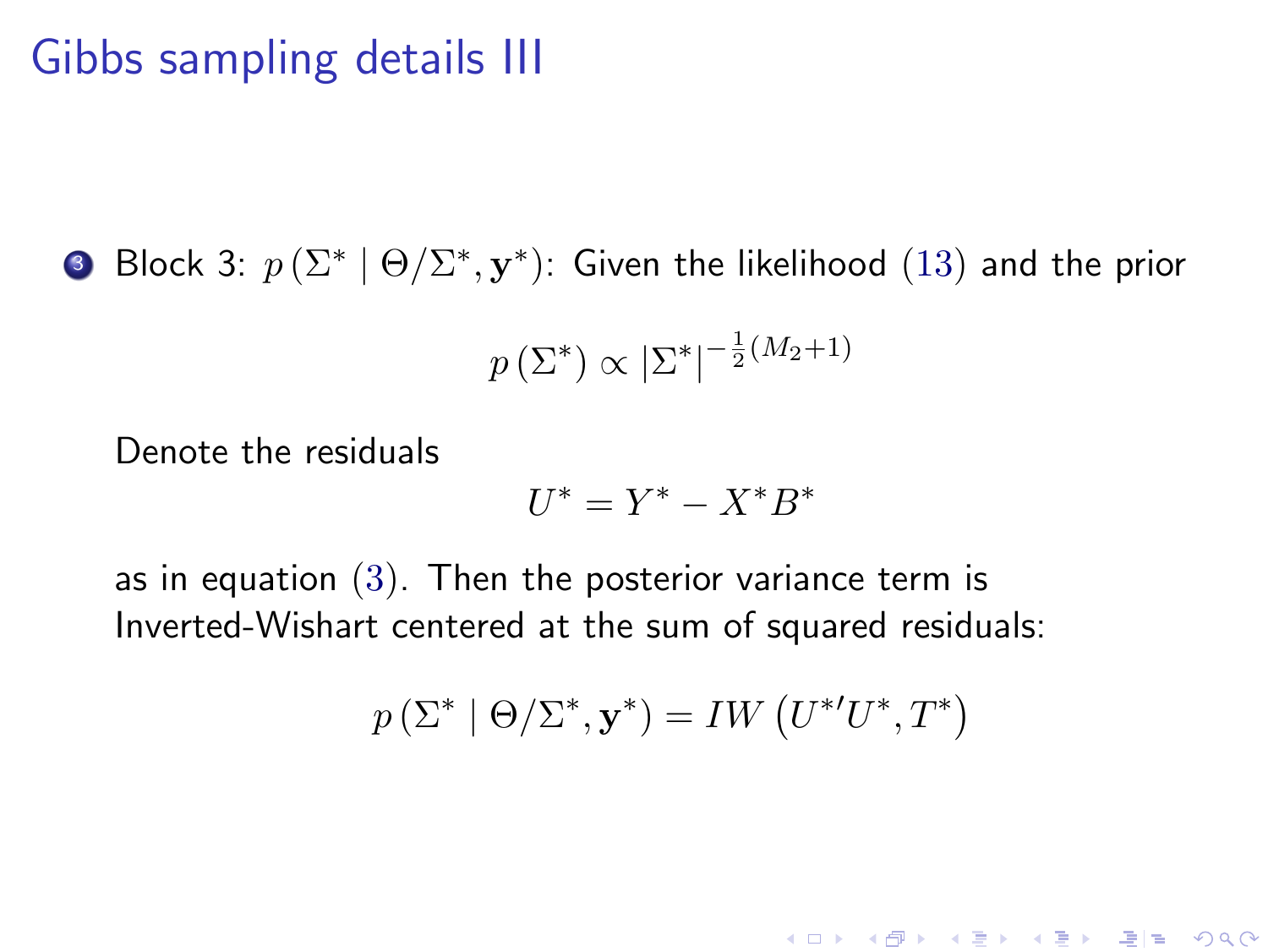# Gibbs sampling details III

3. Block 3: $p\left(\Sigma^* \mid \Theta/\Sigma^*, \mathbf{y}^*\right)$: Given the likelihood (13) and the prior

$$p\left(\Sigma^*\right) \propto \left|\Sigma^*\right|^{-\frac{1}{2}\left(M_2+1\right)}$$

Denote the residuals

$$U^* = Y^* - X^* B^*$$

as in equation (3). Then the posterior variance term is Inverted-Wishart centered at the sum of squared residuals:

$$p\left(\Sigma^* \mid \Theta/\Sigma^*, \mathbf{y}^*\right) = IW\left(U^{*\prime} U^*, T^*\right)$$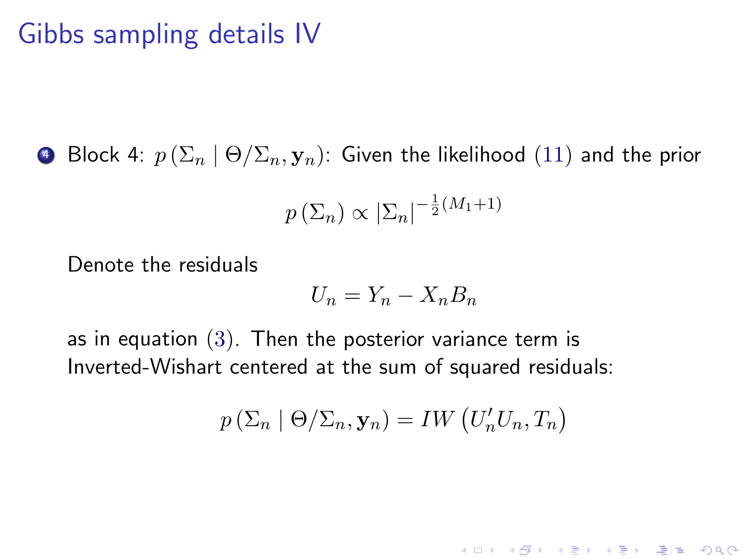# Gibbs sampling details IV

4. Block 4: $p\left(\Sigma_n \mid \Theta/\Sigma_n, \mathbf{y}_n\right)$: Given the likelihood (11) and the prior

$$p\left(\Sigma_n\right) \propto \left|\Sigma_n\right|^{-\frac{1}{2}\left(M_1+1\right)}$$

Denote the residuals

$$U_n = Y_n - X_n B_n$$

as in equation (3). Then the posterior variance term is Inverted-Wishart centered at the sum of squared residuals:

$$p\left(\Sigma_n \mid \Theta/\Sigma_n, \mathbf{y}_n\right) = IW\left(U_n' U_n, T_n\right)$$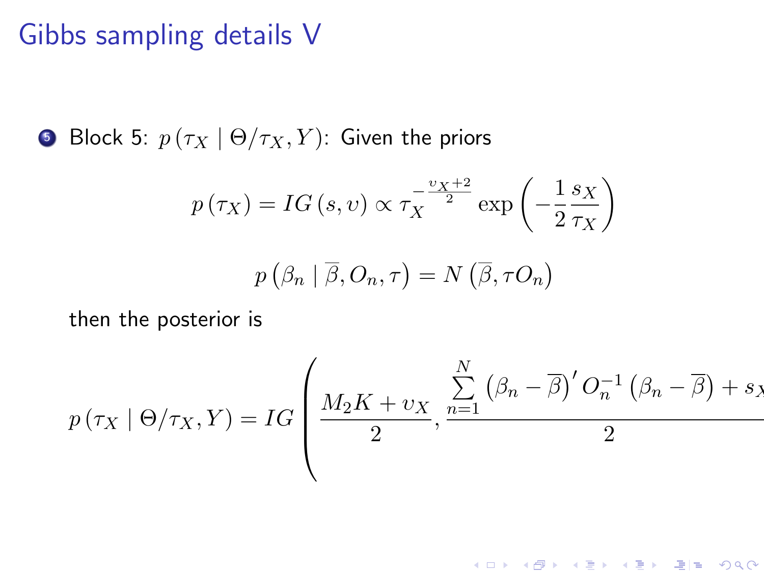# Gibbs sampling details V

5. Block 5: $p(\tau_X \mid \Theta/\tau_X, Y)$: Given the priors

$$p(\tau_X) = IG(s, \upsilon) \propto \tau_X^{-\frac{\upsilon_X + 2}{2}} \exp\left(-\frac{1}{2}\frac{s_X}{\tau_X}\right)$$

$$p\left(\beta_n \mid \overline{\beta}, O_n, \tau\right) = N\left(\overline{\beta}, \tau O_n\right)$$

then the posterior is

$$p(\tau_X \mid \Theta/\tau_X, Y) = IG\left(\frac{M_2 K + \upsilon_X}{2}, \frac{\sum_{n=1}^{N}\left(\beta_n - \overline{\beta}\right)' O_n^{-1}\left(\beta_n - \overline{\beta}\right) + s_X}{2}\right.$$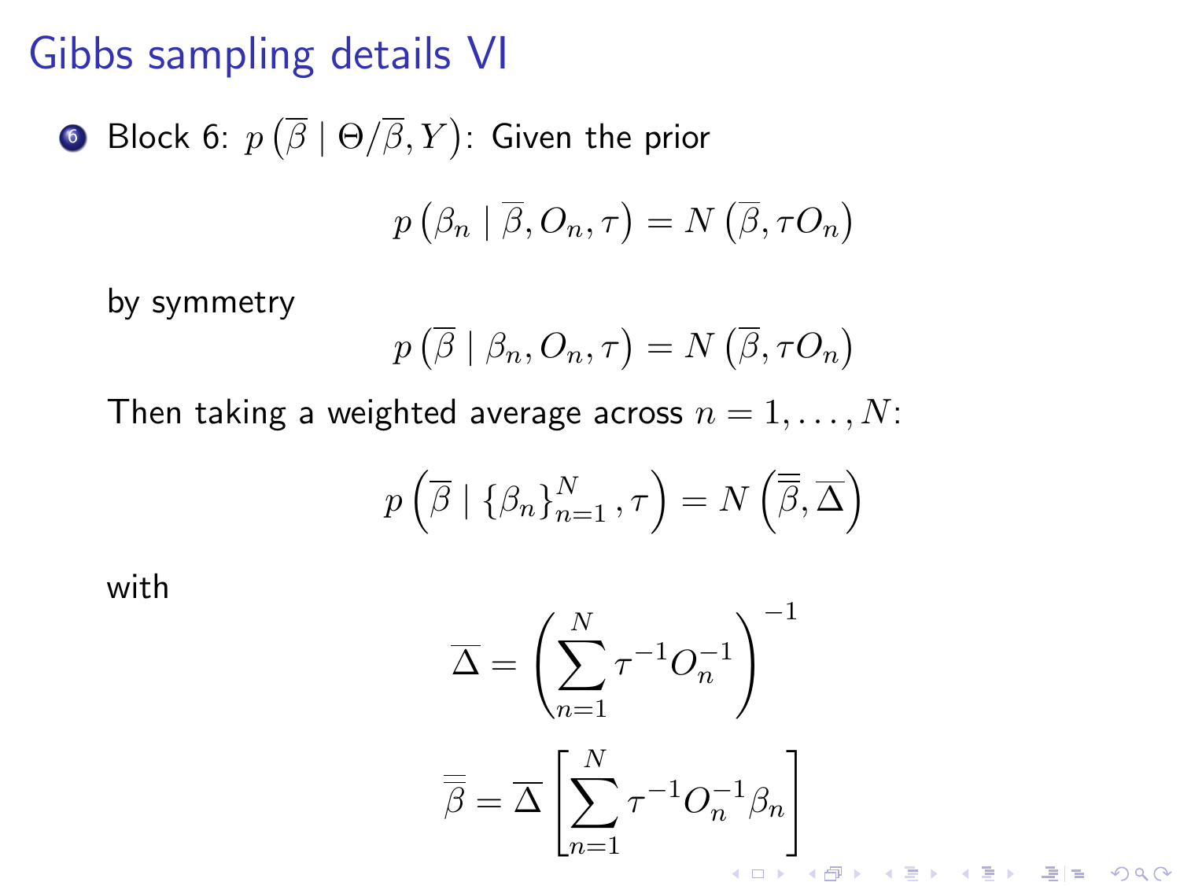# Gibbs sampling details VI

6. Block 6: $p\left(\overline{\beta} \mid \Theta/\overline{\beta}, Y\right)$: Given the prior

$$p\left(\beta_n \mid \overline{\beta}, O_n, \tau\right) = N\left(\overline{\beta}, \tau O_n\right)$$

by symmetry

$$p\left(\overline{\beta} \mid \beta_n, O_n, \tau\right) = N\left(\overline{\beta}, \tau O_n\right)$$

Then taking a weighted average across $n = 1, \ldots, N$:

$$p\left(\overline{\beta} \mid \{\beta_n\}_{n=1}^{N}, \tau\right) = N\left(\overline{\overline{\beta}}, \overline{\Delta}\right)$$

with

$$\overline{\Delta} = \left(\sum_{n=1}^{N} \tau^{-1} O_n^{-1}\right)^{-1}$$

$$\overline{\overline{\beta}} = \overline{\Delta}\left[\sum_{n=1}^{N} \tau^{-1} O_n^{-1} \beta_n\right]$$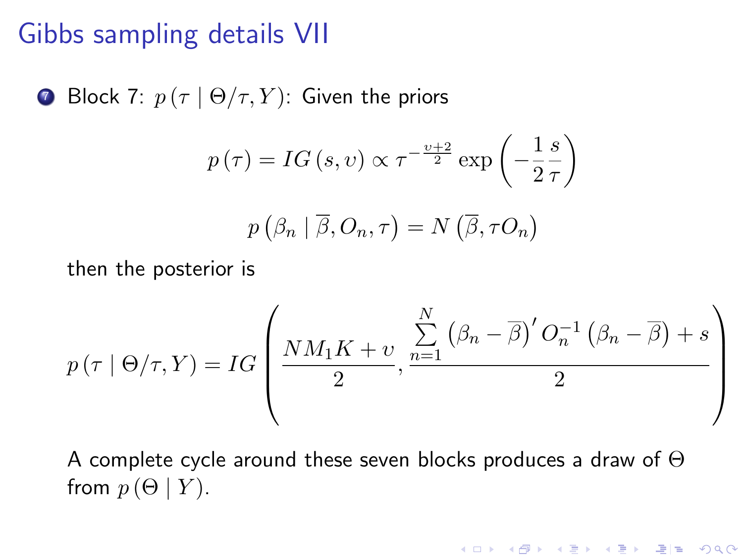# Gibbs sampling details VII

7. Block 7: $p\left(\tau \mid \Theta/\tau, Y\right)$: Given the priors

$$p\left(\tau\right) = IG\left(s, \upsilon\right) \propto \tau^{-\frac{\upsilon+2}{2}} \exp\left(-\frac{1}{2}\frac{s}{\tau}\right)$$

$$p\left(\beta_n \mid \overline{\beta}, O_n, \tau\right) = N\left(\overline{\beta}, \tau O_n\right)$$

then the posterior is

$$p\left(\tau \mid \Theta/\tau, Y\right) = IG\left(\frac{NM_1K + \upsilon}{2}, \frac{\sum_{n=1}^{N}\left(\beta_n - \overline{\beta}\right)' O_n^{-1}\left(\beta_n - \overline{\beta}\right) + s}{2}\right)$$

A complete cycle around these seven blocks produces a draw of $\Theta$ from $p\left(\Theta \mid Y\right)$.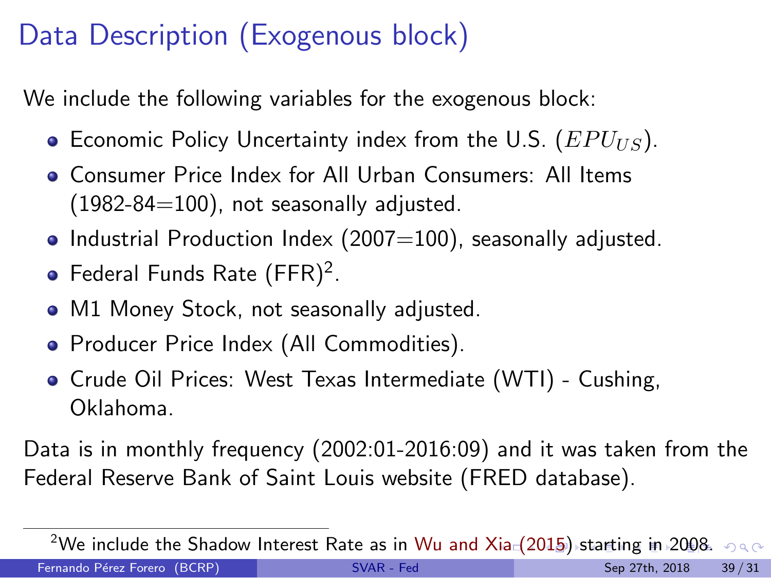# Data Description (Exogenous block)

We include the following variables for the exogenous block:

- Economic Policy Uncertainty index from the U.S. ($EPU_{US}$).
- Consumer Price Index for All Urban Consumers: All Items (1982-84=100), not seasonally adjusted.
- Industrial Production Index (2007=100), seasonally adjusted.
- Federal Funds Rate (FFR)[2].
- M1 Money Stock, not seasonally adjusted.
- Producer Price Index (All Commodities).
- Crude Oil Prices: West Texas Intermediate (WTI) - Cushing, Oklahoma.

Data is in monthly frequency (2002:01-2016:09) and it was taken from the Federal Reserve Bank of Saint Louis website (FRED database).

[2] We include the Shadow Interest Rate as in Wu and Xia (2015) starting in 2008.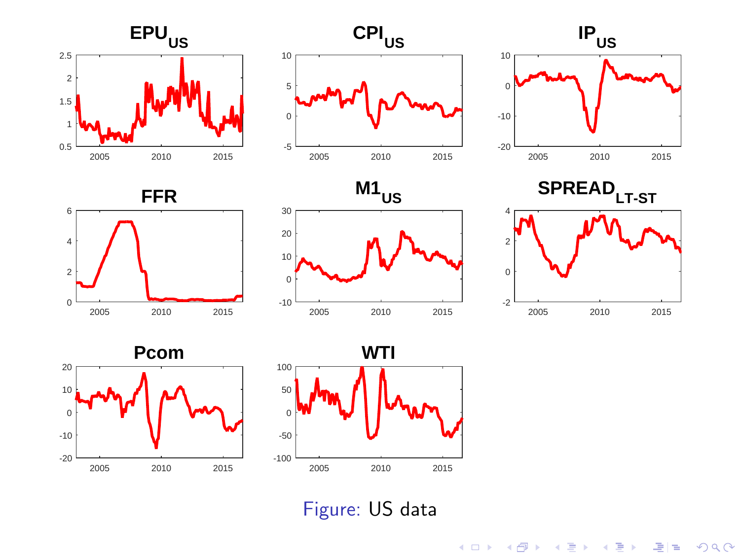Figure: US data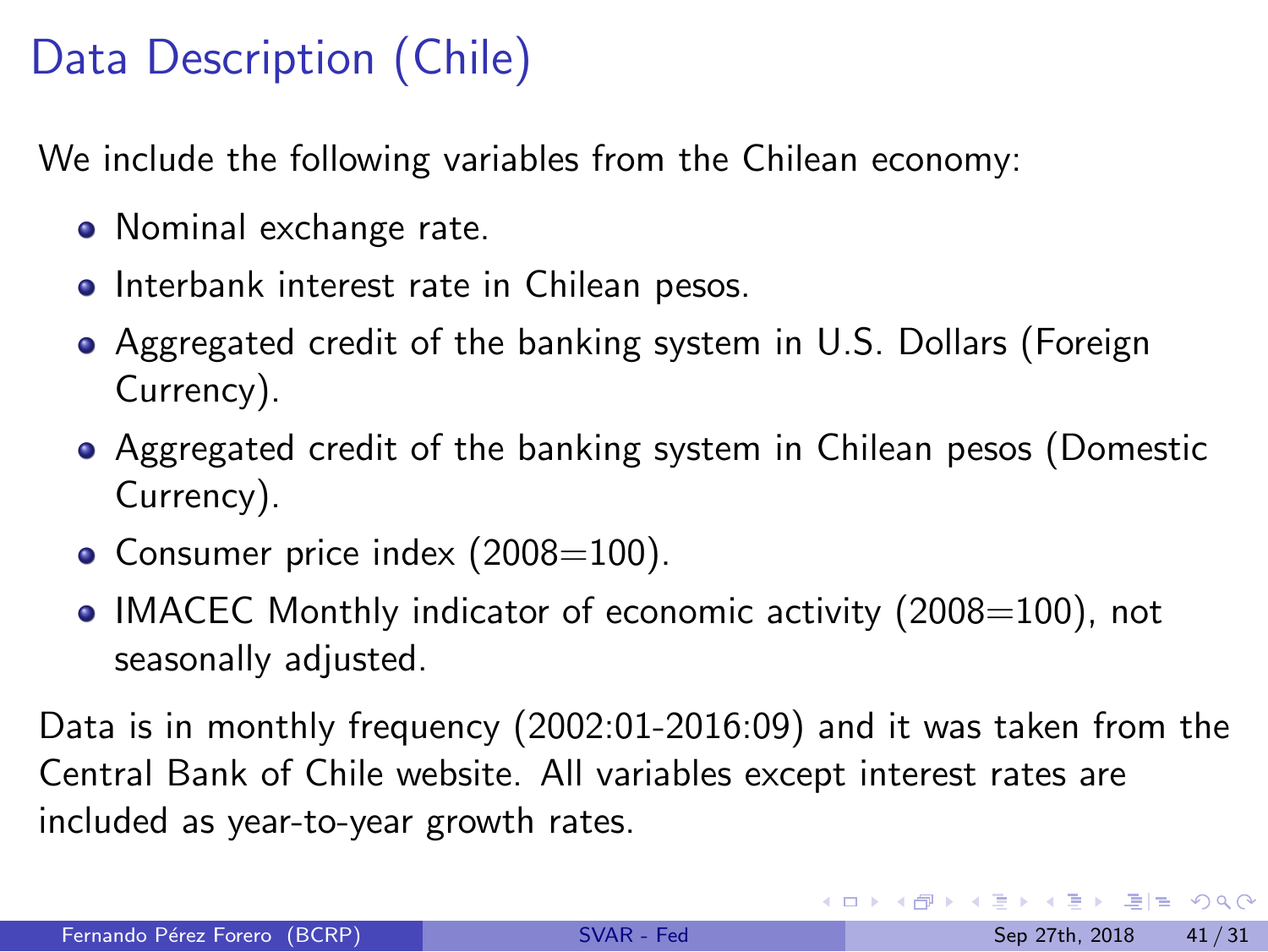# Data Description (Chile)

We include the following variables from the Chilean economy:

- Nominal exchange rate.
- Interbank interest rate in Chilean pesos.
- Aggregated credit of the banking system in U.S. Dollars (Foreign Currency).
- Aggregated credit of the banking system in Chilean pesos (Domestic Currency).
- Consumer price index (2008=100).
- IMACEC Monthly indicator of economic activity (2008=100), not seasonally adjusted.

Data is in monthly frequency (2002:01-2016:09) and it was taken from the Central Bank of Chile website. All variables except interest rates are included as year-to-year growth rates.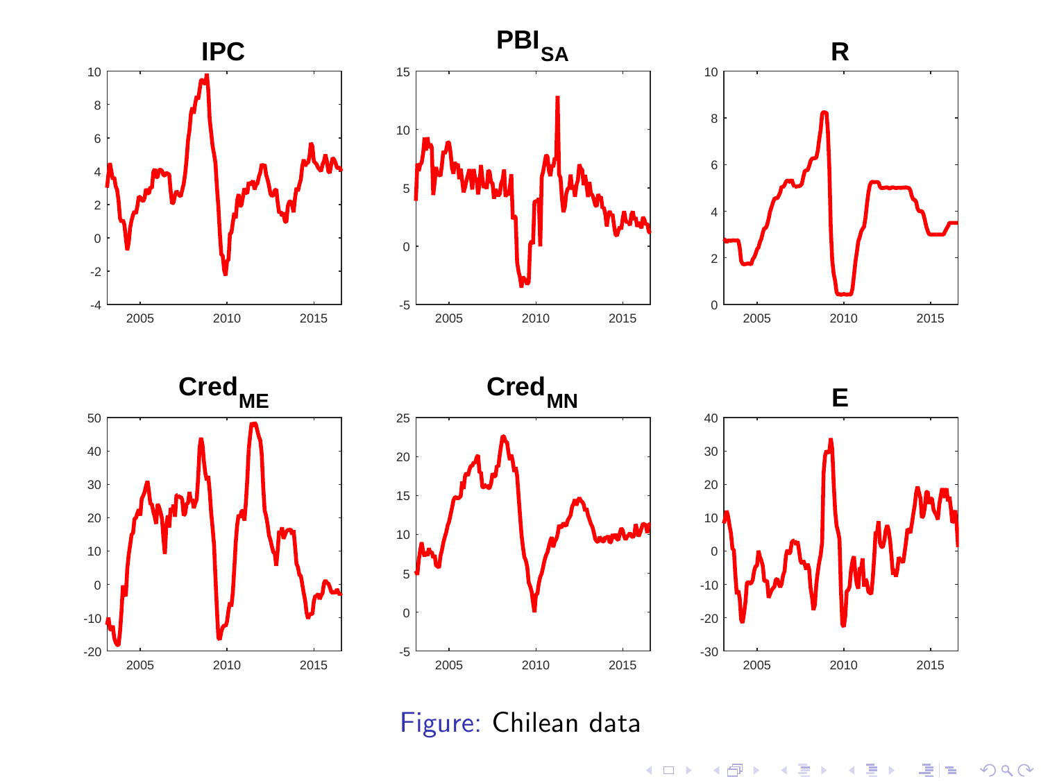Figure: Chilean data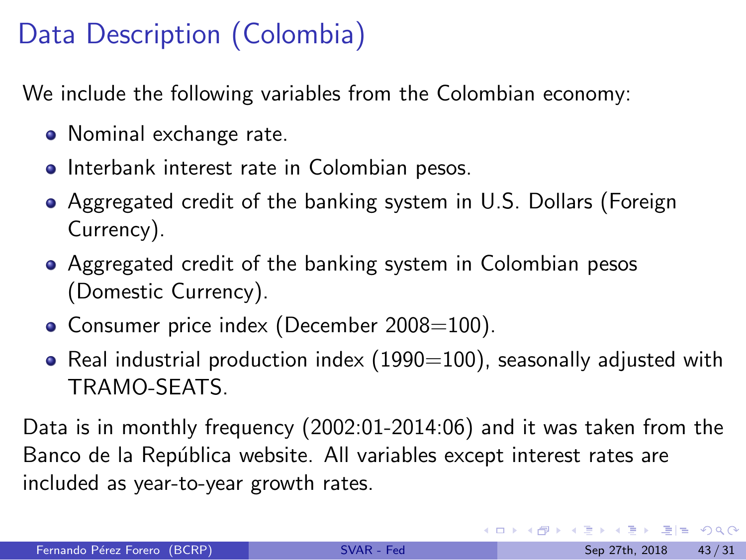# Data Description (Colombia)

We include the following variables from the Colombian economy:

- Nominal exchange rate.
- Interbank interest rate in Colombian pesos.
- Aggregated credit of the banking system in U.S. Dollars (Foreign Currency).
- Aggregated credit of the banking system in Colombian pesos (Domestic Currency).
- Consumer price index (December 2008=100).
- Real industrial production index (1990=100), seasonally adjusted with TRAMO-SEATS.

Data is in monthly frequency (2002:01-2014:06) and it was taken from the Banco de la República website. All variables except interest rates are included as year-to-year growth rates.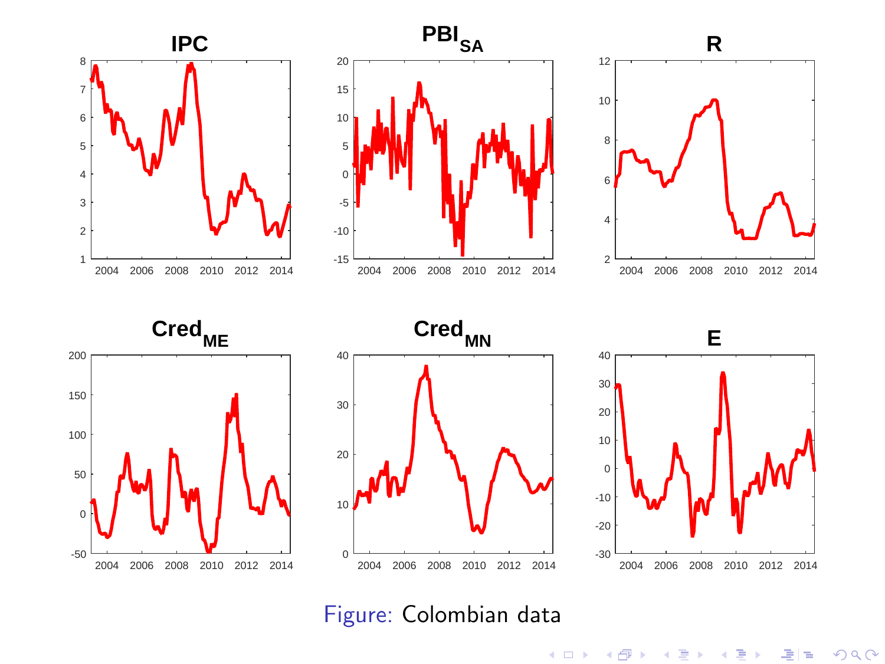Figure: Colombian data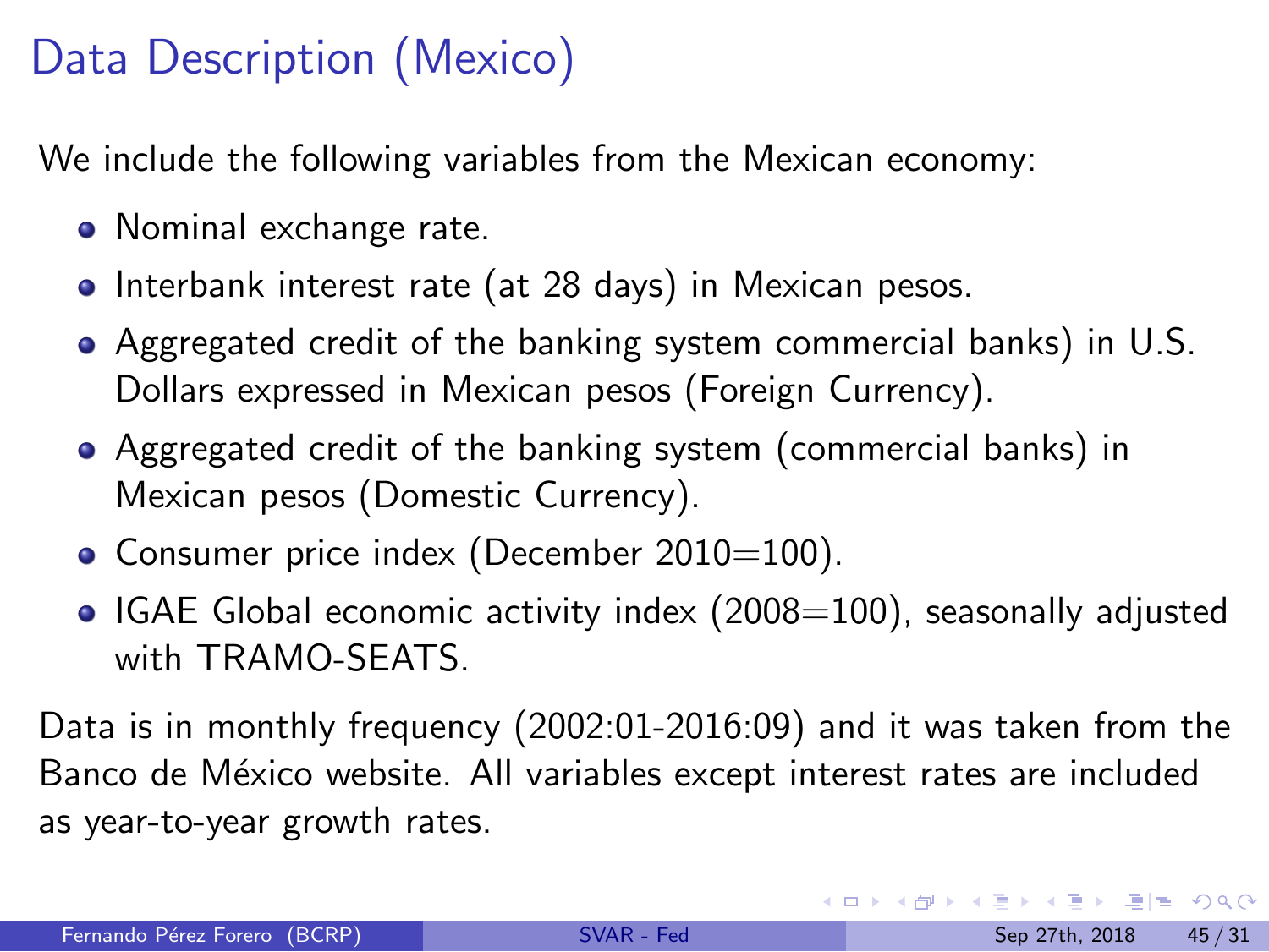# Data Description (Mexico)

We include the following variables from the Mexican economy:

- Nominal exchange rate.
- Interbank interest rate (at 28 days) in Mexican pesos.
- Aggregated credit of the banking system commercial banks) in U.S. Dollars expressed in Mexican pesos (Foreign Currency).
- Aggregated credit of the banking system (commercial banks) in Mexican pesos (Domestic Currency).
- Consumer price index (December 2010=100).
- IGAE Global economic activity index (2008=100), seasonally adjusted with TRAMO-SEATS.

Data is in monthly frequency (2002:01-2016:09) and it was taken from the Banco de México website. All variables except interest rates are included as year-to-year growth rates.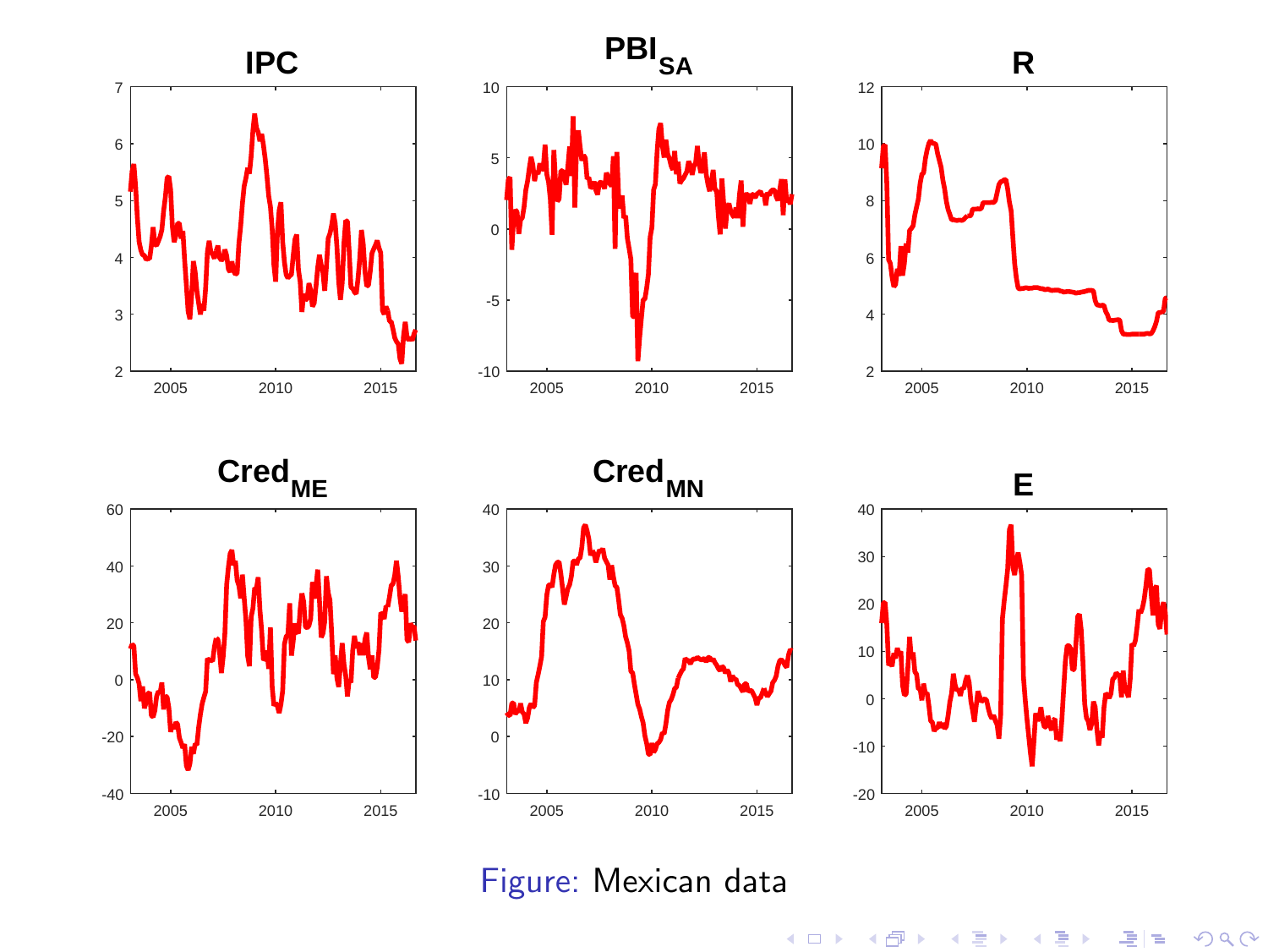Figure: Mexican data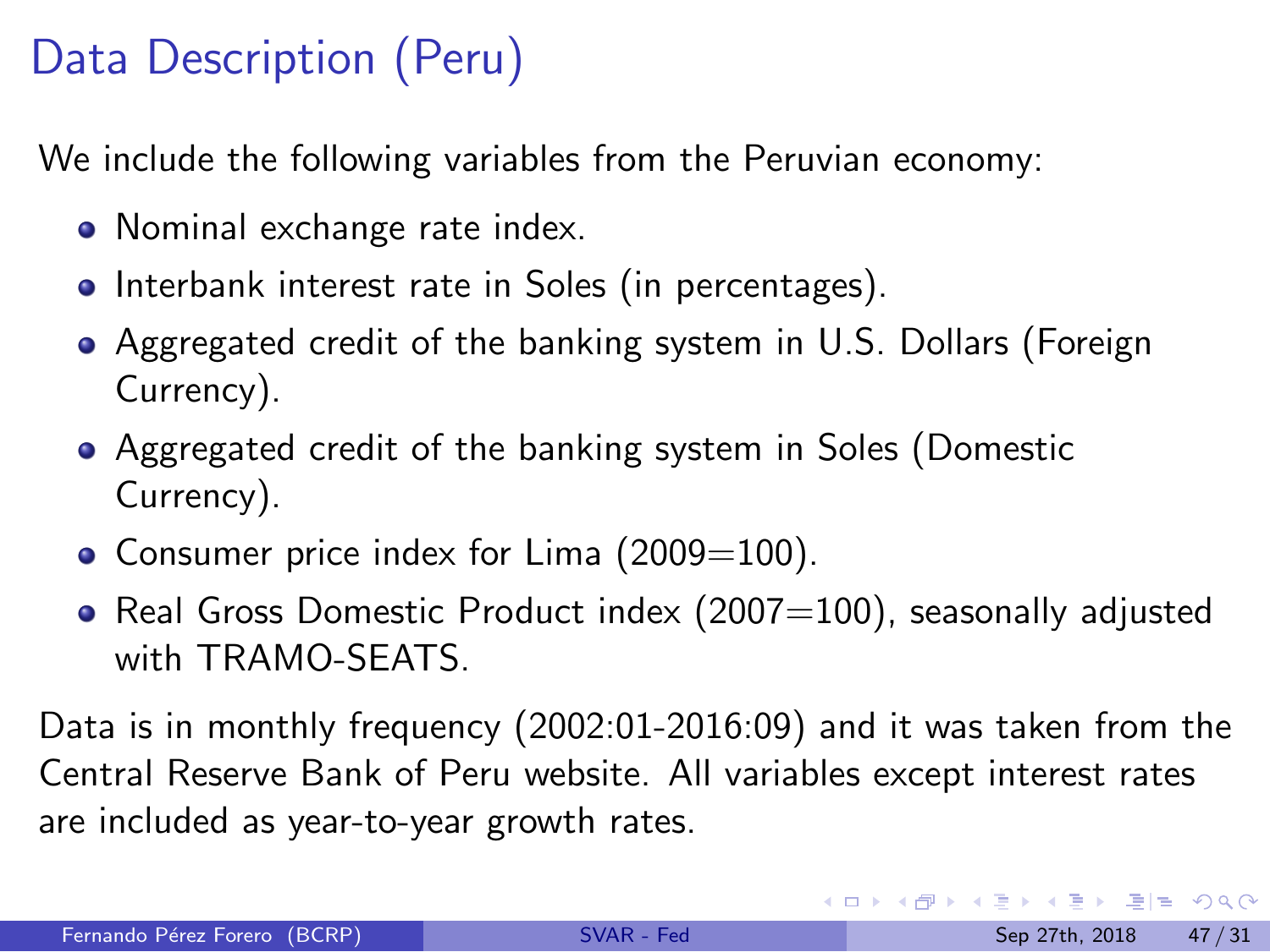# Data Description (Peru)

We include the following variables from the Peruvian economy:

- Nominal exchange rate index.
- Interbank interest rate in Soles (in percentages).
- Aggregated credit of the banking system in U.S. Dollars (Foreign Currency).
- Aggregated credit of the banking system in Soles (Domestic Currency).
- Consumer price index for Lima (2009=100).
- Real Gross Domestic Product index (2007=100), seasonally adjusted with TRAMO-SEATS.

Data is in monthly frequency (2002:01-2016:09) and it was taken from the Central Reserve Bank of Peru website. All variables except interest rates are included as year-to-year growth rates.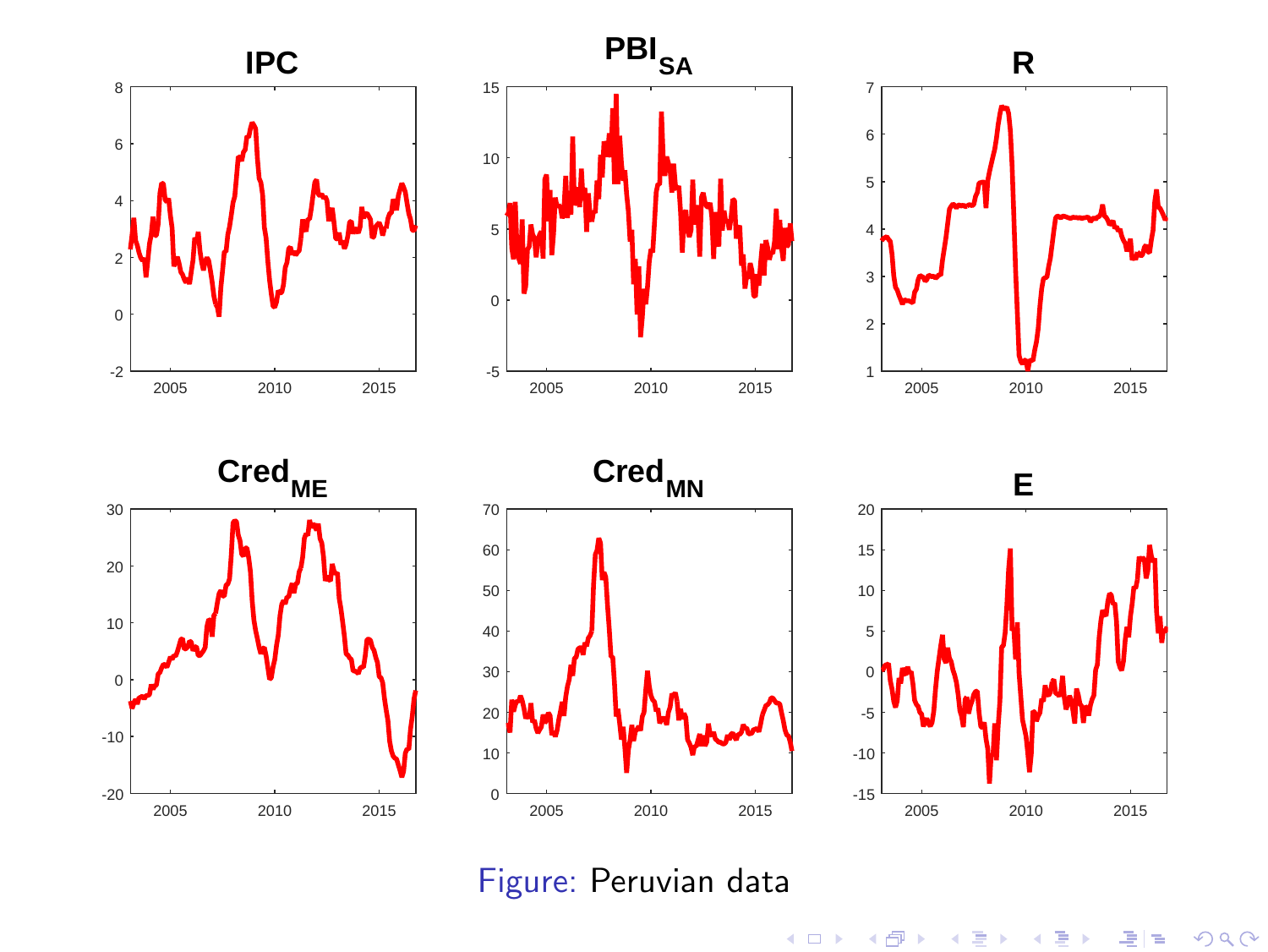Figure: Peruvian data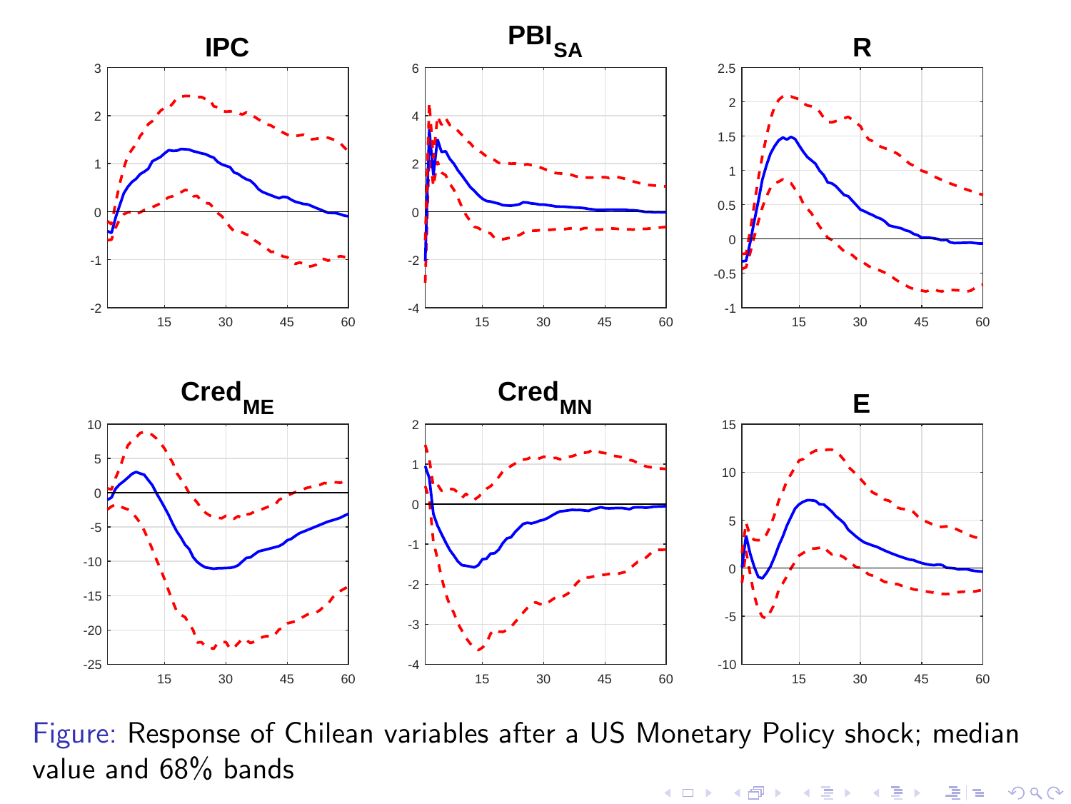Figure: Response of Chilean variables after a US Monetary Policy shock; median value and 68% bands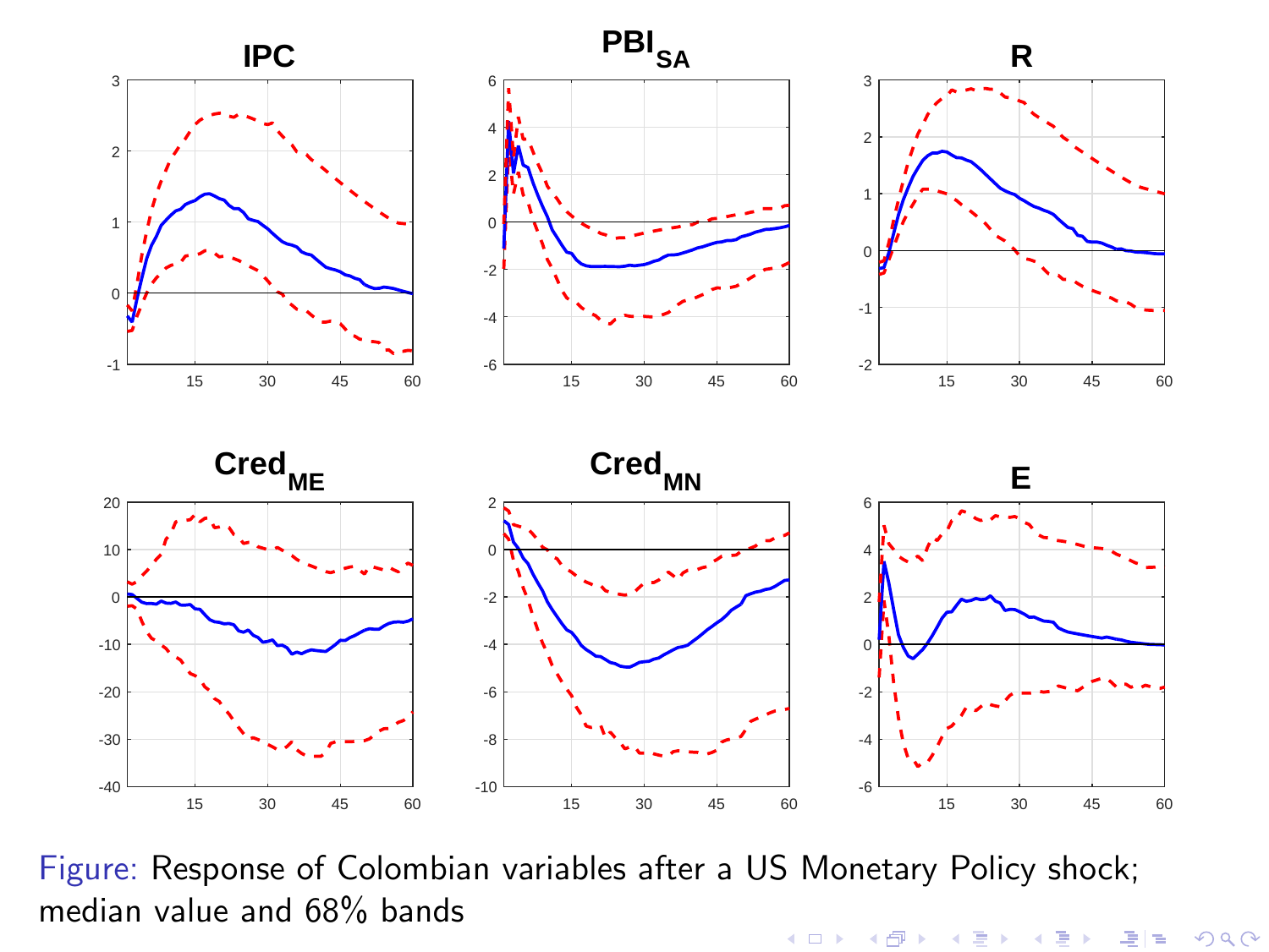Figure: Response of Colombian variables after a US Monetary Policy shock; median value and 68% bands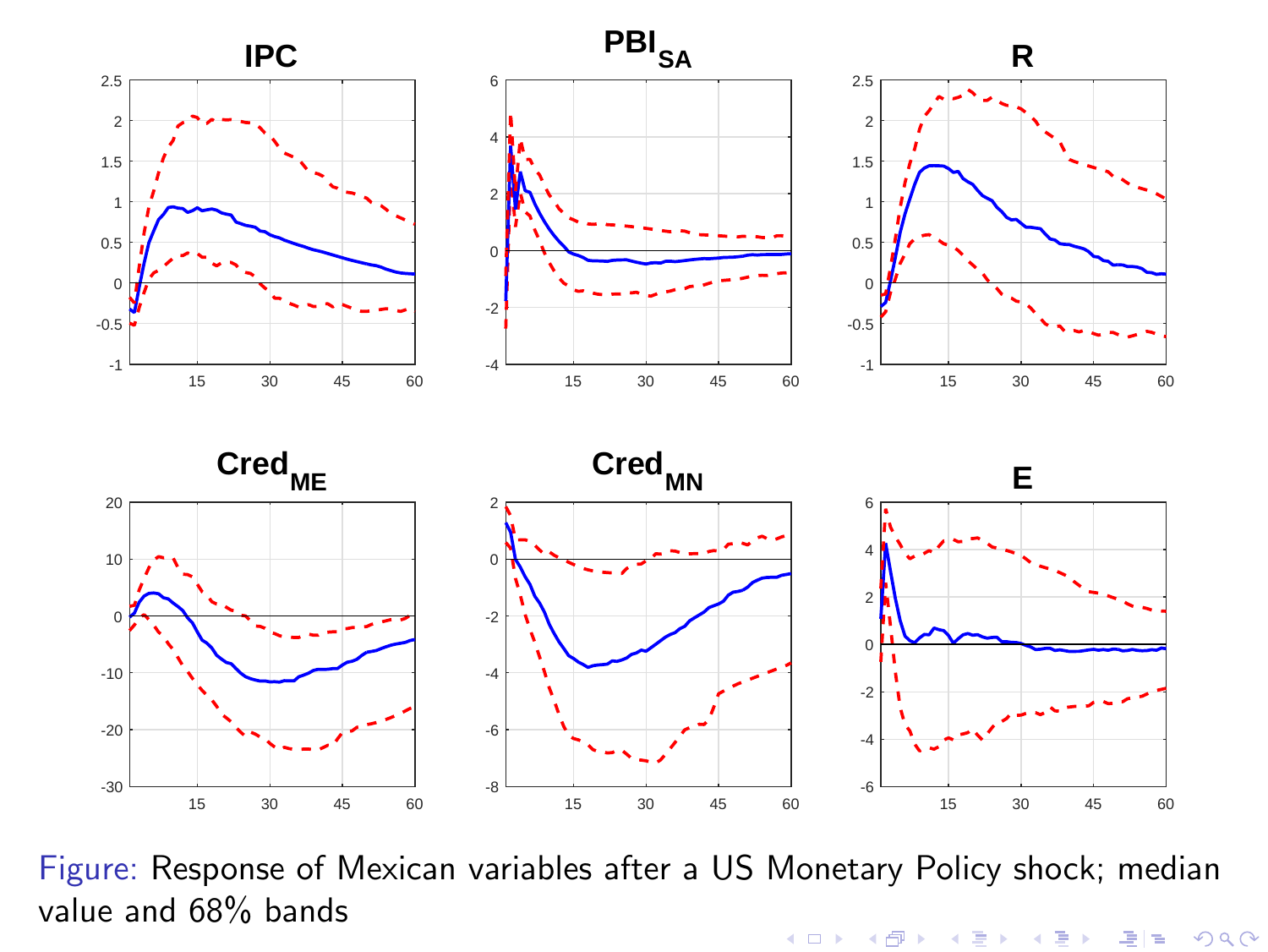Figure: Response of Mexican variables after a US Monetary Policy shock; median value and 68% bands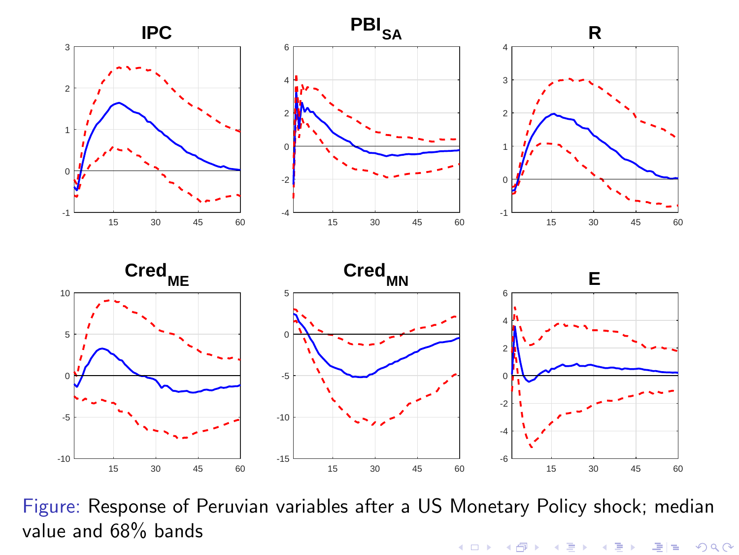Figure: Response of Peruvian variables after a US Monetary Policy shock; median value and 68% bands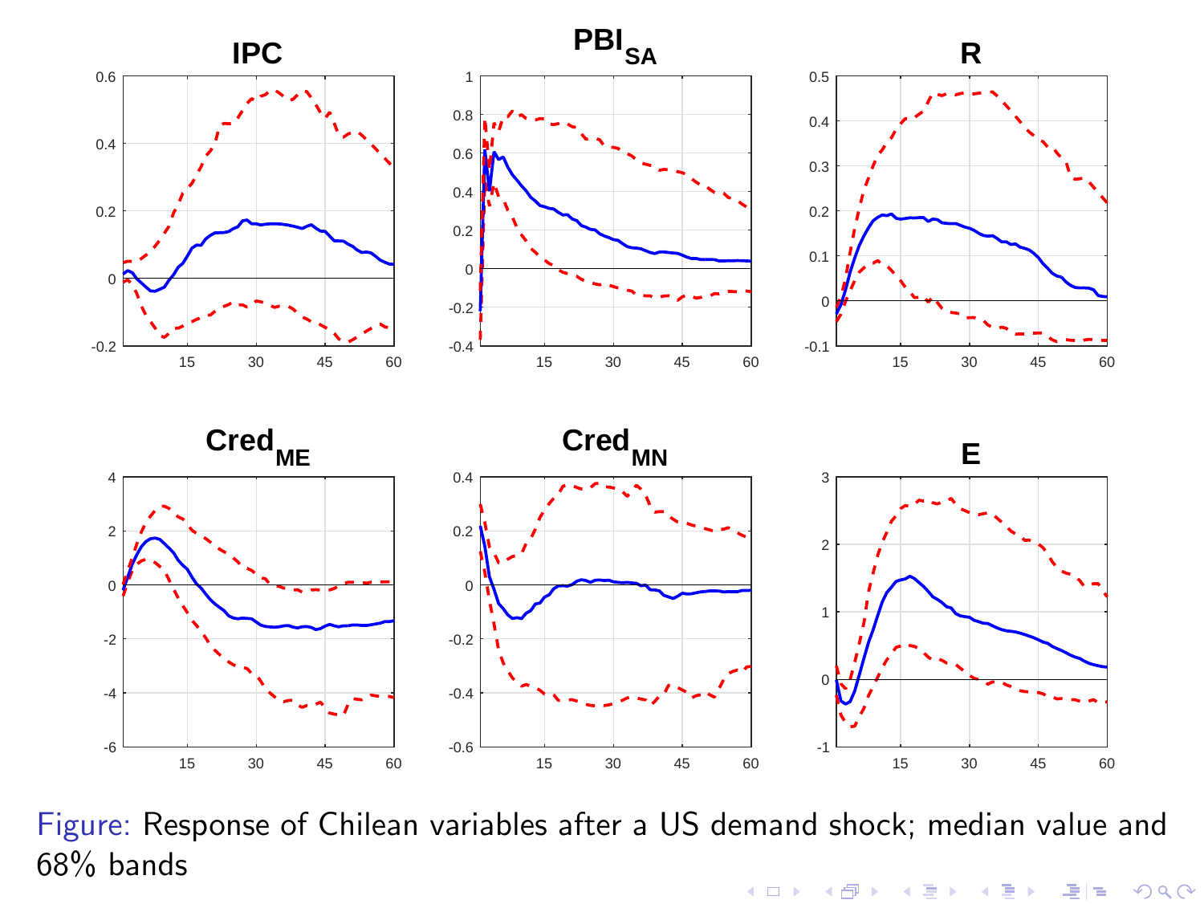Figure: Response of Chilean variables after a US demand shock; median value and 68% bands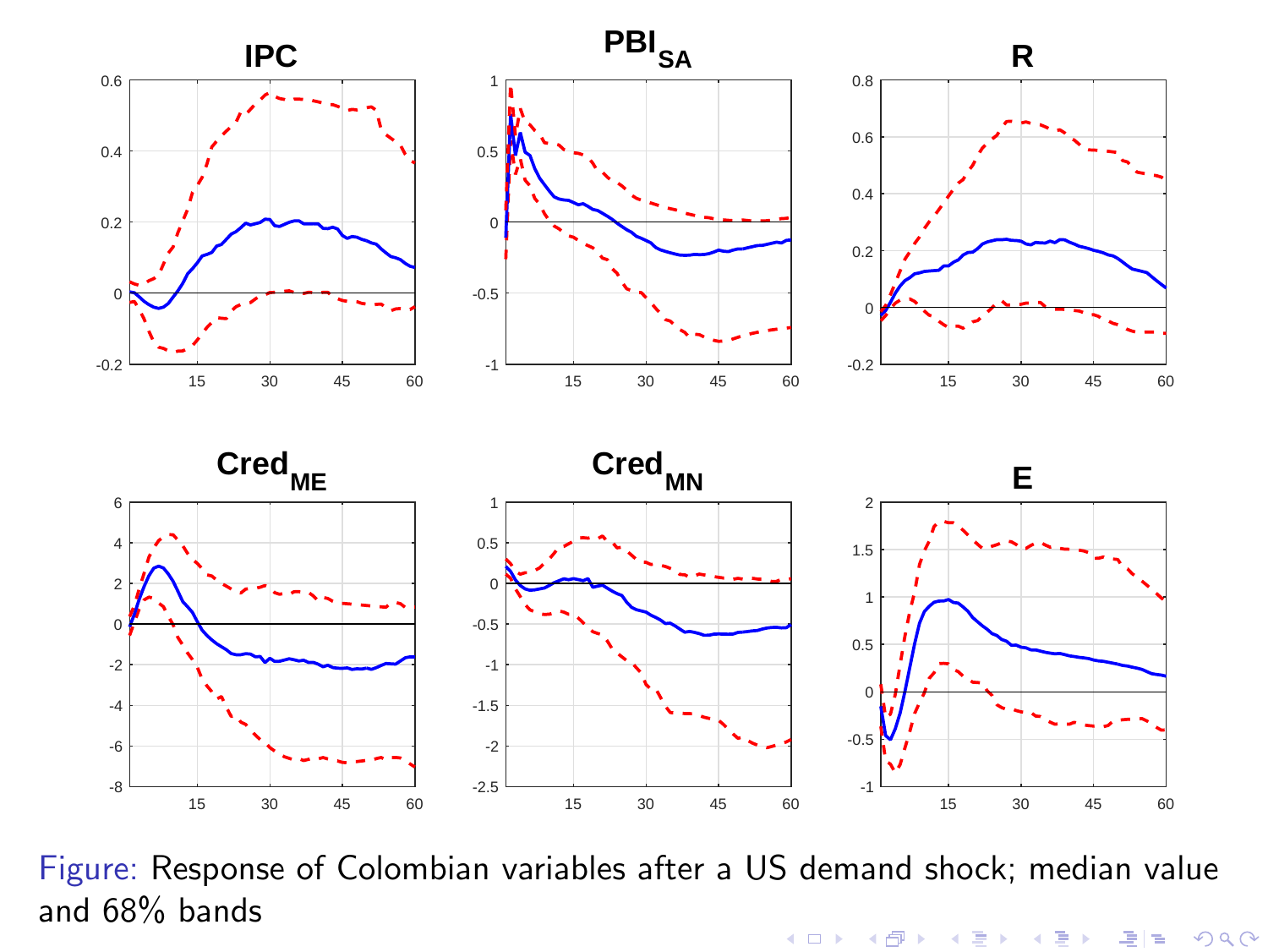Figure: Response of Colombian variables after a US demand shock; median value and 68% bands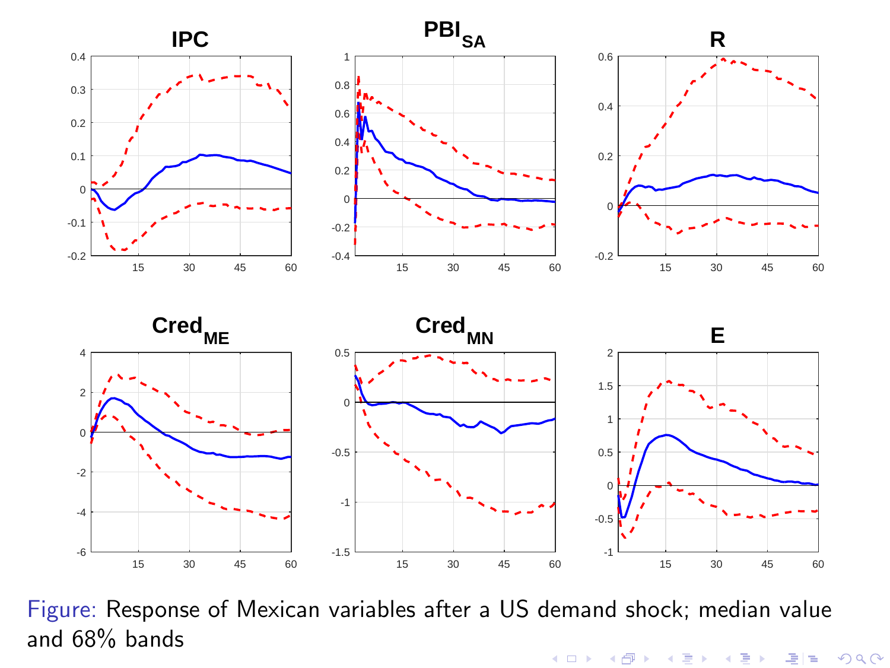Figure: Response of Mexican variables after a US demand shock; median value and 68% bands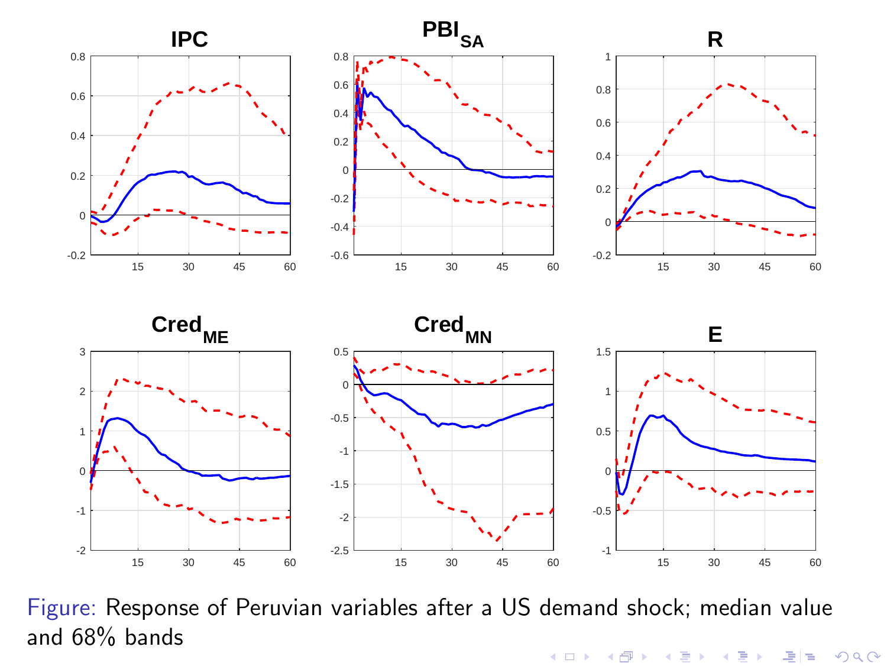Figure: Response of Peruvian variables after a US demand shock; median value and 68% bands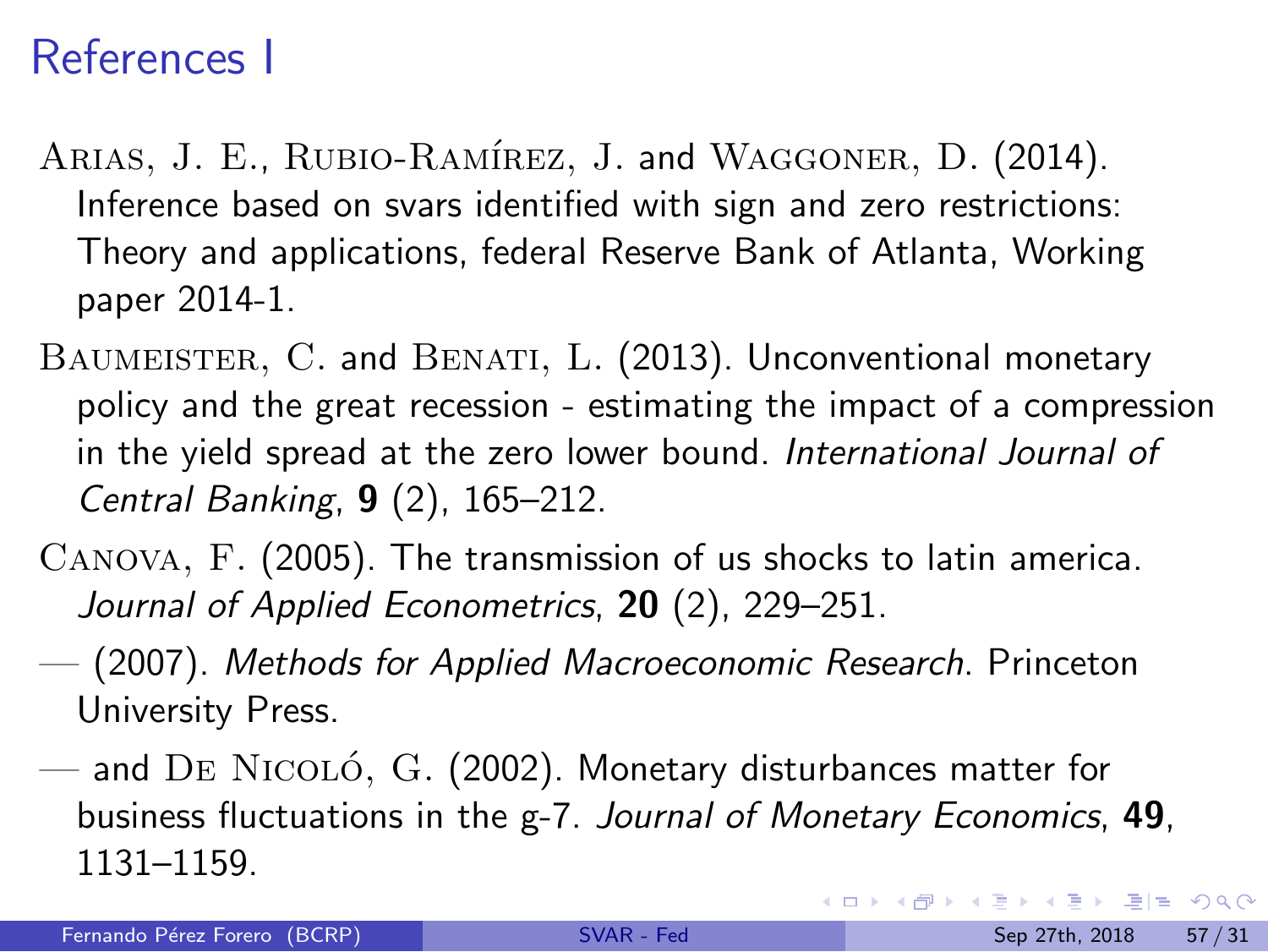# References I

Arias, J. E., Rubio-Ramírez, J. and Waggoner, D. (2014). Inference based on svars identified with sign and zero restrictions: Theory and applications, federal Reserve Bank of Atlanta, Working paper 2014-1.

Baumeister, C. and Benati, L. (2013). Unconventional monetary policy and the great recession - estimating the impact of a compression in the yield spread at the zero lower bound. *International Journal of Central Banking*, **9** (2), 165–212.

Canova, F. (2005). The transmission of us shocks to latin america. *Journal of Applied Econometrics*, **20** (2), 229–251.

— (2007). *Methods for Applied Macroeconomic Research*. Princeton University Press.

— and De Nicoló, G. (2002). Monetary disturbances matter for business fluctuations in the g-7. *Journal of Monetary Economics*, **49**, 1131–1159.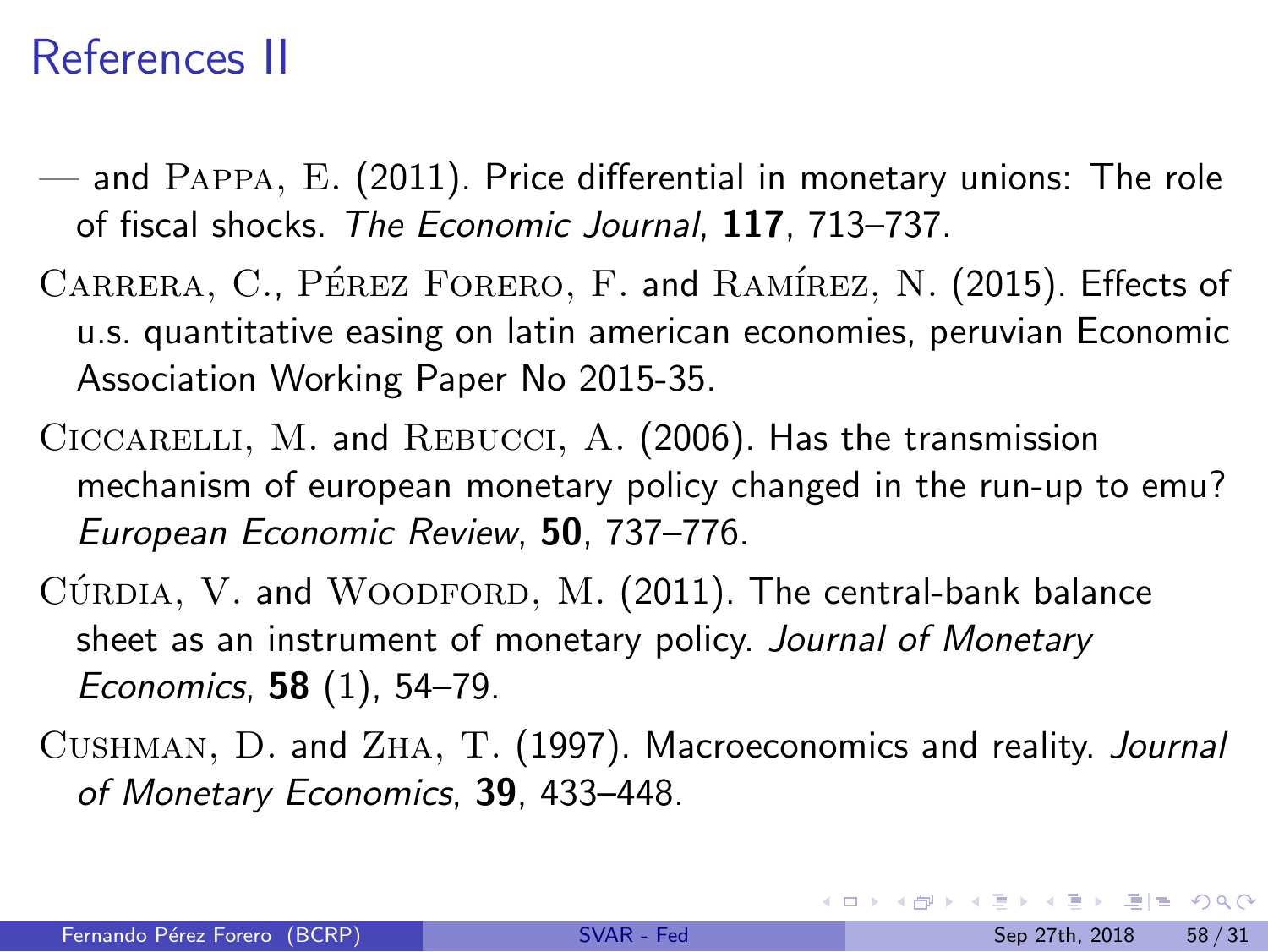# References II

— and Pappa, E. (2011). Price differential in monetary unions: The role of fiscal shocks. *The Economic Journal*, **117**, 713–737.

Carrera, C., Pérez Forero, F. and Ramírez, N. (2015). Effects of u.s. quantitative easing on latin american economies, peruvian Economic Association Working Paper No 2015-35.

Ciccarelli, M. and Rebucci, A. (2006). Has the transmission mechanism of european monetary policy changed in the run-up to emu? *European Economic Review*, **50**, 737–776.

Cúrdia, V. and Woodford, M. (2011). The central-bank balance sheet as an instrument of monetary policy. *Journal of Monetary Economics*, **58** (1), 54–79.

Cushman, D. and Zha, T. (1997). Macroeconomics and reality. *Journal of Monetary Economics*, **39**, 433–448.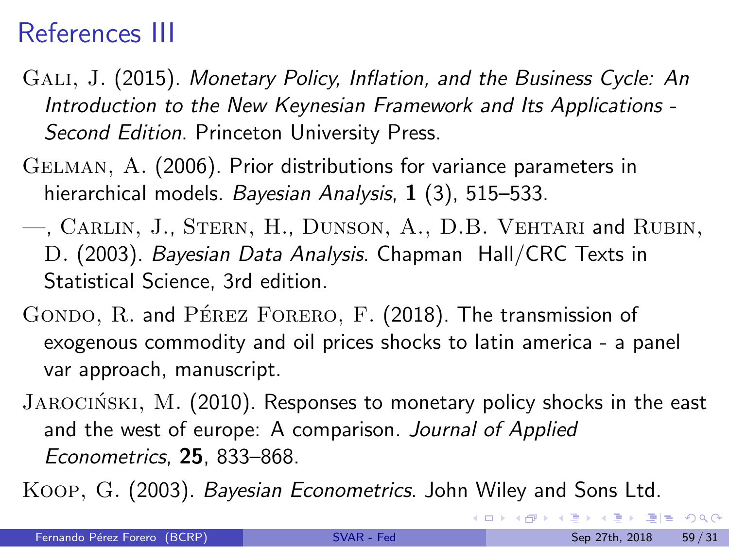# References III

Gali, J. (2015). *Monetary Policy, Inflation, and the Business Cycle: An Introduction to the New Keynesian Framework and Its Applications - Second Edition*. Princeton University Press.

Gelman, A. (2006). Prior distributions for variance parameters in hierarchical models. *Bayesian Analysis*, **1** (3), 515–533.

—, Carlin, J., Stern, H., Dunson, A., D.B. Vehtari and Rubin, D. (2003). *Bayesian Data Analysis*. Chapman Hall/CRC Texts in Statistical Science, 3rd edition.

Gondo, R. and Pérez Forero, F. (2018). The transmission of exogenous commodity and oil prices shocks to latin america - a panel var approach, manuscript.

Jarociński, M. (2010). Responses to monetary policy shocks in the east and the west of europe: A comparison. *Journal of Applied Econometrics*, **25**, 833–868.

Koop, G. (2003). *Bayesian Econometrics*. John Wiley and Sons Ltd.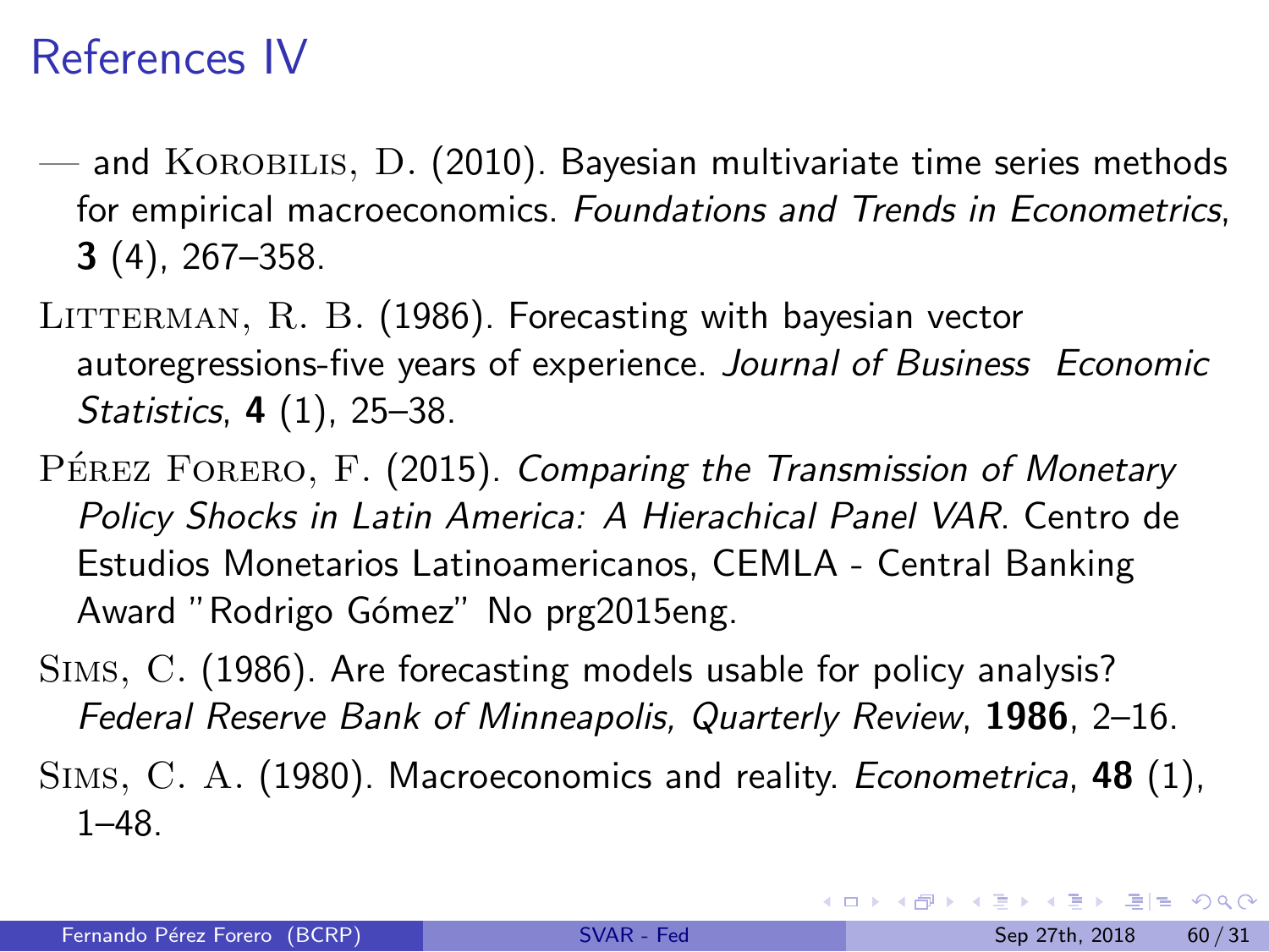# References IV

— and Korobilis, D. (2010). Bayesian multivariate time series methods for empirical macroeconomics. *Foundations and Trends in Econometrics*, **3** (4), 267–358.

Litterman, R. B. (1986). Forecasting with bayesian vector autoregressions-five years of experience. *Journal of Business Economic Statistics*, **4** (1), 25–38.

Pérez Forero, F. (2015). *Comparing the Transmission of Monetary Policy Shocks in Latin America: A Hierachical Panel VAR*. Centro de Estudios Monetarios Latinoamericanos, CEMLA - Central Banking Award "Rodrigo Gómez" No prg2015eng.

Sims, C. (1986). Are forecasting models usable for policy analysis? *Federal Reserve Bank of Minneapolis, Quarterly Review*, **1986**, 2–16.

Sims, C. A. (1980). Macroeconomics and reality. *Econometrica*, **48** (1), 1–48.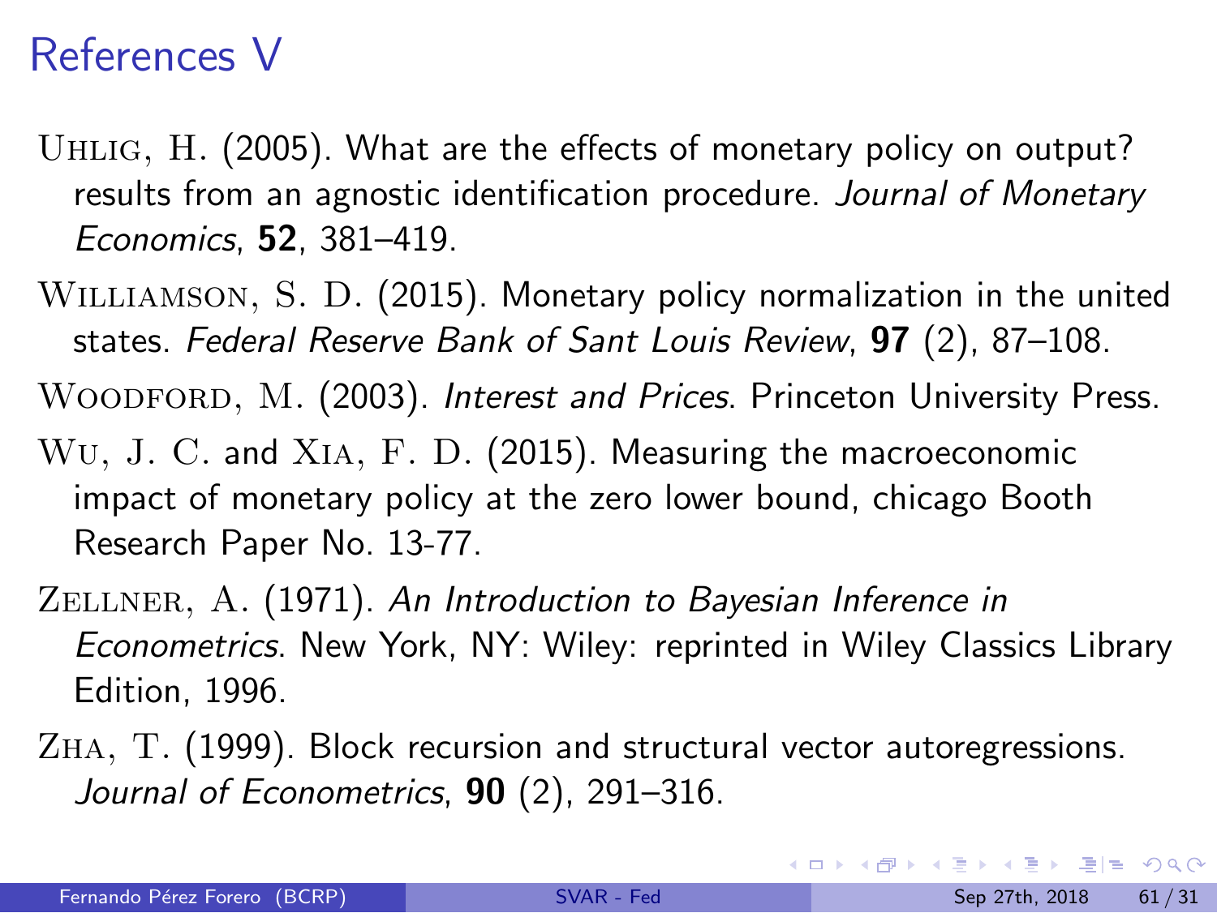# References V

Uhlig, H. (2005). What are the effects of monetary policy on output? results from an agnostic identification procedure. *Journal of Monetary Economics*, **52**, 381–419.

Williamson, S. D. (2015). Monetary policy normalization in the united states. *Federal Reserve Bank of Sant Louis Review*, **97** (2), 87–108.

Woodford, M. (2003). *Interest and Prices*. Princeton University Press.

Wu, J. C. and Xia, F. D. (2015). Measuring the macroeconomic impact of monetary policy at the zero lower bound, chicago Booth Research Paper No. 13-77.

Zellner, A. (1971). *An Introduction to Bayesian Inference in Econometrics*. New York, NY: Wiley: reprinted in Wiley Classics Library Edition, 1996.

Zha, T. (1999). Block recursion and structural vector autoregressions. *Journal of Econometrics*, **90** (2), 291–316.